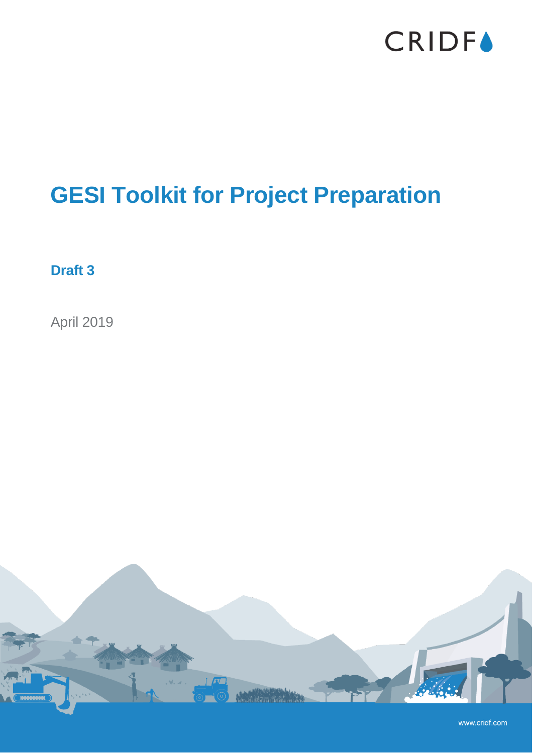CRIDF

# GESI Toolkit for Project Preparation

**Draft 3**

April 2019

www.cridf.com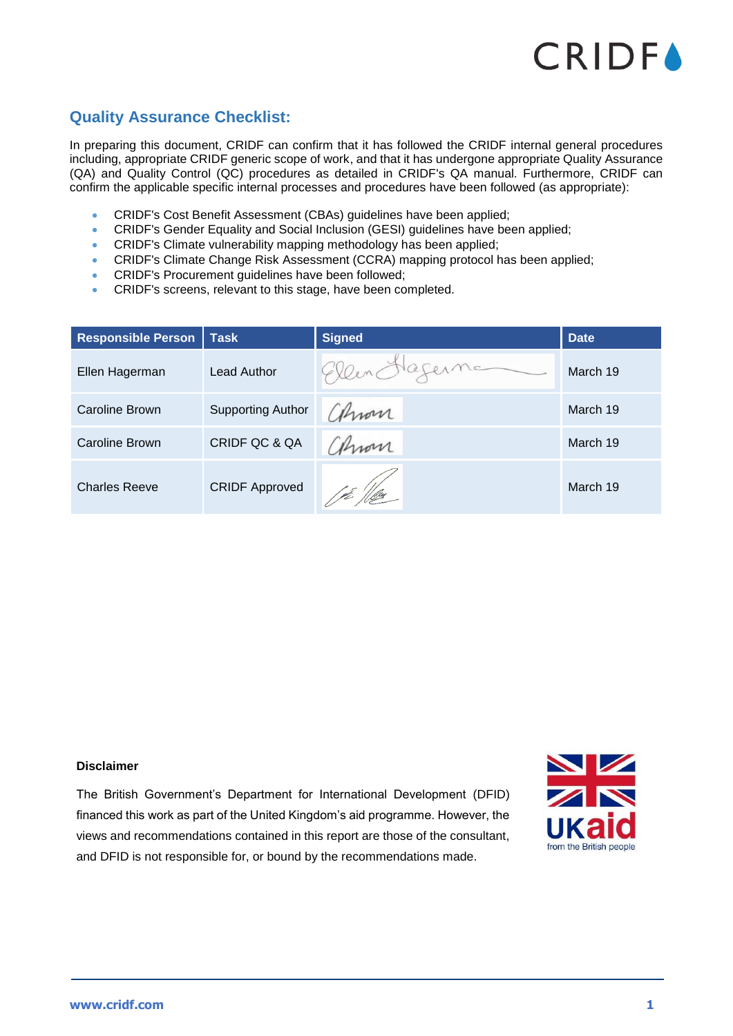## Quality Assurance Checklist:

In preparing this document, CRIDF can confirm that it has followed the CRIDF internal general procedures including, appropriate CRIDF generic scope of work, and that it has undergone appropriate Quality Assurance (QA) and Quality Control (QC) procedures as detailed in CRIDF's QA manual. Furthermore, CRIDF can confirm the applicable specific internal processes and procedures have been followed (as appropriate):

- CRIDF's Cost Benefit Assessment (CBAs) guidelines have been applied;
- CRIDF's Gender Equality and Social Inclusion (GESI) guidelines have been applied;
- CRIDF's Climate vulnerability mapping methodology has been applied;
- CRIDF's Climate Change Risk Assessment (CCRA) mapping protocol has been applied;
- CRIDF's Procurement guidelines have been followed;
- CRIDF's screens, relevant to this stage, have been completed.

| Responsible Person | Task | Signed | Date |
|---|---|---|---|
| Ellen Hagerman | Lead Author | | March 19 |
| Caroline Brown | Supporting Author | | March 19 |
| Caroline Brown | CRIDF QC & QA | | March 19 |
| Charles Reeve | CRIDF Approved | | March 19 |

**Disclaimer**

The British Government's Department for International Development (DFID) financed this work as part of the United Kingdom's aid programme. However, the views and recommendations contained in this report are those of the consultant, and DFID is not responsible for, or bound by the recommendations made.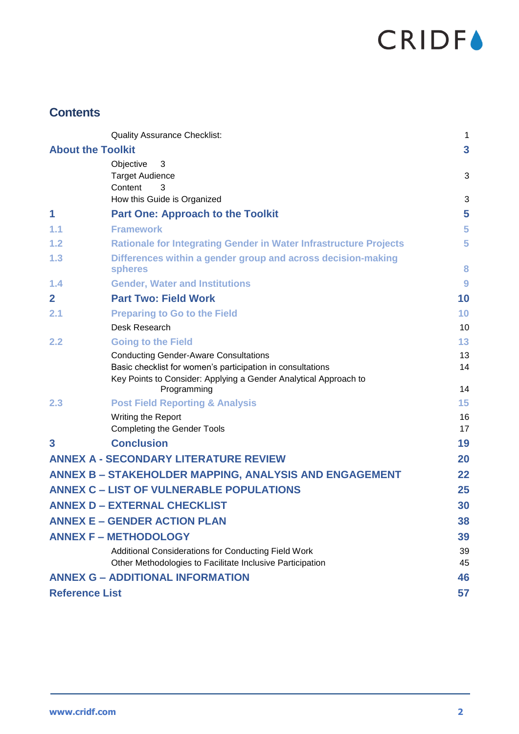## Contents

| | | |
|---|---|---|
| | Quality Assurance Checklist: | 1 |
| **About the Toolkit** | | **3** |
| | Objective | 3 |
| | Target Audience | 3 |
| | Content | 3 |
| | How this Guide is Organized | 3 |
| **1** | **Part One: Approach to the Toolkit** | **5** |
| **1.1** | **Framework** | **5** |
| **1.2** | **Rationale for Integrating Gender in Water Infrastructure Projects** | **5** |
| **1.3** | **Differences within a gender group and across decision-making spheres** | **8** |
| **1.4** | **Gender, Water and Institutions** | **9** |
| **2** | **Part Two: Field Work** | **10** |
| **2.1** | **Preparing to Go to the Field** | **10** |
| | Desk Research | 10 |
| **2.2** | **Going to the Field** | **13** |
| | Conducting Gender-Aware Consultations | 13 |
| | Basic checklist for women's participation in consultations | 14 |
| | Key Points to Consider: Applying a Gender Analytical Approach to Programming | 14 |
| **2.3** | **Post Field Reporting & Analysis** | **15** |
| | Writing the Report | 16 |
| | Completing the Gender Tools | 17 |
| **3** | **Conclusion** | **19** |
| **ANNEX A - SECONDARY LITERATURE REVIEW** | | **20** |
| **ANNEX B – STAKEHOLDER MAPPING, ANALYSIS AND ENGAGEMENT** | | **22** |
| **ANNEX C – LIST OF VULNERABLE POPULATIONS** | | **25** |
| **ANNEX D – EXTERNAL CHECKLIST** | | **30** |
| **ANNEX E – GENDER ACTION PLAN** | | **38** |
| **ANNEX F – METHODOLOGY** | | **39** |
| | Additional Considerations for Conducting Field Work | 39 |
| | Other Methodologies to Facilitate Inclusive Participation | 45 |
| **ANNEX G – ADDITIONAL INFORMATION** | | **46** |
| **Reference List** | | **57** |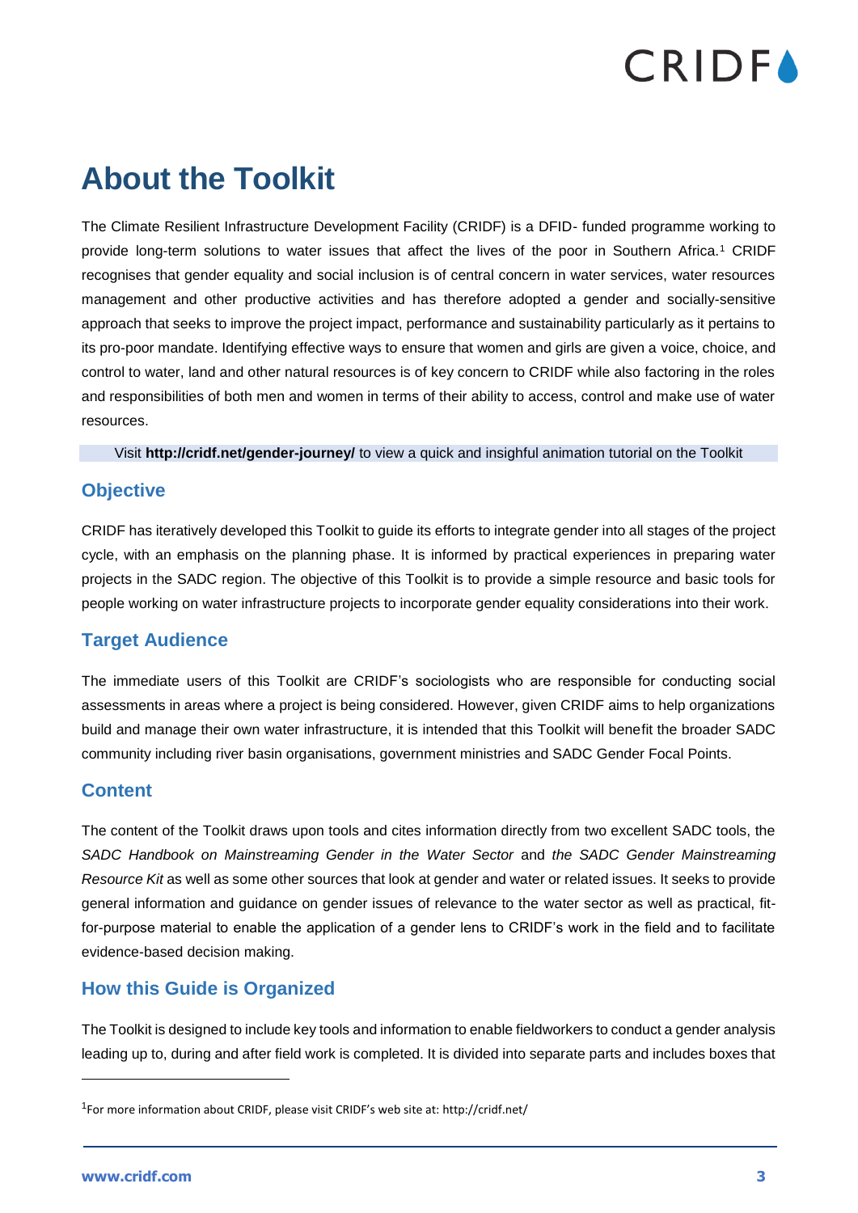# About the Toolkit

The Climate Resilient Infrastructure Development Facility (CRIDF) is a DFID- funded programme working to provide long-term solutions to water issues that affect the lives of the poor in Southern Africa.[1] CRIDF recognises that gender equality and social inclusion is of central concern in water services, water resources management and other productive activities and has therefore adopted a gender and socially-sensitive approach that seeks to improve the project impact, performance and sustainability particularly as it pertains to its pro-poor mandate. Identifying effective ways to ensure that women and girls are given a voice, choice, and control to water, land and other natural resources is of key concern to CRIDF while also factoring in the roles and responsibilities of both men and women in terms of their ability to access, control and make use of water resources.

Visit **http://cridf.net/gender-journey/** to view a quick and insighful animation tutorial on the Toolkit

## Objective

CRIDF has iteratively developed this Toolkit to guide its efforts to integrate gender into all stages of the project cycle, with an emphasis on the planning phase. It is informed by practical experiences in preparing water projects in the SADC region. The objective of this Toolkit is to provide a simple resource and basic tools for people working on water infrastructure projects to incorporate gender equality considerations into their work.

## Target Audience

The immediate users of this Toolkit are CRIDF's sociologists who are responsible for conducting social assessments in areas where a project is being considered. However, given CRIDF aims to help organizations build and manage their own water infrastructure, it is intended that this Toolkit will benefit the broader SADC community including river basin organisations, government ministries and SADC Gender Focal Points.

## Content

The content of the Toolkit draws upon tools and cites information directly from two excellent SADC tools, the *SADC Handbook on Mainstreaming Gender in the Water Sector* and *the SADC Gender Mainstreaming Resource Kit* as well as some other sources that look at gender and water or related issues. It seeks to provide general information and guidance on gender issues of relevance to the water sector as well as practical, fit-for-purpose material to enable the application of a gender lens to CRIDF's work in the field and to facilitate evidence-based decision making.

## How this Guide is Organized

The Toolkit is designed to include key tools and information to enable fieldworkers to conduct a gender analysis leading up to, during and after field work is completed. It is divided into separate parts and includes boxes that

---

[1] For more information about CRIDF, please visit CRIDF's web site at: http://cridf.net/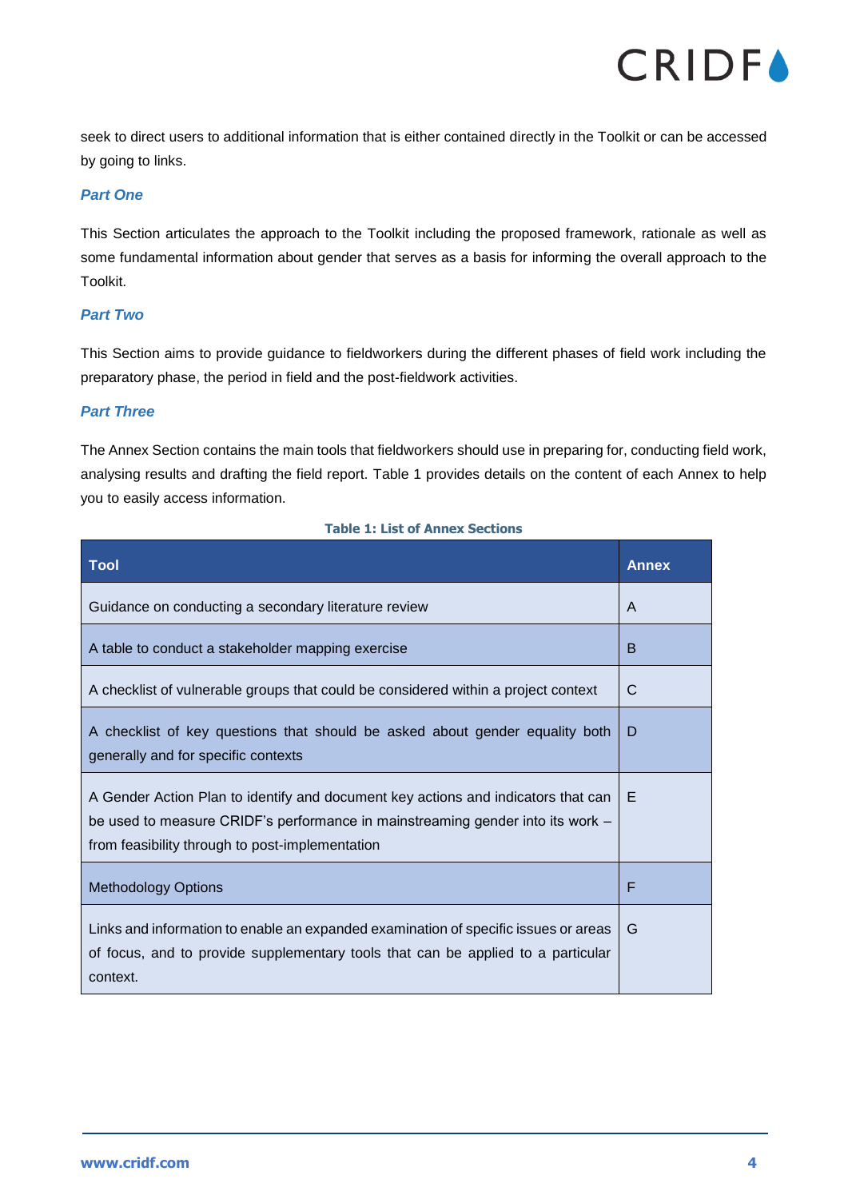seek to direct users to additional information that is either contained directly in the Toolkit or can be accessed by going to links.

### *Part One*

This Section articulates the approach to the Toolkit including the proposed framework, rationale as well as some fundamental information about gender that serves as a basis for informing the overall approach to the Toolkit.

### *Part Two*

This Section aims to provide guidance to fieldworkers during the different phases of field work including the preparatory phase, the period in field and the post-fieldwork activities.

### *Part Three*

The Annex Section contains the main tools that fieldworkers should use in preparing for, conducting field work, analysing results and drafting the field report. Table 1 provides details on the content of each Annex to help you to easily access information.

**Table 1: List of Annex Sections**

| Tool | Annex |
|---|---|
| Guidance on conducting a secondary literature review | A |
| A table to conduct a stakeholder mapping exercise | B |
| A checklist of vulnerable groups that could be considered within a project context | C |
| A checklist of key questions that should be asked about gender equality both generally and for specific contexts | D |
| A Gender Action Plan to identify and document key actions and indicators that can be used to measure CRIDF's performance in mainstreaming gender into its work – from feasibility through to post-implementation | E |
| Methodology Options | F |
| Links and information to enable an expanded examination of specific issues or areas of focus, and to provide supplementary tools that can be applied to a particular context. | G |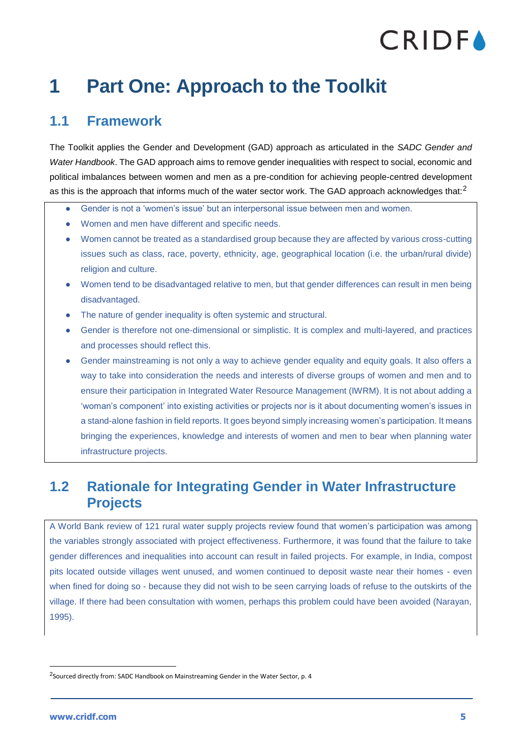# 1 Part One: Approach to the Toolkit

## 1.1 Framework

The Toolkit applies the Gender and Development (GAD) approach as articulated in the *SADC Gender and Water Handbook*. The GAD approach aims to remove gender inequalities with respect to social, economic and political imbalances between women and men as a pre-condition for achieving people-centred development as this is the approach that informs much of the water sector work. The GAD approach acknowledges that:[2]

- Gender is not a 'women's issue' but an interpersonal issue between men and women.
- Women and men have different and specific needs.
- Women cannot be treated as a standardised group because they are affected by various cross-cutting issues such as class, race, poverty, ethnicity, age, geographical location (i.e. the urban/rural divide) religion and culture.
- Women tend to be disadvantaged relative to men, but that gender differences can result in men being disadvantaged.
- The nature of gender inequality is often systemic and structural.
- Gender is therefore not one-dimensional or simplistic. It is complex and multi-layered, and practices and processes should reflect this.
- Gender mainstreaming is not only a way to achieve gender equality and equity goals. It also offers a way to take into consideration the needs and interests of diverse groups of women and men and to ensure their participation in Integrated Water Resource Management (IWRM). It is not about adding a 'woman's component' into existing activities or projects nor is it about documenting women's issues in a stand-alone fashion in field reports. It goes beyond simply increasing women's participation. It means bringing the experiences, knowledge and interests of women and men to bear when planning water infrastructure projects.

## 1.2 Rationale for Integrating Gender in Water Infrastructure Projects

A World Bank review of 121 rural water supply projects review found that women's participation was among the variables strongly associated with project effectiveness. Furthermore, it was found that the failure to take gender differences and inequalities into account can result in failed projects. For example, in India, compost pits located outside villages went unused, and women continued to deposit waste near their homes - even when fined for doing so - because they did not wish to be seen carrying loads of refuse to the outskirts of the village. If there had been consultation with women, perhaps this problem could have been avoided (Narayan, 1995).

[2] Sourced directly from: SADC Handbook on Mainstreaming Gender in the Water Sector, p. 4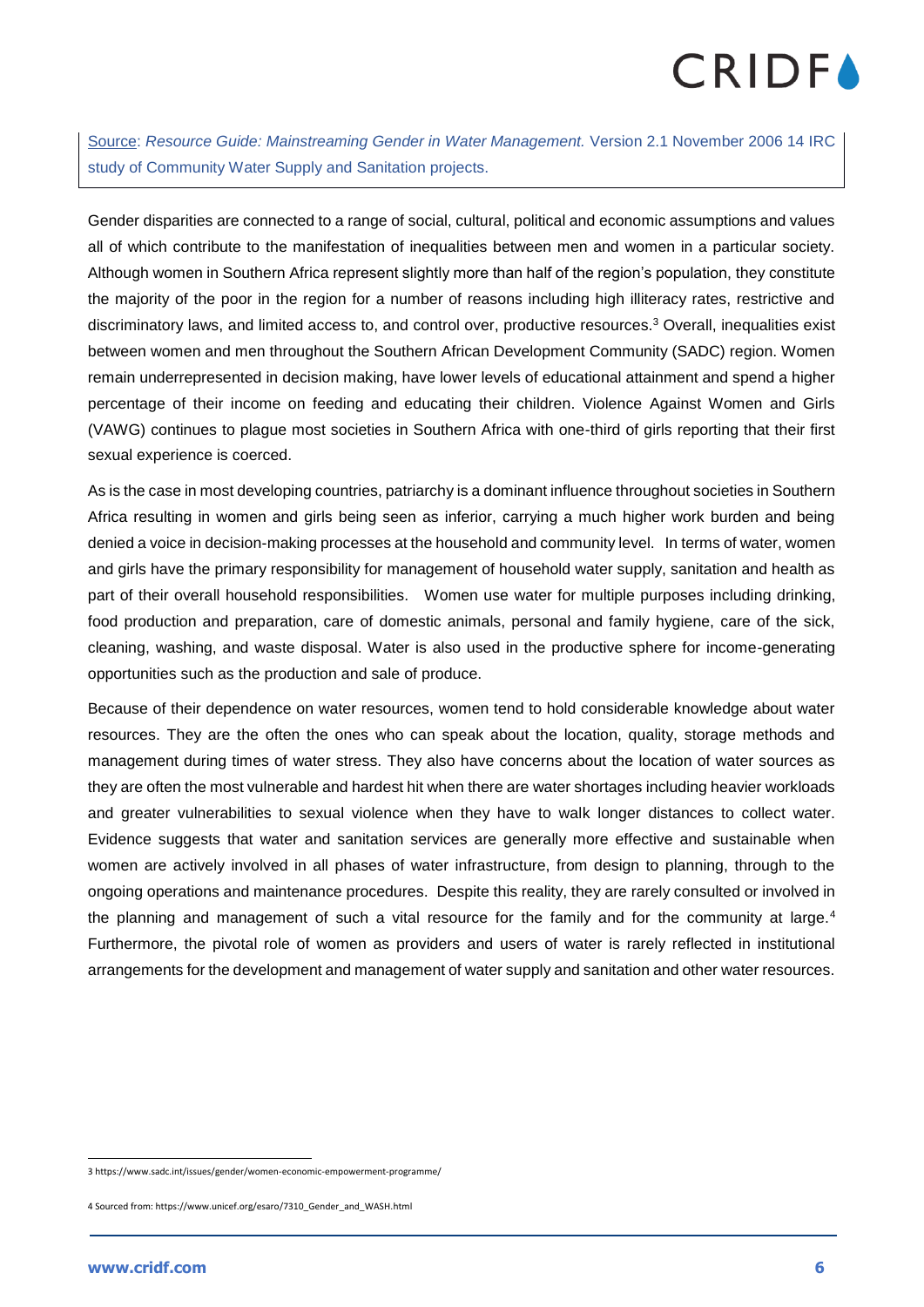Source: *Resource Guide: Mainstreaming Gender in Water Management.* Version 2.1 November 2006 14 IRC study of Community Water Supply and Sanitation projects.

Gender disparities are connected to a range of social, cultural, political and economic assumptions and values all of which contribute to the manifestation of inequalities between men and women in a particular society. Although women in Southern Africa represent slightly more than half of the region's population, they constitute the majority of the poor in the region for a number of reasons including high illiteracy rates, restrictive and discriminatory laws, and limited access to, and control over, productive resources.[3] Overall, inequalities exist between women and men throughout the Southern African Development Community (SADC) region. Women remain underrepresented in decision making, have lower levels of educational attainment and spend a higher percentage of their income on feeding and educating their children. Violence Against Women and Girls (VAWG) continues to plague most societies in Southern Africa with one-third of girls reporting that their first sexual experience is coerced.

As is the case in most developing countries, patriarchy is a dominant influence throughout societies in Southern Africa resulting in women and girls being seen as inferior, carrying a much higher work burden and being denied a voice in decision-making processes at the household and community level. In terms of water, women and girls have the primary responsibility for management of household water supply, sanitation and health as part of their overall household responsibilities. Women use water for multiple purposes including drinking, food production and preparation, care of domestic animals, personal and family hygiene, care of the sick, cleaning, washing, and waste disposal. Water is also used in the productive sphere for income-generating opportunities such as the production and sale of produce.

Because of their dependence on water resources, women tend to hold considerable knowledge about water resources. They are the often the ones who can speak about the location, quality, storage methods and management during times of water stress. They also have concerns about the location of water sources as they are often the most vulnerable and hardest hit when there are water shortages including heavier workloads and greater vulnerabilities to sexual violence when they have to walk longer distances to collect water. Evidence suggests that water and sanitation services are generally more effective and sustainable when women are actively involved in all phases of water infrastructure, from design to planning, through to the ongoing operations and maintenance procedures. Despite this reality, they are rarely consulted or involved in the planning and management of such a vital resource for the family and for the community at large.[4] Furthermore, the pivotal role of women as providers and users of water is rarely reflected in institutional arrangements for the development and management of water supply and sanitation and other water resources.

---

3 https://www.sadc.int/issues/gender/women-economic-empowerment-programme/

4 Sourced from: https://www.unicef.org/esaro/7310_Gender_and_WASH.html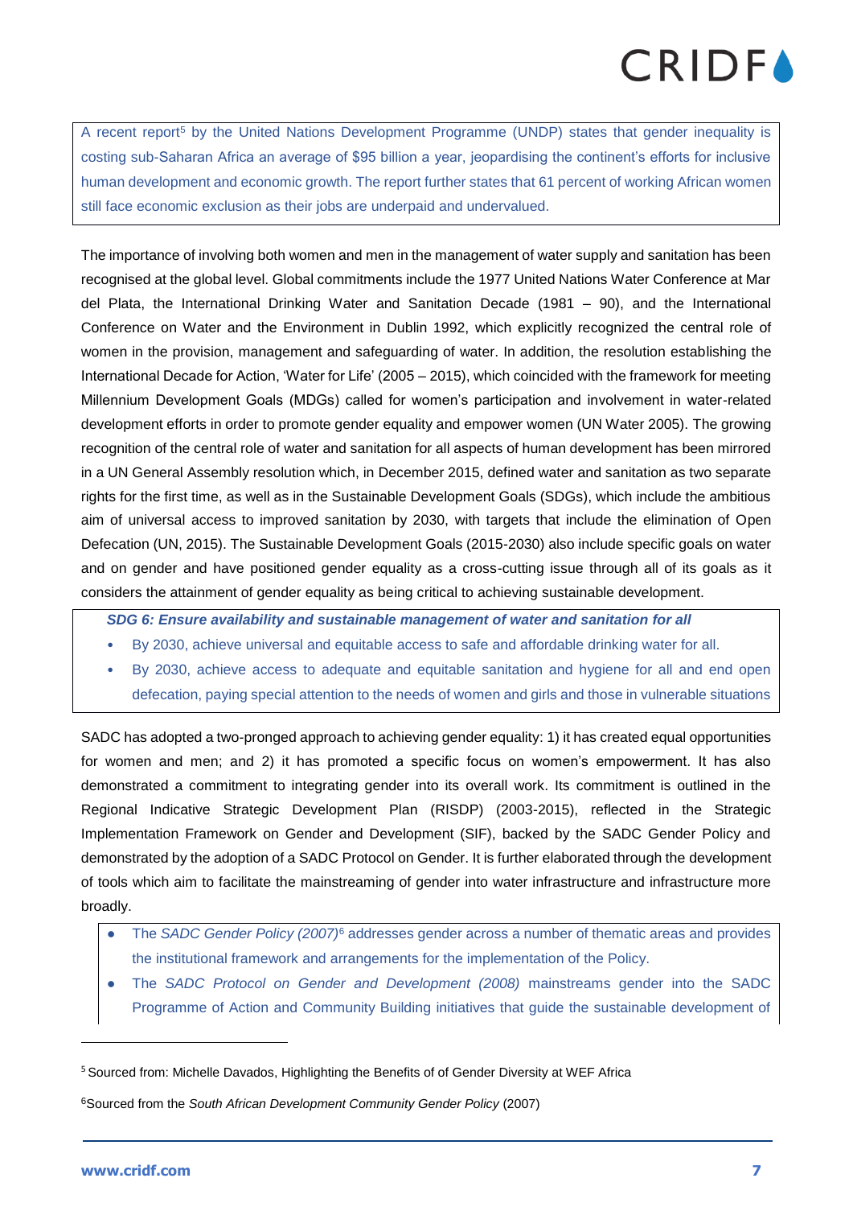A recent report[5] by the United Nations Development Programme (UNDP) states that gender inequality is costing sub-Saharan Africa an average of $95 billion a year, jeopardising the continent's efforts for inclusive human development and economic growth. The report further states that 61 percent of working African women still face economic exclusion as their jobs are underpaid and undervalued.

The importance of involving both women and men in the management of water supply and sanitation has been recognised at the global level. Global commitments include the 1977 United Nations Water Conference at Mar del Plata, the International Drinking Water and Sanitation Decade (1981 – 90), and the International Conference on Water and the Environment in Dublin 1992, which explicitly recognized the central role of women in the provision, management and safeguarding of water. In addition, the resolution establishing the International Decade for Action, 'Water for Life' (2005 – 2015), which coincided with the framework for meeting Millennium Development Goals (MDGs) called for women's participation and involvement in water-related development efforts in order to promote gender equality and empower women (UN Water 2005). The growing recognition of the central role of water and sanitation for all aspects of human development has been mirrored in a UN General Assembly resolution which, in December 2015, defined water and sanitation as two separate rights for the first time, as well as in the Sustainable Development Goals (SDGs), which include the ambitious aim of universal access to improved sanitation by 2030, with targets that include the elimination of Open Defecation (UN, 2015). The Sustainable Development Goals (2015-2030) also include specific goals on water and on gender and have positioned gender equality as a cross-cutting issue through all of its goals as it considers the attainment of gender equality as being critical to achieving sustainable development.

***SDG 6: Ensure availability and sustainable management of water and sanitation for all***

- By 2030, achieve universal and equitable access to safe and affordable drinking water for all.
- By 2030, achieve access to adequate and equitable sanitation and hygiene for all and end open defecation, paying special attention to the needs of women and girls and those in vulnerable situations

SADC has adopted a two-pronged approach to achieving gender equality: 1) it has created equal opportunities for women and men; and 2) it has promoted a specific focus on women's empowerment. It has also demonstrated a commitment to integrating gender into its overall work. Its commitment is outlined in the Regional Indicative Strategic Development Plan (RISDP) (2003-2015), reflected in the Strategic Implementation Framework on Gender and Development (SIF), backed by the SADC Gender Policy and demonstrated by the adoption of a SADC Protocol on Gender. It is further elaborated through the development of tools which aim to facilitate the mainstreaming of gender into water infrastructure and infrastructure more broadly.

- The *SADC Gender Policy (2007)*[6] addresses gender across a number of thematic areas and provides the institutional framework and arrangements for the implementation of the Policy.
- The *SADC Protocol on Gender and Development (2008)* mainstreams gender into the SADC Programme of Action and Community Building initiatives that guide the sustainable development of

[5] Sourced from: Michelle Davados, Highlighting the Benefits of of Gender Diversity at WEF Africa

[6] Sourced from the *South African Development Community Gender Policy* (2007)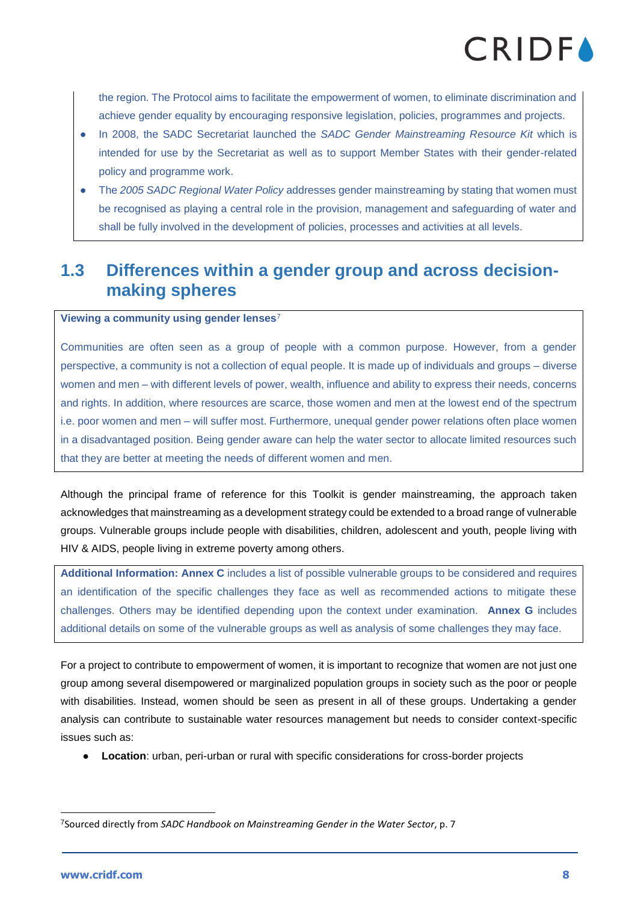the region. The Protocol aims to facilitate the empowerment of women, to eliminate discrimination and achieve gender equality by encouraging responsive legislation, policies, programmes and projects.

- In 2008, the SADC Secretariat launched the *SADC Gender Mainstreaming Resource Kit* which is intended for use by the Secretariat as well as to support Member States with their gender-related policy and programme work.
- The *2005 SADC Regional Water Policy* addresses gender mainstreaming by stating that women must be recognised as playing a central role in the provision, management and safeguarding of water and shall be fully involved in the development of policies, processes and activities at all levels.

## 1.3 Differences within a gender group and across decision-making spheres

**Viewing a community using gender lenses**[7]

Communities are often seen as a group of people with a common purpose. However, from a gender perspective, a community is not a collection of equal people. It is made up of individuals and groups – diverse women and men – with different levels of power, wealth, influence and ability to express their needs, concerns and rights. In addition, where resources are scarce, those women and men at the lowest end of the spectrum i.e. poor women and men – will suffer most. Furthermore, unequal gender power relations often place women in a disadvantaged position. Being gender aware can help the water sector to allocate limited resources such that they are better at meeting the needs of different women and men.

Although the principal frame of reference for this Toolkit is gender mainstreaming, the approach taken acknowledges that mainstreaming as a development strategy could be extended to a broad range of vulnerable groups. Vulnerable groups include people with disabilities, children, adolescent and youth, people living with HIV & AIDS, people living in extreme poverty among others.

**Additional Information: Annex C** includes a list of possible vulnerable groups to be considered and requires an identification of the specific challenges they face as well as recommended actions to mitigate these challenges. Others may be identified depending upon the context under examination. **Annex G** includes additional details on some of the vulnerable groups as well as analysis of some challenges they may face.

For a project to contribute to empowerment of women, it is important to recognize that women are not just one group among several disempowered or marginalized population groups in society such as the poor or people with disabilities. Instead, women should be seen as present in all of these groups. Undertaking a gender analysis can contribute to sustainable water resources management but needs to consider context-specific issues such as:

- **Location**: urban, peri-urban or rural with specific considerations for cross-border projects

---

[7] Sourced directly from *SADC Handbook on Mainstreaming Gender in the Water Sector*, p. 7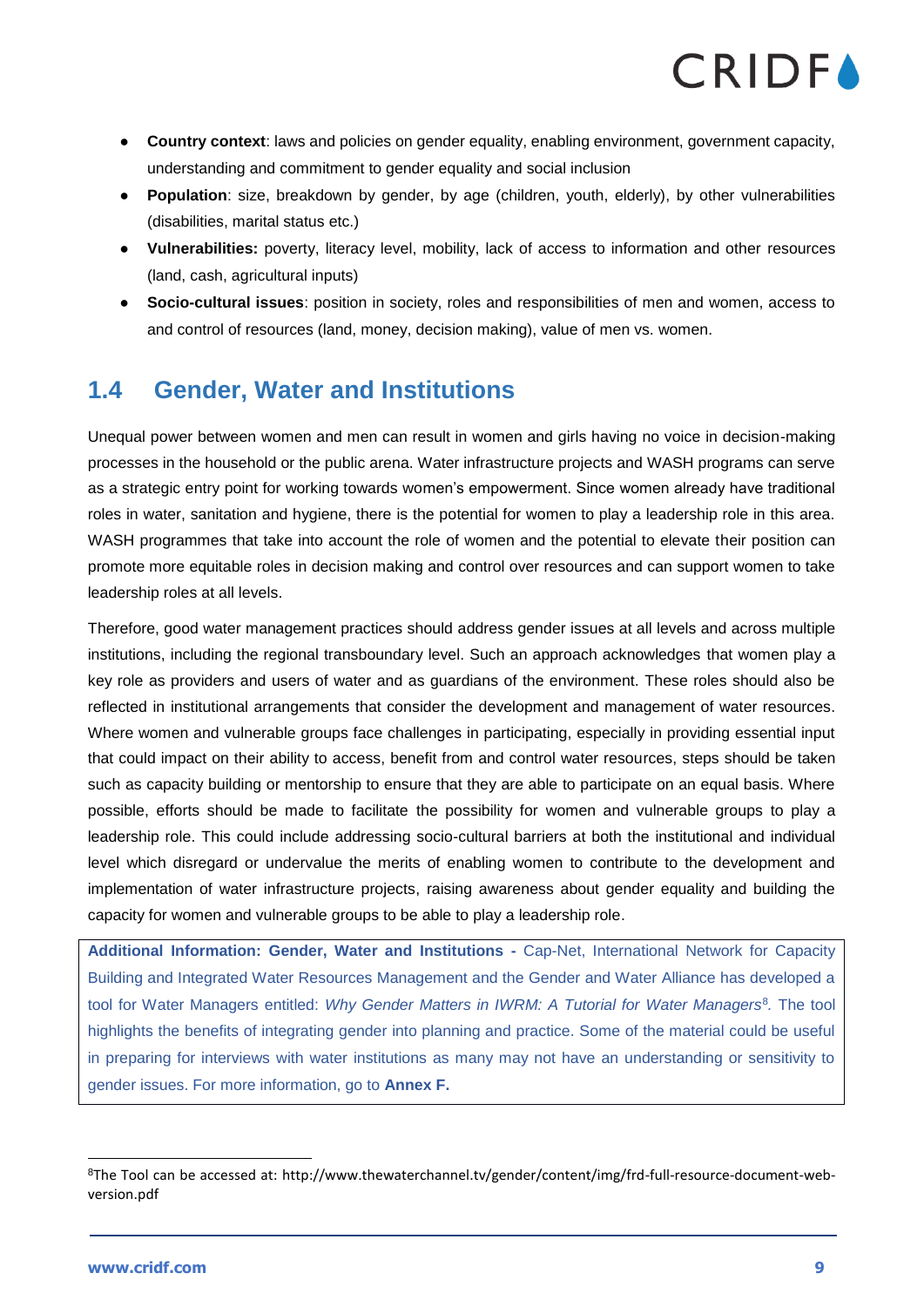- **Country context**: laws and policies on gender equality, enabling environment, government capacity, understanding and commitment to gender equality and social inclusion
- **Population**: size, breakdown by gender, by age (children, youth, elderly), by other vulnerabilities (disabilities, marital status etc.)
- **Vulnerabilities:** poverty, literacy level, mobility, lack of access to information and other resources (land, cash, agricultural inputs)
- **Socio-cultural issues**: position in society, roles and responsibilities of men and women, access to and control of resources (land, money, decision making), value of men vs. women.

## 1.4 Gender, Water and Institutions

Unequal power between women and men can result in women and girls having no voice in decision-making processes in the household or the public arena. Water infrastructure projects and WASH programs can serve as a strategic entry point for working towards women's empowerment. Since women already have traditional roles in water, sanitation and hygiene, there is the potential for women to play a leadership role in this area. WASH programmes that take into account the role of women and the potential to elevate their position can promote more equitable roles in decision making and control over resources and can support women to take leadership roles at all levels.

Therefore, good water management practices should address gender issues at all levels and across multiple institutions, including the regional transboundary level. Such an approach acknowledges that women play a key role as providers and users of water and as guardians of the environment. These roles should also be reflected in institutional arrangements that consider the development and management of water resources. Where women and vulnerable groups face challenges in participating, especially in providing essential input that could impact on their ability to access, benefit from and control water resources, steps should be taken such as capacity building or mentorship to ensure that they are able to participate on an equal basis. Where possible, efforts should be made to facilitate the possibility for women and vulnerable groups to play a leadership role. This could include addressing socio-cultural barriers at both the institutional and individual level which disregard or undervalue the merits of enabling women to contribute to the development and implementation of water infrastructure projects, raising awareness about gender equality and building the capacity for women and vulnerable groups to be able to play a leadership role.

**Additional Information: Gender, Water and Institutions -** Cap-Net, International Network for Capacity Building and Integrated Water Resources Management and the Gender and Water Alliance has developed a tool for Water Managers entitled: *Why Gender Matters in IWRM: A Tutorial for Water Managers*[8]. The tool highlights the benefits of integrating gender into planning and practice. Some of the material could be useful in preparing for interviews with water institutions as many may not have an understanding or sensitivity to gender issues. For more information, go to **Annex F.**

[8] The Tool can be accessed at: http://www.thewaterchannel.tv/gender/content/img/frd-full-resource-document-web-version.pdf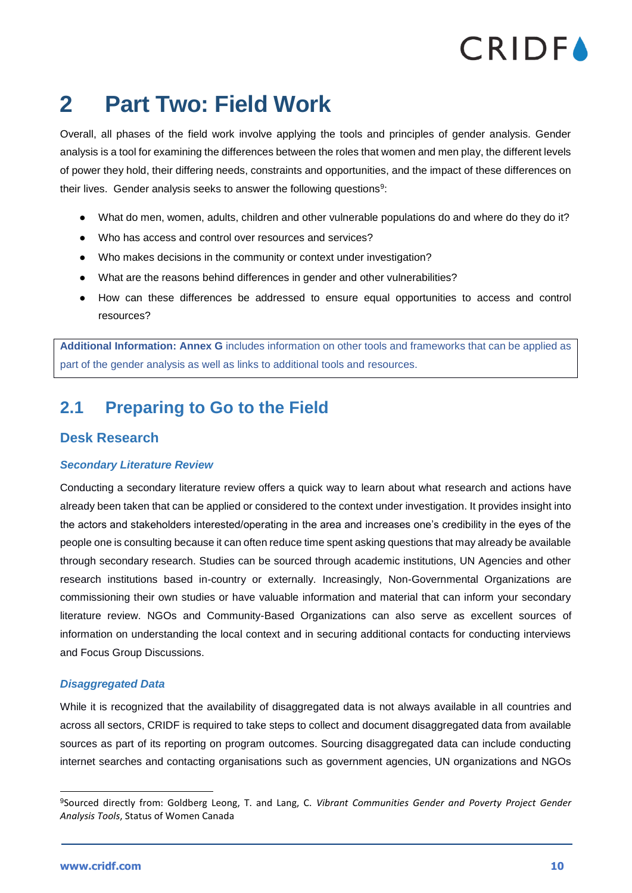# 2 Part Two: Field Work

Overall, all phases of the field work involve applying the tools and principles of gender analysis. Gender analysis is a tool for examining the differences between the roles that women and men play, the different levels of power they hold, their differing needs, constraints and opportunities, and the impact of these differences on their lives. Gender analysis seeks to answer the following questions[9]:

- What do men, women, adults, children and other vulnerable populations do and where do they do it?
- Who has access and control over resources and services?
- Who makes decisions in the community or context under investigation?
- What are the reasons behind differences in gender and other vulnerabilities?
- How can these differences be addressed to ensure equal opportunities to access and control resources?

**Additional Information: Annex G** includes information on other tools and frameworks that can be applied as part of the gender analysis as well as links to additional tools and resources.

## 2.1 Preparing to Go to the Field

### Desk Research

#### *Secondary Literature Review*

Conducting a secondary literature review offers a quick way to learn about what research and actions have already been taken that can be applied or considered to the context under investigation. It provides insight into the actors and stakeholders interested/operating in the area and increases one's credibility in the eyes of the people one is consulting because it can often reduce time spent asking questions that may already be available through secondary research. Studies can be sourced through academic institutions, UN Agencies and other research institutions based in-country or externally. Increasingly, Non-Governmental Organizations are commissioning their own studies or have valuable information and material that can inform your secondary literature review. NGOs and Community-Based Organizations can also serve as excellent sources of information on understanding the local context and in securing additional contacts for conducting interviews and Focus Group Discussions.

#### *Disaggregated Data*

While it is recognized that the availability of disaggregated data is not always available in all countries and across all sectors, CRIDF is required to take steps to collect and document disaggregated data from available sources as part of its reporting on program outcomes. Sourcing disaggregated data can include conducting internet searches and contacting organisations such as government agencies, UN organizations and NGOs

[9]Sourced directly from: Goldberg Leong, T. and Lang, C. *Vibrant Communities Gender and Poverty Project Gender Analysis Tools*, Status of Women Canada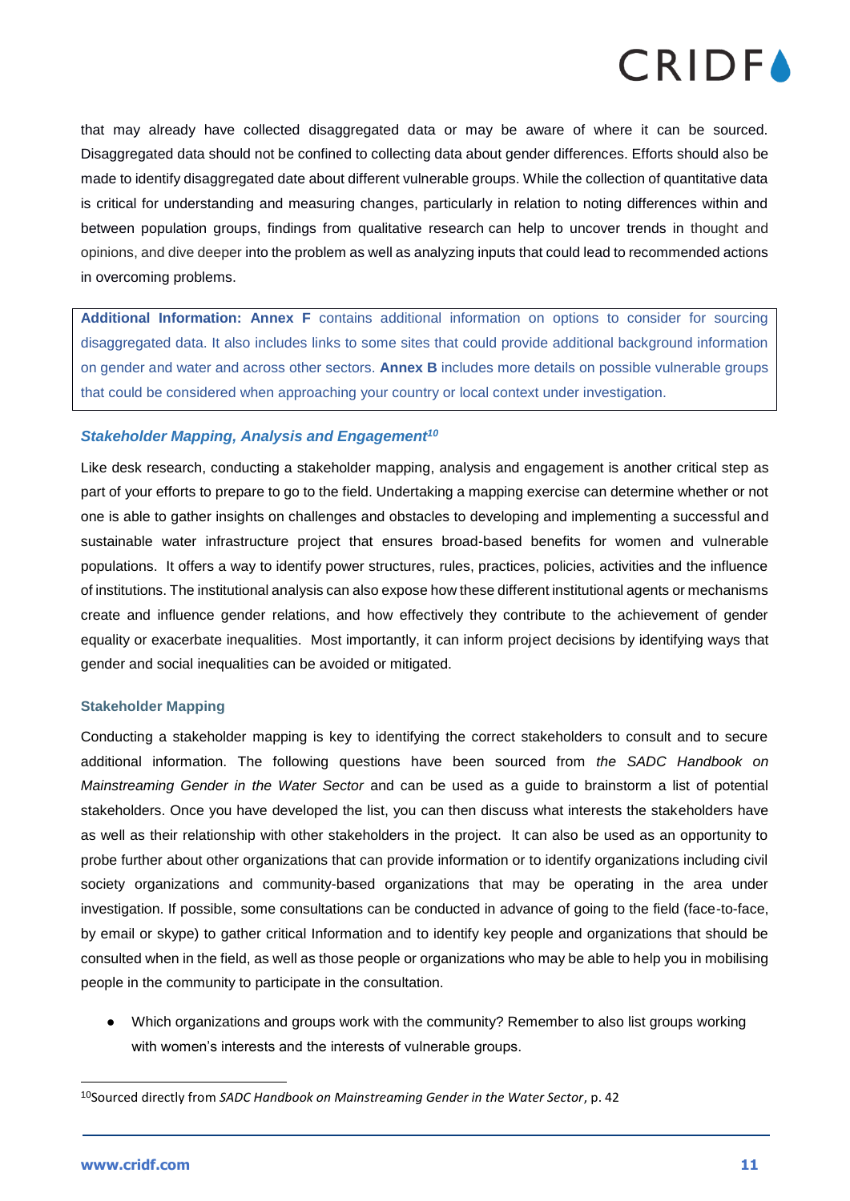that may already have collected disaggregated data or may be aware of where it can be sourced. Disaggregated data should not be confined to collecting data about gender differences. Efforts should also be made to identify disaggregated date about different vulnerable groups. While the collection of quantitative data is critical for understanding and measuring changes, particularly in relation to noting differences within and between population groups, findings from qualitative research can help to uncover trends in thought and opinions, and dive deeper into the problem as well as analyzing inputs that could lead to recommended actions in overcoming problems.

> **Additional Information: Annex F** contains additional information on options to consider for sourcing disaggregated data. It also includes links to some sites that could provide additional background information on gender and water and across other sectors. **Annex B** includes more details on possible vulnerable groups that could be considered when approaching your country or local context under investigation.

### *Stakeholder Mapping, Analysis and Engagement*[10]

Like desk research, conducting a stakeholder mapping, analysis and engagement is another critical step as part of your efforts to prepare to go to the field. Undertaking a mapping exercise can determine whether or not one is able to gather insights on challenges and obstacles to developing and implementing a successful and sustainable water infrastructure project that ensures broad-based benefits for women and vulnerable populations. It offers a way to identify power structures, rules, practices, policies, activities and the influence of institutions. The institutional analysis can also expose how these different institutional agents or mechanisms create and influence gender relations, and how effectively they contribute to the achievement of gender equality or exacerbate inequalities. Most importantly, it can inform project decisions by identifying ways that gender and social inequalities can be avoided or mitigated.

#### Stakeholder Mapping

Conducting a stakeholder mapping is key to identifying the correct stakeholders to consult and to secure additional information. The following questions have been sourced from *the SADC Handbook on Mainstreaming Gender in the Water Sector* and can be used as a guide to brainstorm a list of potential stakeholders. Once you have developed the list, you can then discuss what interests the stakeholders have as well as their relationship with other stakeholders in the project. It can also be used as an opportunity to probe further about other organizations that can provide information or to identify organizations including civil society organizations and community-based organizations that may be operating in the area under investigation. If possible, some consultations can be conducted in advance of going to the field (face-to-face, by email or skype) to gather critical Information and to identify key people and organizations that should be consulted when in the field, as well as those people or organizations who may be able to help you in mobilising people in the community to participate in the consultation.

- Which organizations and groups work with the community? Remember to also list groups working with women's interests and the interests of vulnerable groups.

[10] Sourced directly from *SADC Handbook on Mainstreaming Gender in the Water Sector*, p. 42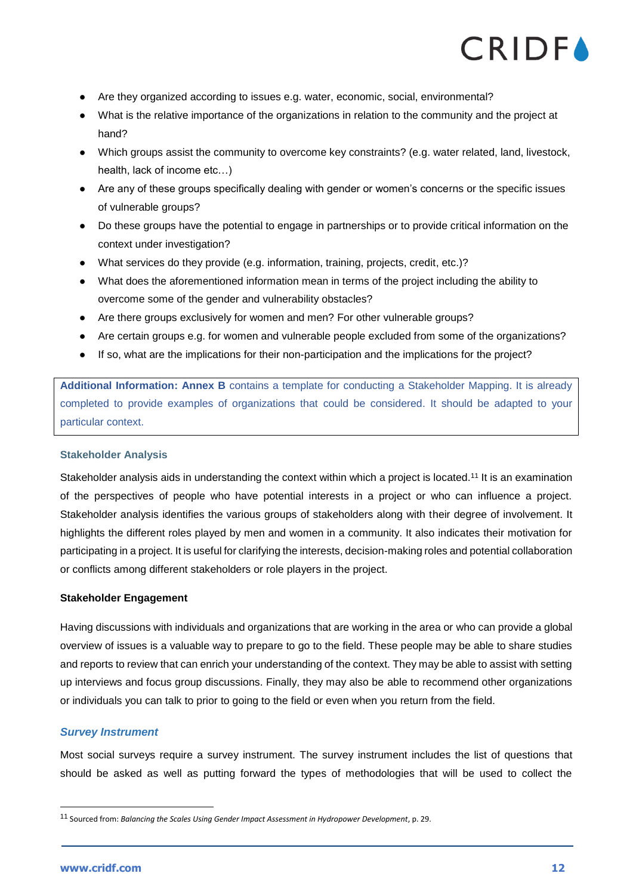- Are they organized according to issues e.g. water, economic, social, environmental?
- What is the relative importance of the organizations in relation to the community and the project at hand?
- Which groups assist the community to overcome key constraints? (e.g. water related, land, livestock, health, lack of income etc…)
- Are any of these groups specifically dealing with gender or women's concerns or the specific issues of vulnerable groups?
- Do these groups have the potential to engage in partnerships or to provide critical information on the context under investigation?
- What services do they provide (e.g. information, training, projects, credit, etc.)?
- What does the aforementioned information mean in terms of the project including the ability to overcome some of the gender and vulnerability obstacles?
- Are there groups exclusively for women and men? For other vulnerable groups?
- Are certain groups e.g. for women and vulnerable people excluded from some of the organizations?
- If so, what are the implications for their non-participation and the implications for the project?

> **Additional Information: Annex B** contains a template for conducting a Stakeholder Mapping. It is already completed to provide examples of organizations that could be considered. It should be adapted to your particular context.

### Stakeholder Analysis

Stakeholder analysis aids in understanding the context within which a project is located.[11] It is an examination of the perspectives of people who have potential interests in a project or who can influence a project. Stakeholder analysis identifies the various groups of stakeholders along with their degree of involvement. It highlights the different roles played by men and women in a community. It also indicates their motivation for participating in a project. It is useful for clarifying the interests, decision-making roles and potential collaboration or conflicts among different stakeholders or role players in the project.

### Stakeholder Engagement

Having discussions with individuals and organizations that are working in the area or who can provide a global overview of issues is a valuable way to prepare to go to the field. These people may be able to share studies and reports to review that can enrich your understanding of the context. They may be able to assist with setting up interviews and focus group discussions. Finally, they may also be able to recommend other organizations or individuals you can talk to prior to going to the field or even when you return from the field.

### *Survey Instrument*

Most social surveys require a survey instrument. The survey instrument includes the list of questions that should be asked as well as putting forward the types of methodologies that will be used to collect the

---

[11] Sourced from: *Balancing the Scales Using Gender Impact Assessment in Hydropower Development*, p. 29.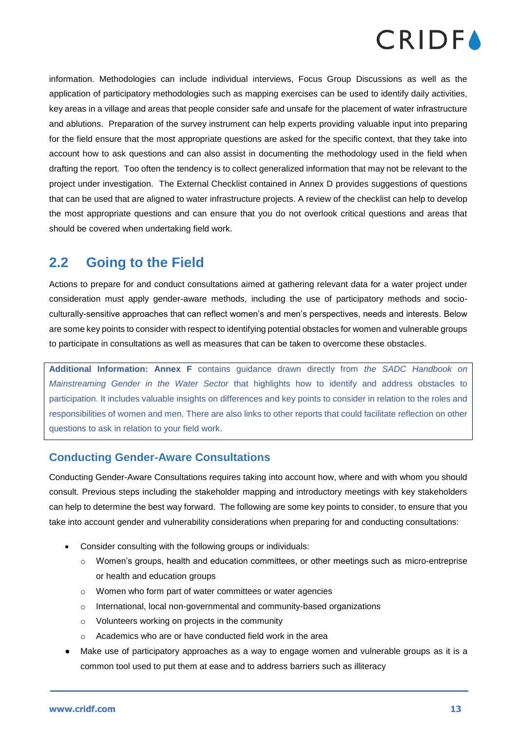information. Methodologies can include individual interviews, Focus Group Discussions as well as the application of participatory methodologies such as mapping exercises can be used to identify daily activities, key areas in a village and areas that people consider safe and unsafe for the placement of water infrastructure and ablutions. Preparation of the survey instrument can help experts providing valuable input into preparing for the field ensure that the most appropriate questions are asked for the specific context, that they take into account how to ask questions and can also assist in documenting the methodology used in the field when drafting the report. Too often the tendency is to collect generalized information that may not be relevant to the project under investigation. The External Checklist contained in Annex D provides suggestions of questions that can be used that are aligned to water infrastructure projects. A review of the checklist can help to develop the most appropriate questions and can ensure that you do not overlook critical questions and areas that should be covered when undertaking field work.

## 2.2 Going to the Field

Actions to prepare for and conduct consultations aimed at gathering relevant data for a water project under consideration must apply gender-aware methods, including the use of participatory methods and socio-culturally-sensitive approaches that can reflect women's and men's perspectives, needs and interests. Below are some key points to consider with respect to identifying potential obstacles for women and vulnerable groups to participate in consultations as well as measures that can be taken to overcome these obstacles.

> **Additional Information: Annex F** contains guidance drawn directly from *the SADC Handbook on Mainstreaming Gender in the Water Sector* that highlights how to identify and address obstacles to participation. It includes valuable insights on differences and key points to consider in relation to the roles and responsibilities of women and men. There are also links to other reports that could facilitate reflection on other questions to ask in relation to your field work.

### Conducting Gender-Aware Consultations

Conducting Gender-Aware Consultations requires taking into account how, where and with whom you should consult. Previous steps including the stakeholder mapping and introductory meetings with key stakeholders can help to determine the best way forward. The following are some key points to consider, to ensure that you take into account gender and vulnerability considerations when preparing for and conducting consultations:

- Consider consulting with the following groups or individuals:
  - Women's groups, health and education committees, or other meetings such as micro-entreprise or health and education groups
  - Women who form part of water committees or water agencies
  - International, local non-governmental and community-based organizations
  - Volunteers working on projects in the community
  - Academics who are or have conducted field work in the area
- Make use of participatory approaches as a way to engage women and vulnerable groups as it is a common tool used to put them at ease and to address barriers such as illiteracy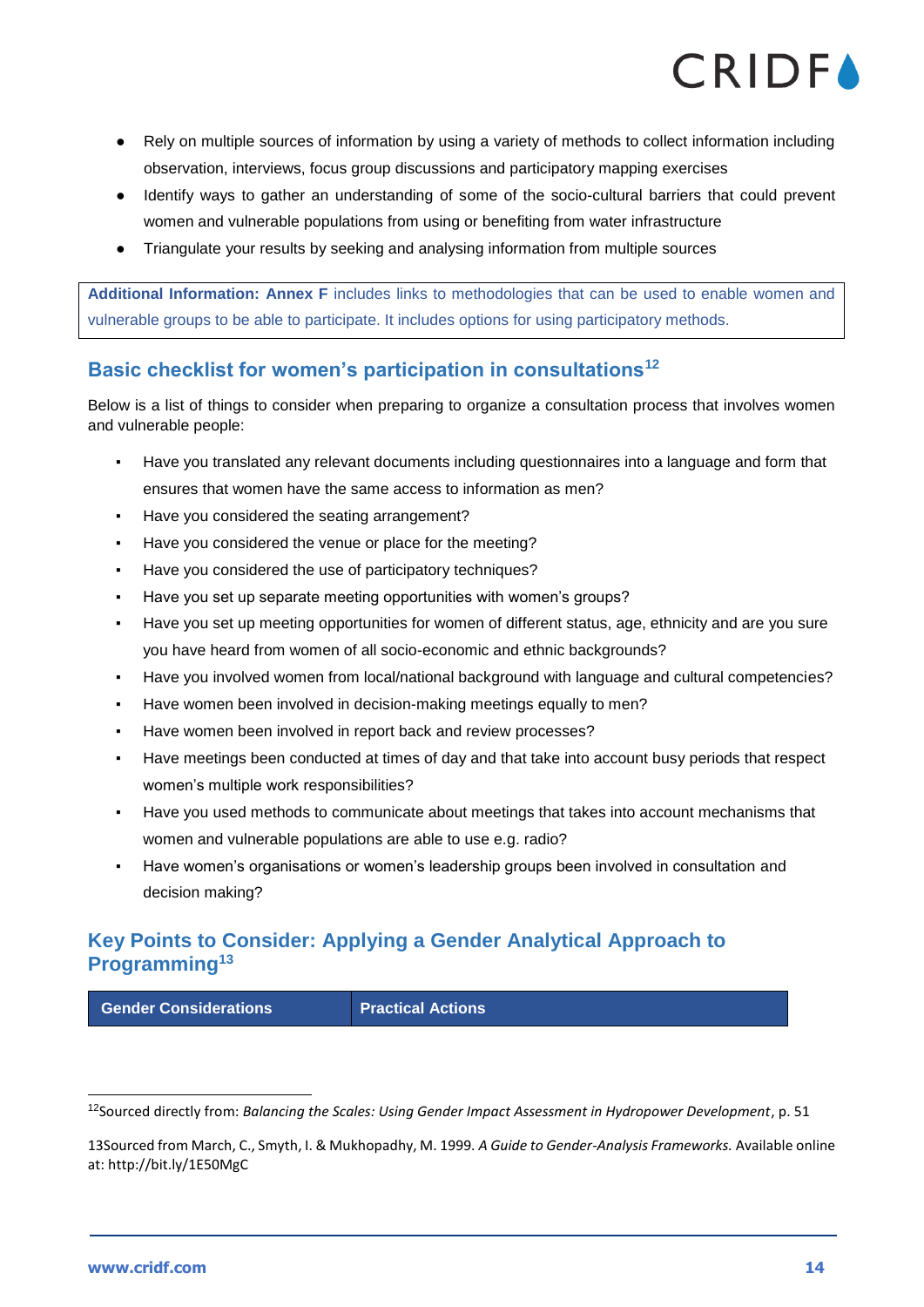- Rely on multiple sources of information by using a variety of methods to collect information including observation, interviews, focus group discussions and participatory mapping exercises
- Identify ways to gather an understanding of some of the socio-cultural barriers that could prevent women and vulnerable populations from using or benefiting from water infrastructure
- Triangulate your results by seeking and analysing information from multiple sources

**Additional Information: Annex F** includes links to methodologies that can be used to enable women and vulnerable groups to be able to participate. It includes options for using participatory methods.

## Basic checklist for women's participation in consultations[12]

Below is a list of things to consider when preparing to organize a consultation process that involves women and vulnerable people:

- Have you translated any relevant documents including questionnaires into a language and form that ensures that women have the same access to information as men?
- Have you considered the seating arrangement?
- Have you considered the venue or place for the meeting?
- Have you considered the use of participatory techniques?
- Have you set up separate meeting opportunities with women's groups?
- Have you set up meeting opportunities for women of different status, age, ethnicity and are you sure you have heard from women of all socio-economic and ethnic backgrounds?
- Have you involved women from local/national background with language and cultural competencies?
- Have women been involved in decision-making meetings equally to men?
- Have women been involved in report back and review processes?
- Have meetings been conducted at times of day and that take into account busy periods that respect women's multiple work responsibilities?
- Have you used methods to communicate about meetings that takes into account mechanisms that women and vulnerable populations are able to use e.g. radio?
- Have women's organisations or women's leadership groups been involved in consultation and decision making?

## Key Points to Consider: Applying a Gender Analytical Approach to Programming[13]

| Gender Considerations | Practical Actions |
|---|---|

[12] Sourced directly from: *Balancing the Scales: Using Gender Impact Assessment in Hydropower Development*, p. 51

[13] Sourced from March, C., Smyth, I. & Mukhopadhy, M. 1999. *A Guide to Gender-Analysis Frameworks.* Available online at: http://bit.ly/1E50MgC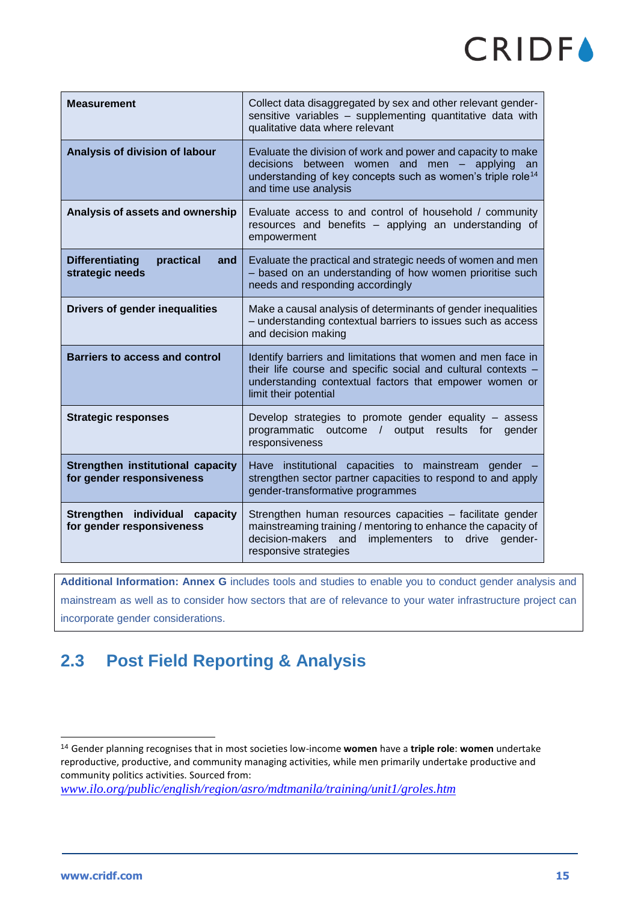| | |
|---|---|
| **Measurement** | Collect data disaggregated by sex and other relevant gender-sensitive variables – supplementing quantitative data with qualitative data where relevant |
| **Analysis of division of labour** | Evaluate the division of work and power and capacity to make decisions between women and men – applying an understanding of key concepts such as women's triple role[14] and time use analysis |
| **Analysis of assets and ownership** | Evaluate access to and control of household / community resources and benefits – applying an understanding of empowerment |
| **Differentiating practical and strategic needs** | Evaluate the practical and strategic needs of women and men – based on an understanding of how women prioritise such needs and responding accordingly |
| **Drivers of gender inequalities** | Make a causal analysis of determinants of gender inequalities – understanding contextual barriers to issues such as access and decision making |
| **Barriers to access and control** | Identify barriers and limitations that women and men face in their life course and specific social and cultural contexts – understanding contextual factors that empower women or limit their potential |
| **Strategic responses** | Develop strategies to promote gender equality – assess programmatic outcome / output results for gender responsiveness |
| **Strengthen institutional capacity for gender responsiveness** | Have institutional capacities to mainstream gender – strengthen sector partner capacities to respond to and apply gender-transformative programmes |
| **Strengthen individual capacity for gender responsiveness** | Strengthen human resources capacities – facilitate gender mainstreaming training / mentoring to enhance the capacity of decision-makers and implementers to drive gender-responsive strategies |

**Additional Information: Annex G** includes tools and studies to enable you to conduct gender analysis and mainstream as well as to consider how sectors that are of relevance to your water infrastructure project can incorporate gender considerations.

## 2.3 Post Field Reporting & Analysis

[14] Gender planning recognises that in most societies low-income **women** have a **triple role**: **women** undertake reproductive, productive, and community managing activities, while men primarily undertake productive and community politics activities. Sourced from: *www.ilo.org/public/english/region/asro/mdtmanila/training/unit1/groles.htm*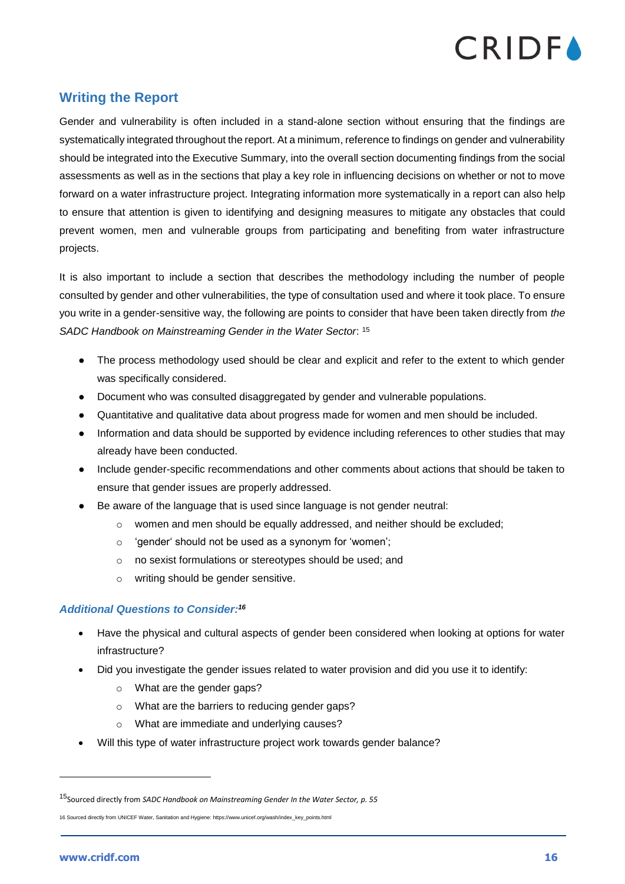## Writing the Report

Gender and vulnerability is often included in a stand-alone section without ensuring that the findings are systematically integrated throughout the report. At a minimum, reference to findings on gender and vulnerability should be integrated into the Executive Summary, into the overall section documenting findings from the social assessments as well as in the sections that play a key role in influencing decisions on whether or not to move forward on a water infrastructure project. Integrating information more systematically in a report can also help to ensure that attention is given to identifying and designing measures to mitigate any obstacles that could prevent women, men and vulnerable groups from participating and benefiting from water infrastructure projects.

It is also important to include a section that describes the methodology including the number of people consulted by gender and other vulnerabilities, the type of consultation used and where it took place. To ensure you write in a gender-sensitive way, the following are points to consider that have been taken directly from *the SADC Handbook on Mainstreaming Gender in the Water Sector*: [15]

- The process methodology used should be clear and explicit and refer to the extent to which gender was specifically considered.
- Document who was consulted disaggregated by gender and vulnerable populations.
- Quantitative and qualitative data about progress made for women and men should be included.
- Information and data should be supported by evidence including references to other studies that may already have been conducted.
- Include gender-specific recommendations and other comments about actions that should be taken to ensure that gender issues are properly addressed.
- Be aware of the language that is used since language is not gender neutral:
  - women and men should be equally addressed, and neither should be excluded;
  - 'gender' should not be used as a synonym for 'women';
  - no sexist formulations or stereotypes should be used; and
  - writing should be gender sensitive.

### *Additional Questions to Consider:*[16]

- Have the physical and cultural aspects of gender been considered when looking at options for water infrastructure?
- Did you investigate the gender issues related to water provision and did you use it to identify:
  - What are the gender gaps?
  - What are the barriers to reducing gender gaps?
  - What are immediate and underlying causes?
- Will this type of water infrastructure project work towards gender balance?

---

[15] Sourced directly from *SADC Handbook on Mainstreaming Gender In the Water Sector, p. 55*

[16] Sourced directly from UNICEF Water, Sanitation and Hygiene: https://www.unicef.org/wash/index_key_points.html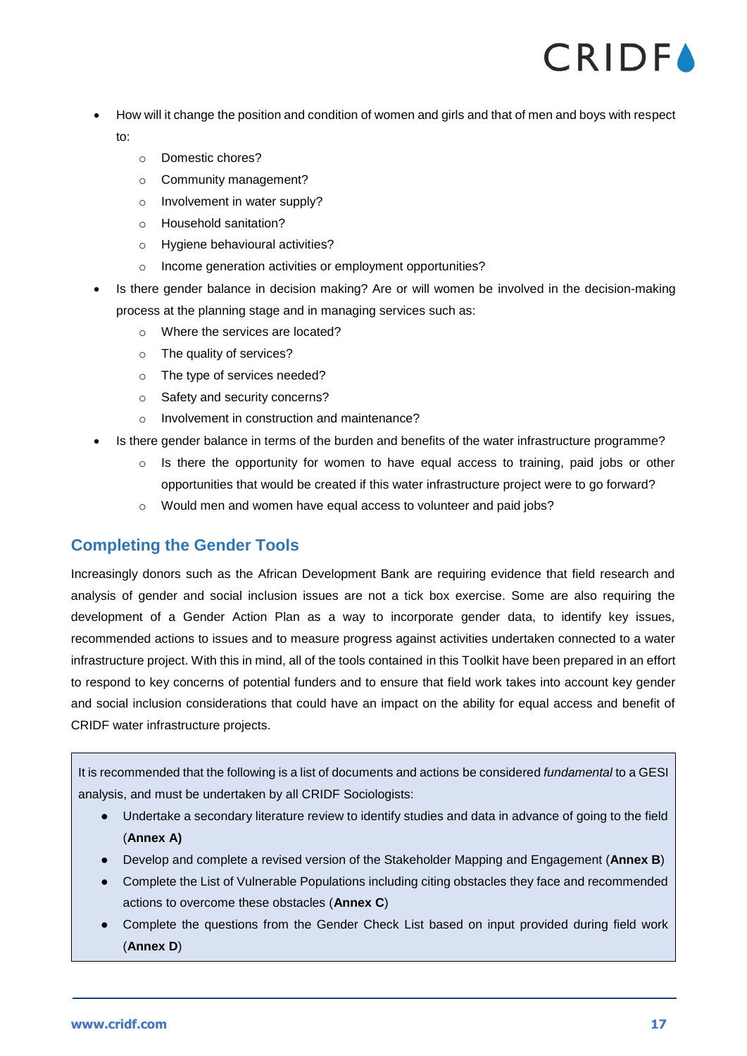- How will it change the position and condition of women and girls and that of men and boys with respect to:
    - Domestic chores?
    - Community management?
    - Involvement in water supply?
    - Household sanitation?
    - Hygiene behavioural activities?
    - Income generation activities or employment opportunities?
- Is there gender balance in decision making? Are or will women be involved in the decision-making process at the planning stage and in managing services such as:
    - Where the services are located?
    - The quality of services?
    - The type of services needed?
    - Safety and security concerns?
    - Involvement in construction and maintenance?
- Is there gender balance in terms of the burden and benefits of the water infrastructure programme?
    - Is there the opportunity for women to have equal access to training, paid jobs or other opportunities that would be created if this water infrastructure project were to go forward?
    - Would men and women have equal access to volunteer and paid jobs?

## Completing the Gender Tools

Increasingly donors such as the African Development Bank are requiring evidence that field research and analysis of gender and social inclusion issues are not a tick box exercise. Some are also requiring the development of a Gender Action Plan as a way to incorporate gender data, to identify key issues, recommended actions to issues and to measure progress against activities undertaken connected to a water infrastructure project. With this in mind, all of the tools contained in this Toolkit have been prepared in an effort to respond to key concerns of potential funders and to ensure that field work takes into account key gender and social inclusion considerations that could have an impact on the ability for equal access and benefit of CRIDF water infrastructure projects.

It is recommended that the following is a list of documents and actions be considered *fundamental* to a GESI analysis, and must be undertaken by all CRIDF Sociologists:

- Undertake a secondary literature review to identify studies and data in advance of going to the field (**Annex A)**
- Develop and complete a revised version of the Stakeholder Mapping and Engagement (**Annex B**)
- Complete the List of Vulnerable Populations including citing obstacles they face and recommended actions to overcome these obstacles (**Annex C**)
- Complete the questions from the Gender Check List based on input provided during field work (**Annex D**)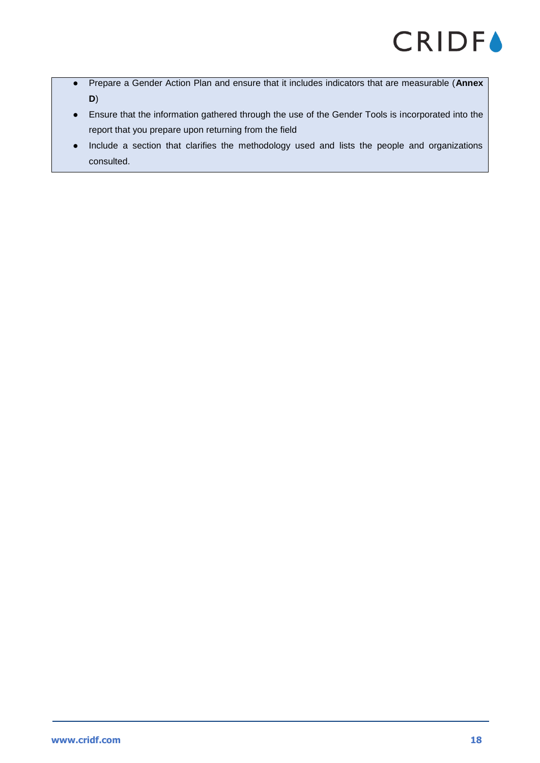- Prepare a Gender Action Plan and ensure that it includes indicators that are measurable (**Annex D**)
- Ensure that the information gathered through the use of the Gender Tools is incorporated into the report that you prepare upon returning from the field
- Include a section that clarifies the methodology used and lists the people and organizations consulted.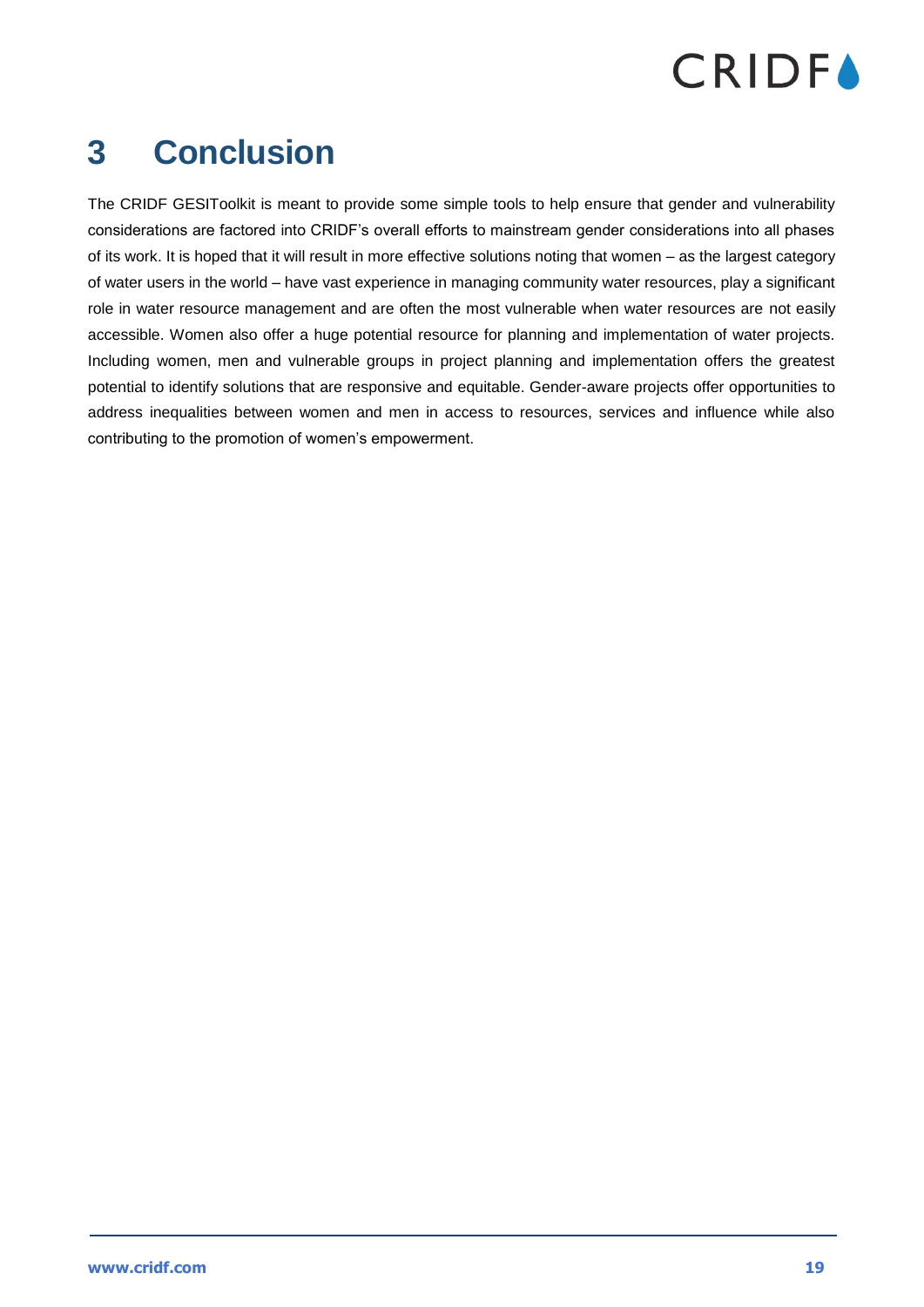# 3 Conclusion

The CRIDF GESIToolkit is meant to provide some simple tools to help ensure that gender and vulnerability considerations are factored into CRIDF's overall efforts to mainstream gender considerations into all phases of its work. It is hoped that it will result in more effective solutions noting that women – as the largest category of water users in the world – have vast experience in managing community water resources, play a significant role in water resource management and are often the most vulnerable when water resources are not easily accessible. Women also offer a huge potential resource for planning and implementation of water projects. Including women, men and vulnerable groups in project planning and implementation offers the greatest potential to identify solutions that are responsive and equitable. Gender-aware projects offer opportunities to address inequalities between women and men in access to resources, services and influence while also contributing to the promotion of women's empowerment.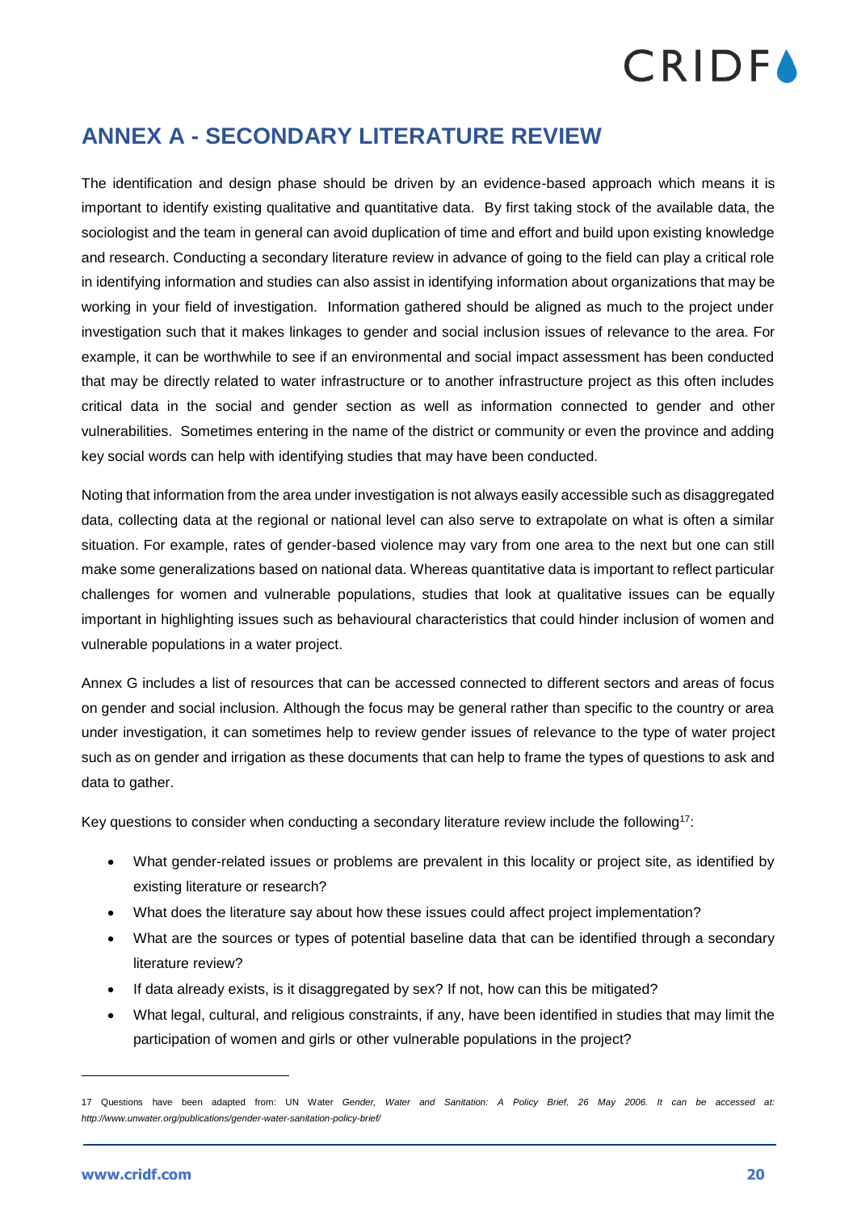## ANNEX A - SECONDARY LITERATURE REVIEW

The identification and design phase should be driven by an evidence-based approach which means it is important to identify existing qualitative and quantitative data. By first taking stock of the available data, the sociologist and the team in general can avoid duplication of time and effort and build upon existing knowledge and research. Conducting a secondary literature review in advance of going to the field can play a critical role in identifying information and studies can also assist in identifying information about organizations that may be working in your field of investigation. Information gathered should be aligned as much to the project under investigation such that it makes linkages to gender and social inclusion issues of relevance to the area. For example, it can be worthwhile to see if an environmental and social impact assessment has been conducted that may be directly related to water infrastructure or to another infrastructure project as this often includes critical data in the social and gender section as well as information connected to gender and other vulnerabilities. Sometimes entering in the name of the district or community or even the province and adding key social words can help with identifying studies that may have been conducted.

Noting that information from the area under investigation is not always easily accessible such as disaggregated data, collecting data at the regional or national level can also serve to extrapolate on what is often a similar situation. For example, rates of gender-based violence may vary from one area to the next but one can still make some generalizations based on national data. Whereas quantitative data is important to reflect particular challenges for women and vulnerable populations, studies that look at qualitative issues can be equally important in highlighting issues such as behavioural characteristics that could hinder inclusion of women and vulnerable populations in a water project.

Annex G includes a list of resources that can be accessed connected to different sectors and areas of focus on gender and social inclusion. Although the focus may be general rather than specific to the country or area under investigation, it can sometimes help to review gender issues of relevance to the type of water project such as on gender and irrigation as these documents that can help to frame the types of questions to ask and data to gather.

Key questions to consider when conducting a secondary literature review include the following[17]:

- What gender-related issues or problems are prevalent in this locality or project site, as identified by existing literature or research?
- What does the literature say about how these issues could affect project implementation?
- What are the sources or types of potential baseline data that can be identified through a secondary literature review?
- If data already exists, is it disaggregated by sex? If not, how can this be mitigated?
- What legal, cultural, and religious constraints, if any, have been identified in studies that may limit the participation of women and girls or other vulnerable populations in the project?

---

17 Questions have been adapted from: UN Water *Gender, Water and Sanitation: A Policy Brief, 26 May 2006. It can be accessed at: http://www.unwater.org/publications/gender-water-sanitation-policy-brief/*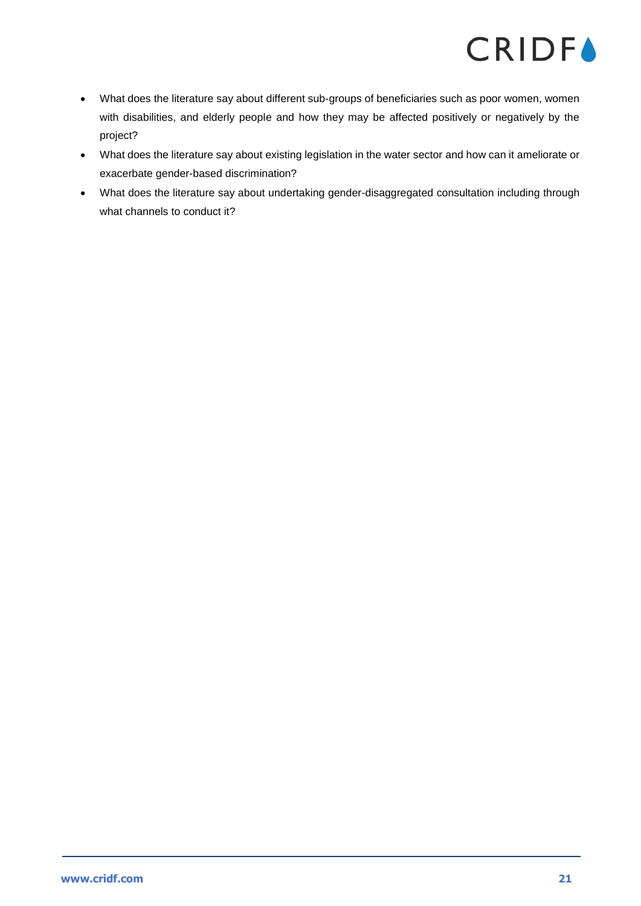- What does the literature say about different sub-groups of beneficiaries such as poor women, women with disabilities, and elderly people and how they may be affected positively or negatively by the project?
- What does the literature say about existing legislation in the water sector and how can it ameliorate or exacerbate gender-based discrimination?
- What does the literature say about undertaking gender-disaggregated consultation including through what channels to conduct it?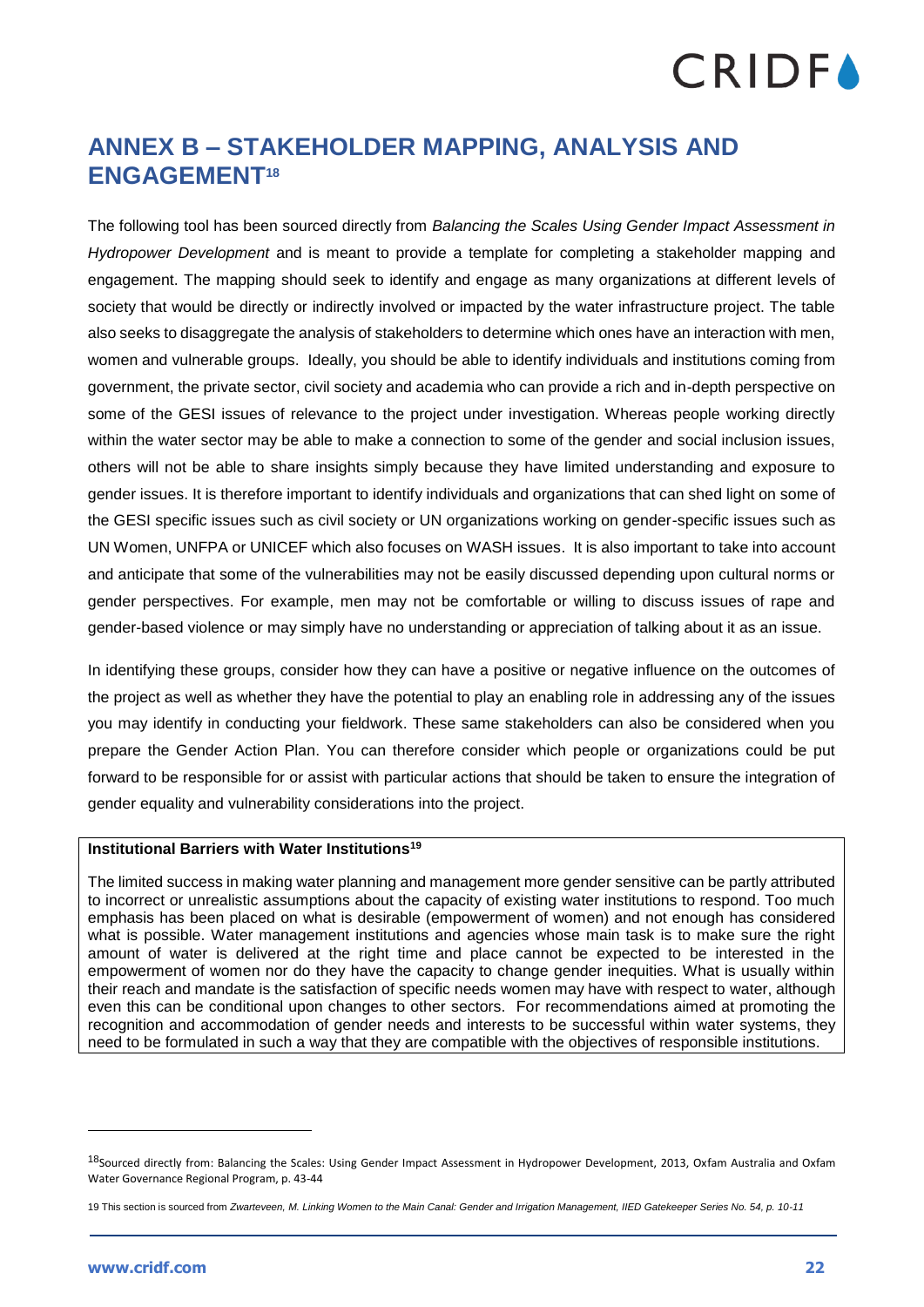## ANNEX B – STAKEHOLDER MAPPING, ANALYSIS AND ENGAGEMENT[18]

The following tool has been sourced directly from *Balancing the Scales Using Gender Impact Assessment in Hydropower Development* and is meant to provide a template for completing a stakeholder mapping and engagement. The mapping should seek to identify and engage as many organizations at different levels of society that would be directly or indirectly involved or impacted by the water infrastructure project. The table also seeks to disaggregate the analysis of stakeholders to determine which ones have an interaction with men, women and vulnerable groups. Ideally, you should be able to identify individuals and institutions coming from government, the private sector, civil society and academia who can provide a rich and in-depth perspective on some of the GESI issues of relevance to the project under investigation. Whereas people working directly within the water sector may be able to make a connection to some of the gender and social inclusion issues, others will not be able to share insights simply because they have limited understanding and exposure to gender issues. It is therefore important to identify individuals and organizations that can shed light on some of the GESI specific issues such as civil society or UN organizations working on gender-specific issues such as UN Women, UNFPA or UNICEF which also focuses on WASH issues. It is also important to take into account and anticipate that some of the vulnerabilities may not be easily discussed depending upon cultural norms or gender perspectives. For example, men may not be comfortable or willing to discuss issues of rape and gender-based violence or may simply have no understanding or appreciation of talking about it as an issue.

In identifying these groups, consider how they can have a positive or negative influence on the outcomes of the project as well as whether they have the potential to play an enabling role in addressing any of the issues you may identify in conducting your fieldwork. These same stakeholders can also be considered when you prepare the Gender Action Plan. You can therefore consider which people or organizations could be put forward to be responsible for or assist with particular actions that should be taken to ensure the integration of gender equality and vulnerability considerations into the project.

**Institutional Barriers with Water Institutions[19]**

The limited success in making water planning and management more gender sensitive can be partly attributed to incorrect or unrealistic assumptions about the capacity of existing water institutions to respond. Too much emphasis has been placed on what is desirable (empowerment of women) and not enough has considered what is possible. Water management institutions and agencies whose main task is to make sure the right amount of water is delivered at the right time and place cannot be expected to be interested in the empowerment of women nor do they have the capacity to change gender inequities. What is usually within their reach and mandate is the satisfaction of specific needs women may have with respect to water, although even this can be conditional upon changes to other sectors. For recommendations aimed at promoting the recognition and accommodation of gender needs and interests to be successful within water systems, they need to be formulated in such a way that they are compatible with the objectives of responsible institutions.

---

[18] Sourced directly from: Balancing the Scales: Using Gender Impact Assessment in Hydropower Development, 2013, Oxfam Australia and Oxfam Water Governance Regional Program, p. 43-44

[19] This section is sourced from *Zwarteveen, M. Linking Women to the Main Canal: Gender and Irrigation Management, IIED Gatekeeper Series No. 54, p. 10-11*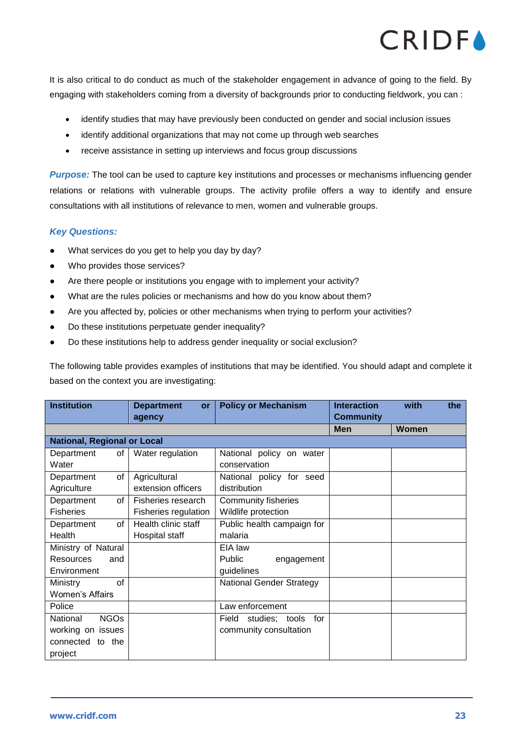It is also critical to do conduct as much of the stakeholder engagement in advance of going to the field. By engaging with stakeholders coming from a diversity of backgrounds prior to conducting fieldwork, you can :

- identify studies that may have previously been conducted on gender and social inclusion issues
- identify additional organizations that may not come up through web searches
- receive assistance in setting up interviews and focus group discussions

***Purpose:*** The tool can be used to capture key institutions and processes or mechanisms influencing gender relations or relations with vulnerable groups. The activity profile offers a way to identify and ensure consultations with all institutions of relevance to men, women and vulnerable groups.

***Key Questions:***

- What services do you get to help you day by day?
- Who provides those services?
- Are there people or institutions you engage with to implement your activity?
- What are the rules policies or mechanisms and how do you know about them?
- Are you affected by, policies or other mechanisms when trying to perform your activities?
- Do these institutions perpetuate gender inequality?
- Do these institutions help to address gender inequality or social exclusion?

The following table provides examples of institutions that may be identified. You should adapt and complete it based on the context you are investigating:

| **Institution** | **Department or agency** | **Policy or Mechanism** | **Interaction with the Community** | |
|---|---|---|---|---|
| | | | **Men** | **Women** |
| **National, Regional or Local** | | | | |
| Department of Water | Water regulation | National policy on water conservation | | |
| Department of Agriculture | Agricultural extension officers | National policy for seed distribution | | |
| Department of Fisheries | Fisheries research<br>Fisheries regulation | Community fisheries<br>Wildlife protection | | |
| Department of Health | Health clinic staff<br>Hospital staff | Public health campaign for malaria | | |
| Ministry of Natural Resources and Environment | | EIA law<br>Public engagement guidelines | | |
| Ministry of Women's Affairs | | National Gender Strategy | | |
| Police | | Law enforcement | | |
| National NGOs working on issues connected to the project | | Field studies; tools for community consultation | | |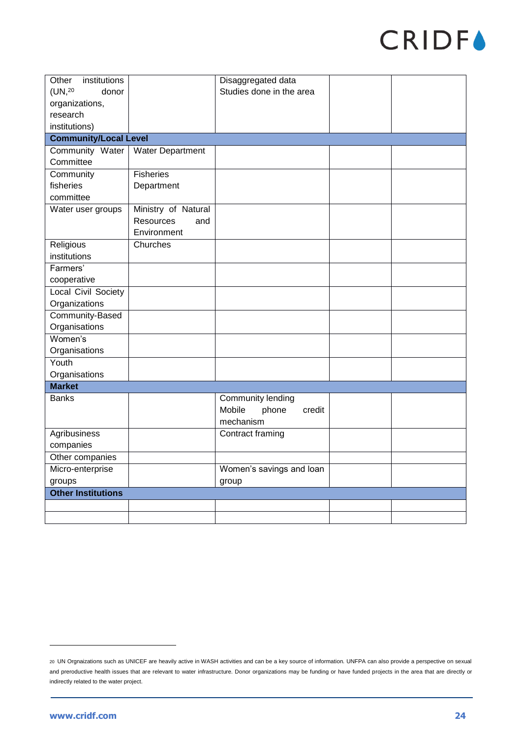| Other institutions (UN,[20] donor organizations, research institutions) | | Disaggregated data<br>Studies done in the area | | |
|---|---|---|---|---|
| **Community/Local Level** | | | | |
| Community Water Committee | Water Department | | | |
| Community fisheries committee | Fisheries Department | | | |
| Water user groups | Ministry of Natural Resources and Environment | | | |
| Religious institutions | Churches | | | |
| Farmers' cooperative | | | | |
| Local Civil Society Organizations | | | | |
| Community-Based Organisations | | | | |
| Women's Organisations | | | | |
| Youth Organisations | | | | |
| **Market** | | | | |
| Banks | | Community lending<br>Mobile phone credit mechanism | | |
| Agribusiness companies | | Contract framing | | |
| Other companies | | | | |
| Micro-enterprise groups | | Women's savings and loan group | | |
| **Other Institutions** | | | | |
| | | | | |
| | | | | |

[20] UN Orgnaizations such as UNICEF are heavily active in WASH activities and can be a key source of information. UNFPA can also provide a perspective on sexual and preroductive health issues that are relevant to water infrastructure. Donor organizations may be funding or have funded projects in the area that are directly or indirectly related to the water project.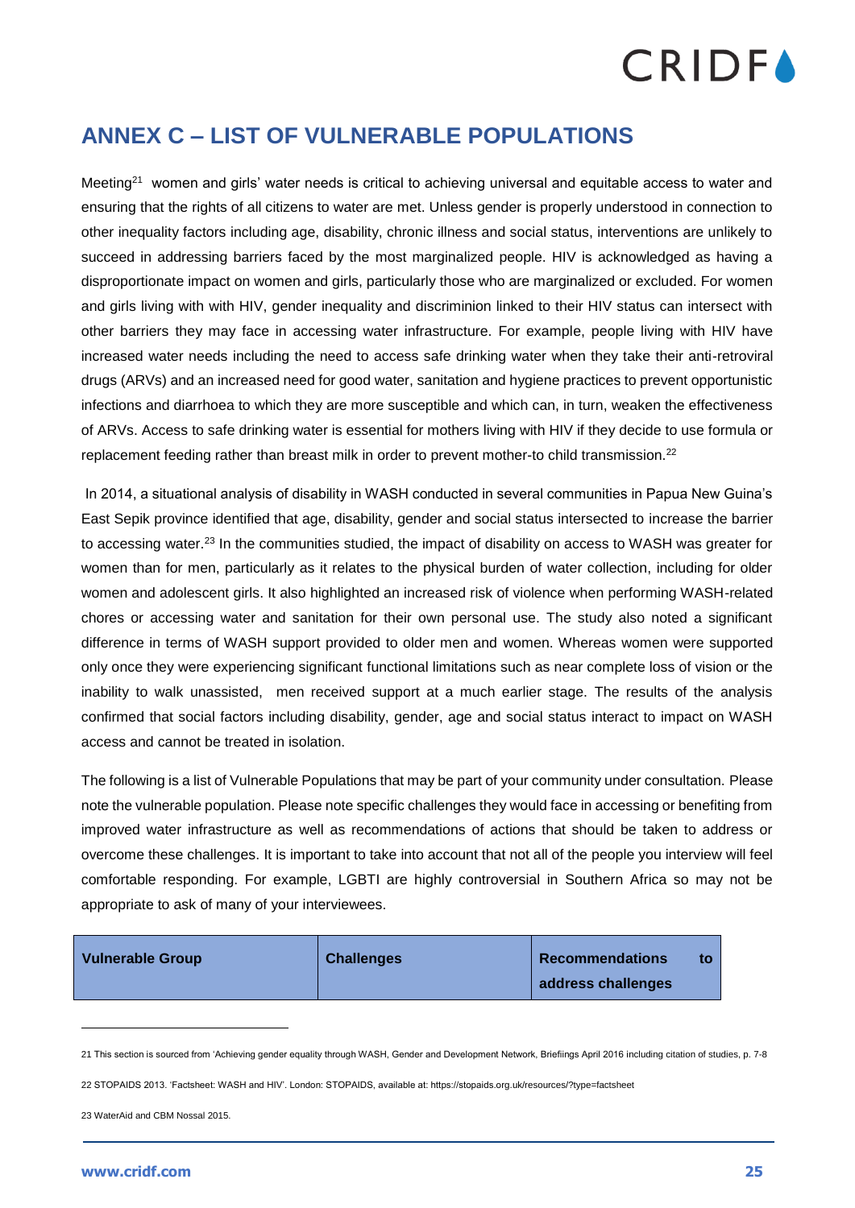## ANNEX C – LIST OF VULNERABLE POPULATIONS

Meeting[21] women and girls' water needs is critical to achieving universal and equitable access to water and ensuring that the rights of all citizens to water are met. Unless gender is properly understood in connection to other inequality factors including age, disability, chronic illness and social status, interventions are unlikely to succeed in addressing barriers faced by the most marginalized people. HIV is acknowledged as having a disproportionate impact on women and girls, particularly those who are marginalized or excluded. For women and girls living with with HIV, gender inequality and discriminion linked to their HIV status can intersect with other barriers they may face in accessing water infrastructure. For example, people living with HIV have increased water needs including the need to access safe drinking water when they take their anti-retroviral drugs (ARVs) and an increased need for good water, sanitation and hygiene practices to prevent opportunistic infections and diarrhoea to which they are more susceptible and which can, in turn, weaken the effectiveness of ARVs. Access to safe drinking water is essential for mothers living with HIV if they decide to use formula or replacement feeding rather than breast milk in order to prevent mother-to child transmission.[22]

In 2014, a situational analysis of disability in WASH conducted in several communities in Papua New Guina's East Sepik province identified that age, disability, gender and social status intersected to increase the barrier to accessing water.[23] In the communities studied, the impact of disability on access to WASH was greater for women than for men, particularly as it relates to the physical burden of water collection, including for older women and adolescent girls. It also highlighted an increased risk of violence when performing WASH-related chores or accessing water and sanitation for their own personal use. The study also noted a significant difference in terms of WASH support provided to older men and women. Whereas women were supported only once they were experiencing significant functional limitations such as near complete loss of vision or the inability to walk unassisted, men received support at a much earlier stage. The results of the analysis confirmed that social factors including disability, gender, age and social status interact to impact on WASH access and cannot be treated in isolation.

The following is a list of Vulnerable Populations that may be part of your community under consultation. Please note the vulnerable population. Please note specific challenges they would face in accessing or benefiting from improved water infrastructure as well as recommendations of actions that should be taken to address or overcome these challenges. It is important to take into account that not all of the people you interview will feel comfortable responding. For example, LGBTI are highly controversial in Southern Africa so may not be appropriate to ask of many of your interviewees.

| Vulnerable Group | Challenges | Recommendations to address challenges |
|---|---|---|

21 This section is sourced from 'Achieving gender equality through WASH, Gender and Development Network, Briefiings April 2016 including citation of studies, p. 7-8

22 STOPAIDS 2013. 'Factsheet: WASH and HIV'. London: STOPAIDS, available at: https://stopaids.org.uk/resources/?type=factsheet

23 WaterAid and CBM Nossal 2015.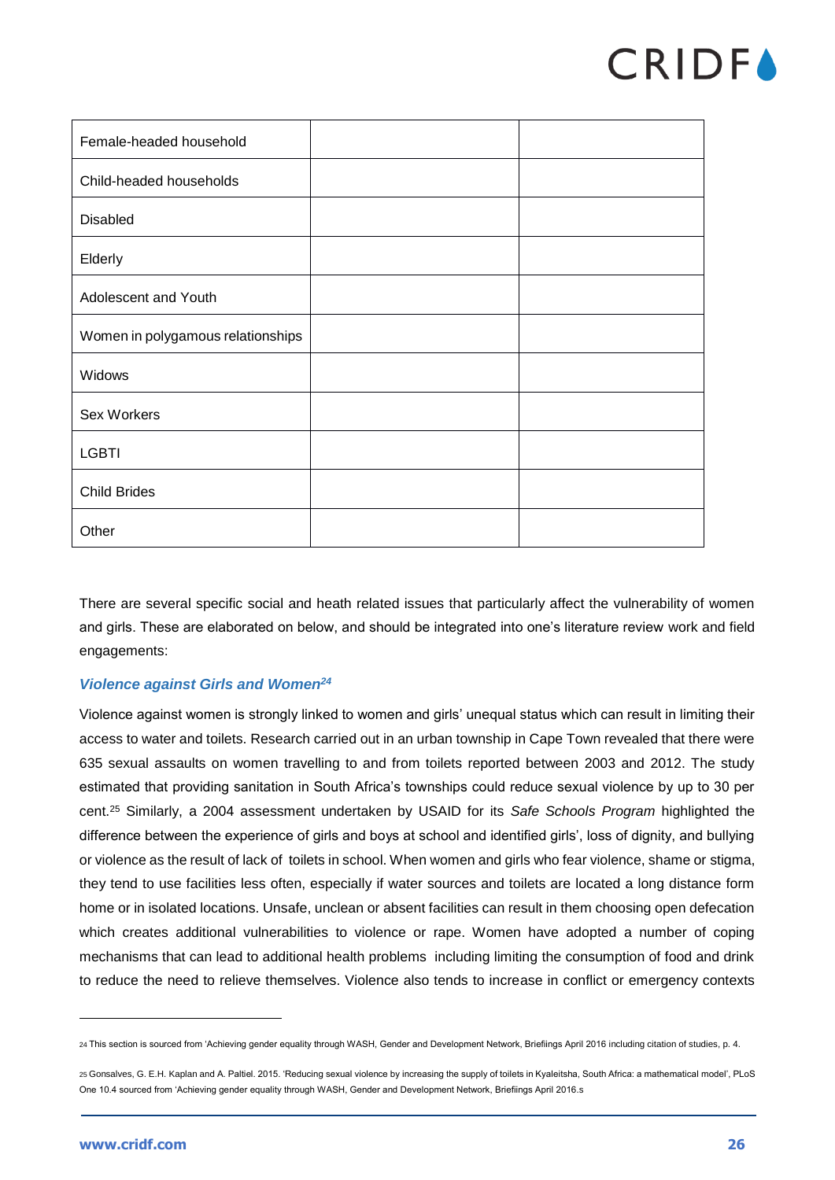| Female-headed household | | |
|---|---|---|
| Child-headed households | | |
| Disabled | | |
| Elderly | | |
| Adolescent and Youth | | |
| Women in polygamous relationships | | |
| Widows | | |
| Sex Workers | | |
| LGBTI | | |
| Child Brides | | |
| Other | | |

There are several specific social and heath related issues that particularly affect the vulnerability of women and girls. These are elaborated on below, and should be integrated into one's literature review work and field engagements:

### *Violence against Girls and Women*[24]

Violence against women is strongly linked to women and girls' unequal status which can result in limiting their access to water and toilets. Research carried out in an urban township in Cape Town revealed that there were 635 sexual assaults on women travelling to and from toilets reported between 2003 and 2012. The study estimated that providing sanitation in South Africa's townships could reduce sexual violence by up to 30 per cent.[25] Similarly, a 2004 assessment undertaken by USAID for its *Safe Schools Program* highlighted the difference between the experience of girls and boys at school and identified girls', loss of dignity, and bullying or violence as the result of lack of toilets in school. When women and girls who fear violence, shame or stigma, they tend to use facilities less often, especially if water sources and toilets are located a long distance form home or in isolated locations. Unsafe, unclean or absent facilities can result in them choosing open defecation which creates additional vulnerabilities to violence or rape. Women have adopted a number of coping mechanisms that can lead to additional health problems including limiting the consumption of food and drink to reduce the need to relieve themselves. Violence also tends to increase in conflict or emergency contexts

---

24 This section is sourced from 'Achieving gender equality through WASH, Gender and Development Network, Briefiings April 2016 including citation of studies, p. 4.

25 Gonsalves, G. E.H. Kaplan and A. Paltiel. 2015. 'Reducing sexual violence by increasing the supply of toilets in Kyaleitsha, South Africa: a mathematical model', PLoS One 10.4 sourced from 'Achieving gender equality through WASH, Gender and Development Network, Briefiings April 2016.s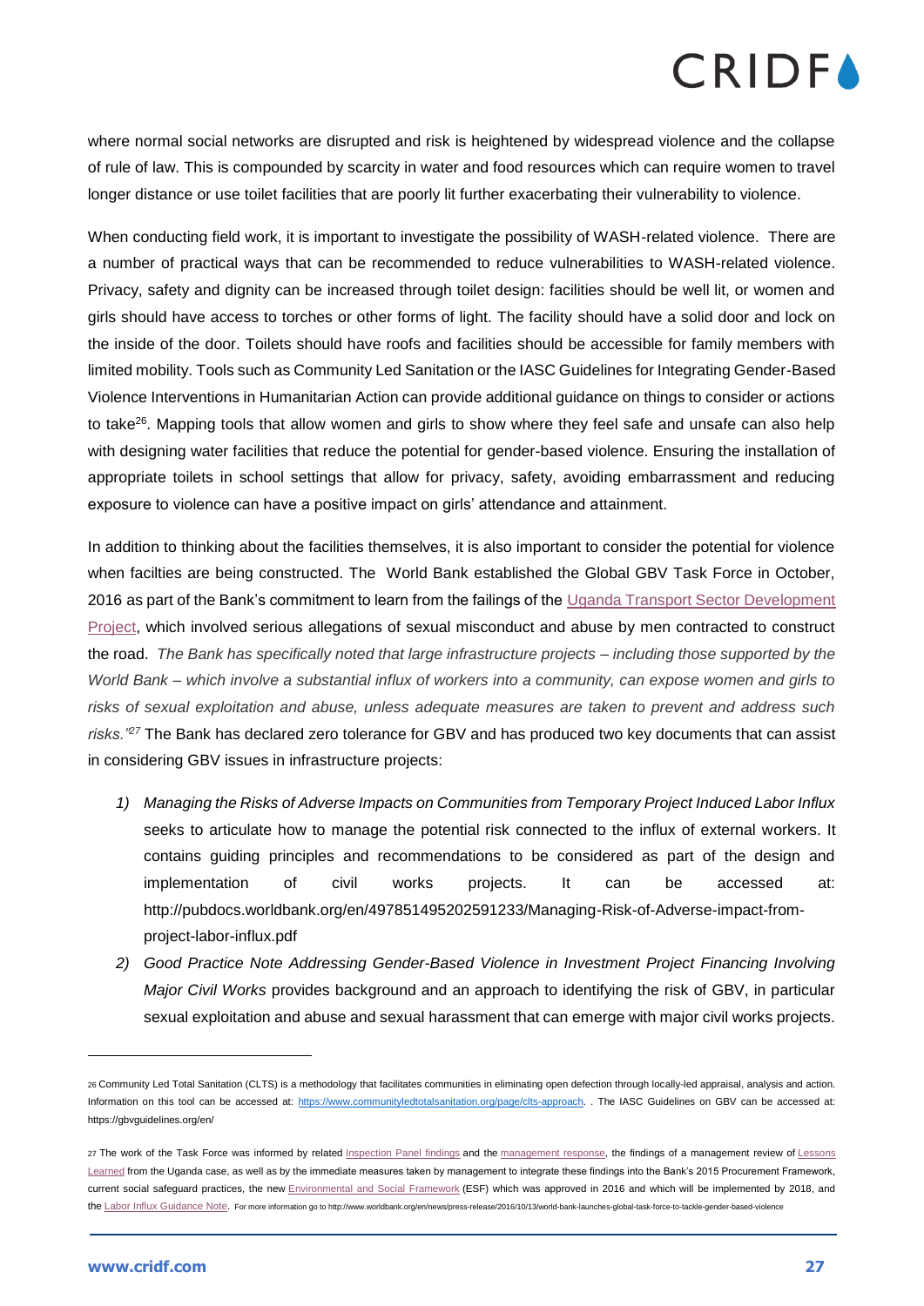where normal social networks are disrupted and risk is heightened by widespread violence and the collapse of rule of law. This is compounded by scarcity in water and food resources which can require women to travel longer distance or use toilet facilities that are poorly lit further exacerbating their vulnerability to violence.

When conducting field work, it is important to investigate the possibility of WASH-related violence. There are a number of practical ways that can be recommended to reduce vulnerabilities to WASH-related violence. Privacy, safety and dignity can be increased through toilet design: facilities should be well lit, or women and girls should have access to torches or other forms of light. The facility should have a solid door and lock on the inside of the door. Toilets should have roofs and facilities should be accessible for family members with limited mobility. Tools such as Community Led Sanitation or the IASC Guidelines for Integrating Gender-Based Violence Interventions in Humanitarian Action can provide additional guidance on things to consider or actions to take[26]. Mapping tools that allow women and girls to show where they feel safe and unsafe can also help with designing water facilities that reduce the potential for gender-based violence. Ensuring the installation of appropriate toilets in school settings that allow for privacy, safety, avoiding embarrassment and reducing exposure to violence can have a positive impact on girls' attendance and attainment.

In addition to thinking about the facilities themselves, it is also important to consider the potential for violence when facilties are being constructed. The World Bank established the Global GBV Task Force in October, 2016 as part of the Bank's commitment to learn from the failings of the Uganda Transport Sector Development Project, which involved serious allegations of sexual misconduct and abuse by men contracted to construct the road. *The Bank has specifically noted that large infrastructure projects – including those supported by the World Bank – which involve a substantial influx of workers into a community, can expose women and girls to risks of sexual exploitation and abuse, unless adequate measures are taken to prevent and address such risks."*[27] The Bank has declared zero tolerance for GBV and has produced two key documents that can assist in considering GBV issues in infrastructure projects:

1) *Managing the Risks of Adverse Impacts on Communities from Temporary Project Induced Labor Influx* seeks to articulate how to manage the potential risk connected to the influx of external workers. It contains guiding principles and recommendations to be considered as part of the design and implementation of civil works projects. It can be accessed at: http://pubdocs.worldbank.org/en/497851495202591233/Managing-Risk-of-Adverse-impact-from-project-labor-influx.pdf
2) *Good Practice Note Addressing Gender-Based Violence in Investment Project Financing Involving Major Civil Works* provides background and an approach to identifying the risk of GBV, in particular sexual exploitation and abuse and sexual harassment that can emerge with major civil works projects.

---

[26] Community Led Total Sanitation (CLTS) is a methodology that facilitates communities in eliminating open defection through locally-led appraisal, analysis and action. Information on this tool can be accessed at: https://www.communityledtotalsanitation.org/page/clts-approach. . The IASC Guidelines on GBV can be accessed at: https://gbvguidelines.org/en/

[27] The work of the Task Force was informed by related Inspection Panel findings and the management response, the findings of a management review of Lessons Learned from the Uganda case, as well as by the immediate measures taken by management to integrate these findings into the Bank's 2015 Procurement Framework, current social safeguard practices, the new Environmental and Social Framework (ESF) which was approved in 2016 and which will be implemented by 2018, and the Labor Influx Guidance Note. For more information go to http://www.worldbank.org/en/news/press-release/2016/10/13/world-bank-launches-global-task-force-to-tackle-gender-based-violence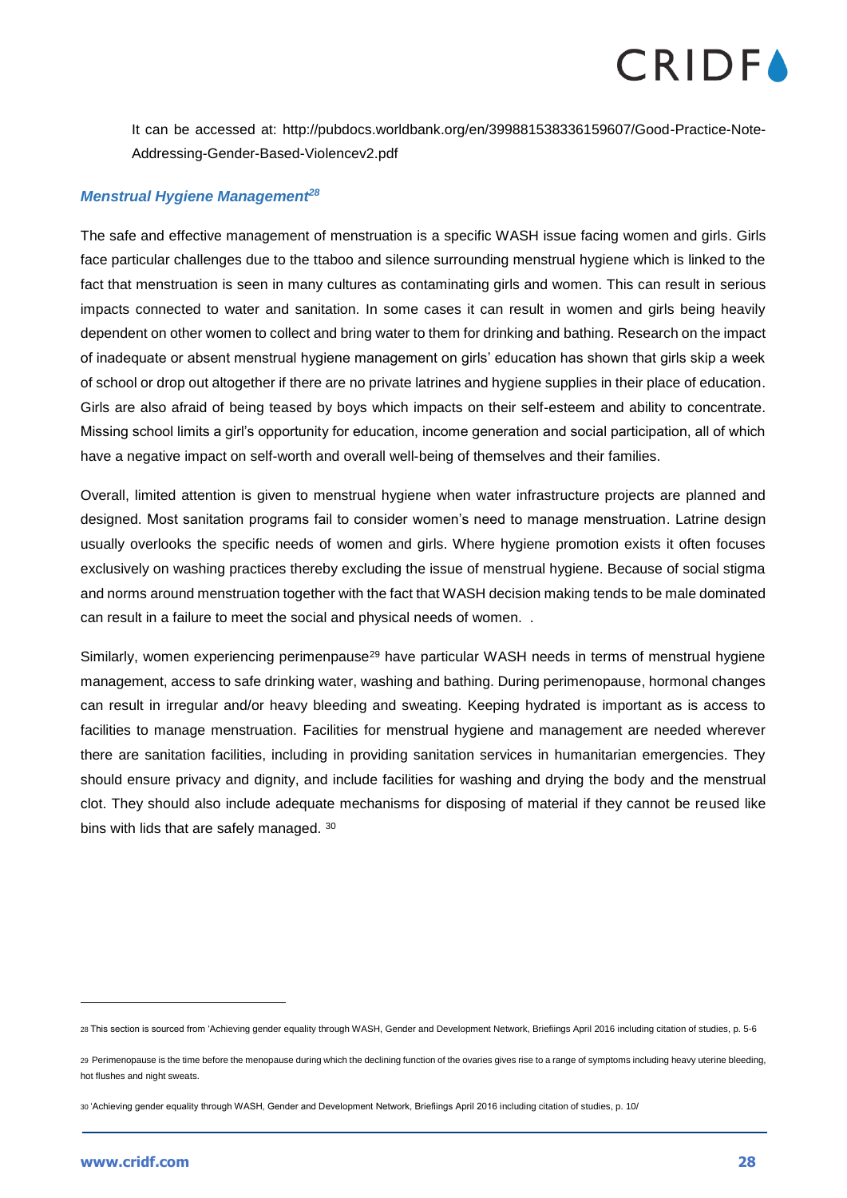It can be accessed at: http://pubdocs.worldbank.org/en/399881538336159607/Good-Practice-Note-Addressing-Gender-Based-Violencev2.pdf

### *Menstrual Hygiene Management*[28]

The safe and effective management of menstruation is a specific WASH issue facing women and girls. Girls face particular challenges due to the ttaboo and silence surrounding menstrual hygiene which is linked to the fact that menstruation is seen in many cultures as contaminating girls and women. This can result in serious impacts connected to water and sanitation. In some cases it can result in women and girls being heavily dependent on other women to collect and bring water to them for drinking and bathing. Research on the impact of inadequate or absent menstrual hygiene management on girls' education has shown that girls skip a week of school or drop out altogether if there are no private latrines and hygiene supplies in their place of education. Girls are also afraid of being teased by boys which impacts on their self-esteem and ability to concentrate. Missing school limits a girl's opportunity for education, income generation and social participation, all of which have a negative impact on self-worth and overall well-being of themselves and their families.

Overall, limited attention is given to menstrual hygiene when water infrastructure projects are planned and designed. Most sanitation programs fail to consider women's need to manage menstruation. Latrine design usually overlooks the specific needs of women and girls. Where hygiene promotion exists it often focuses exclusively on washing practices thereby excluding the issue of menstrual hygiene. Because of social stigma and norms around menstruation together with the fact that WASH decision making tends to be male dominated can result in a failure to meet the social and physical needs of women. .

Similarly, women experiencing perimenpause[29] have particular WASH needs in terms of menstrual hygiene management, access to safe drinking water, washing and bathing. During perimenopause, hormonal changes can result in irregular and/or heavy bleeding and sweating. Keeping hydrated is important as is access to facilities to manage menstruation. Facilities for menstrual hygiene and management are needed wherever there are sanitation facilities, including in providing sanitation services in humanitarian emergencies. They should ensure privacy and dignity, and include facilities for washing and drying the body and the menstrual clot. They should also include adequate mechanisms for disposing of material if they cannot be reused like bins with lids that are safely managed. [30]

---

[28] This section is sourced from 'Achieving gender equality through WASH, Gender and Development Network, Briefiings April 2016 including citation of studies, p. 5-6

[29] Perimenopause is the time before the menopause during which the declining function of the ovaries gives rise to a range of symptoms including heavy uterine bleeding, hot flushes and night sweats.

[30] 'Achieving gender equality through WASH, Gender and Development Network, Briefiings April 2016 including citation of studies, p. 10/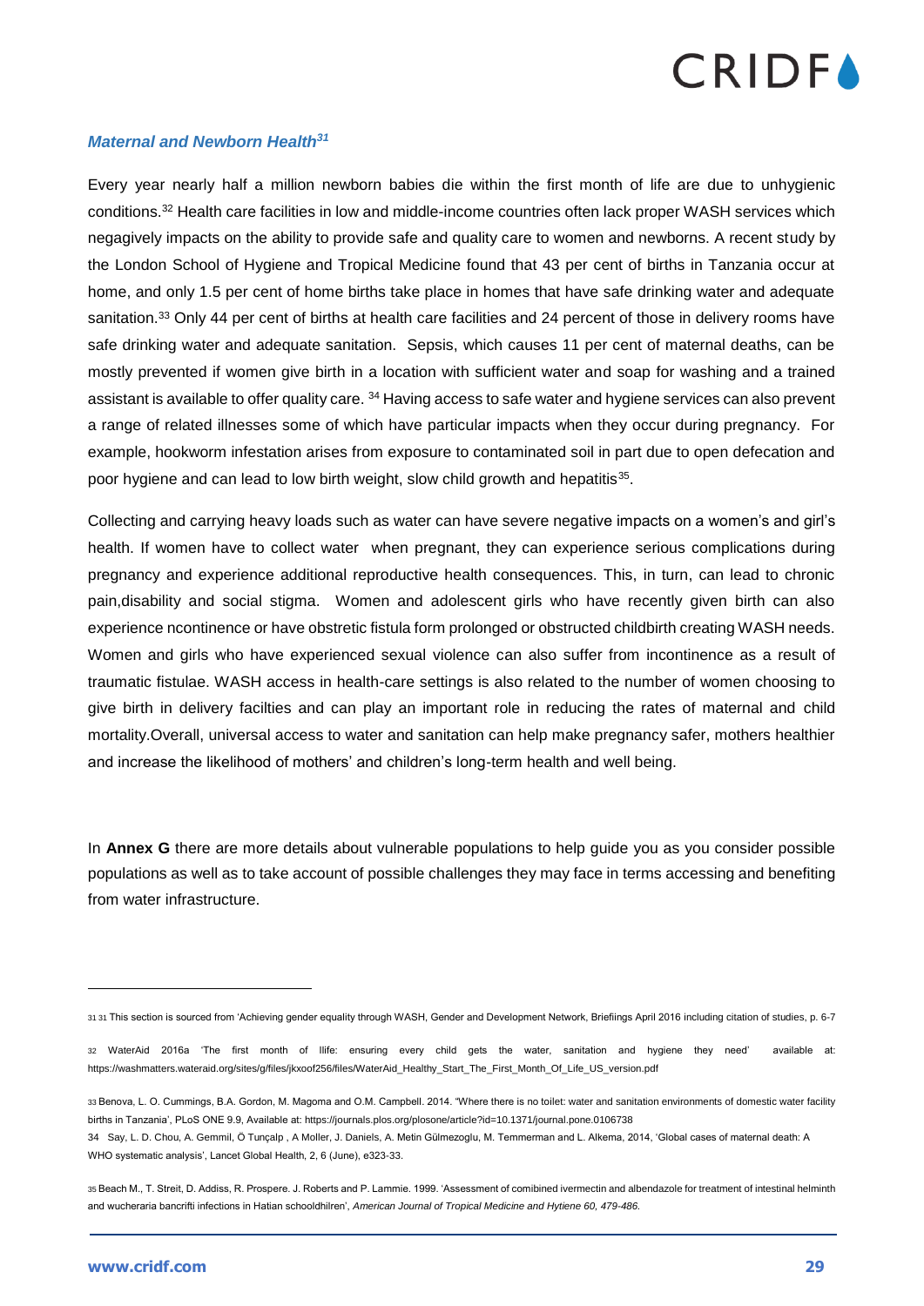### *Maternal and Newborn Health[31]*

Every year nearly half a million newborn babies die within the first month of life are due to unhygienic conditions.[32] Health care facilities in low and middle-income countries often lack proper WASH services which negagively impacts on the ability to provide safe and quality care to women and newborns. A recent study by the London School of Hygiene and Tropical Medicine found that 43 per cent of births in Tanzania occur at home, and only 1.5 per cent of home births take place in homes that have safe drinking water and adequate sanitation.[33] Only 44 per cent of births at health care facilities and 24 percent of those in delivery rooms have safe drinking water and adequate sanitation. Sepsis, which causes 11 per cent of maternal deaths, can be mostly prevented if women give birth in a location with sufficient water and soap for washing and a trained assistant is available to offer quality care. [34] Having access to safe water and hygiene services can also prevent a range of related illnesses some of which have particular impacts when they occur during pregnancy. For example, hookworm infestation arises from exposure to contaminated soil in part due to open defecation and poor hygiene and can lead to low birth weight, slow child growth and hepatitis[35].

Collecting and carrying heavy loads such as water can have severe negative impacts on a women's and girl's health. If women have to collect water when pregnant, they can experience serious complications during pregnancy and experience additional reproductive health consequences. This, in turn, can lead to chronic pain,disability and social stigma. Women and adolescent girls who have recently given birth can also experience ncontinence or have obstretic fistula form prolonged or obstructed childbirth creating WASH needs. Women and girls who have experienced sexual violence can also suffer from incontinence as a result of traumatic fistulae. WASH access in health-care settings is also related to the number of women choosing to give birth in delivery facilties and can play an important role in reducing the rates of maternal and child mortality.Overall, universal access to water and sanitation can help make pregnancy safer, mothers healthier and increase the likelihood of mothers' and children's long-term health and well being.

In **Annex G** there are more details about vulnerable populations to help guide you as you consider possible populations as well as to take account of possible challenges they may face in terms accessing and benefiting from water infrastructure.

---

[31] 31 This section is sourced from 'Achieving gender equality through WASH, Gender and Development Network, Briefiings April 2016 including citation of studies, p. 6-7

[32] WaterAid 2016a 'The first month of llife: ensuring every child gets the water, sanitation and hygiene they need' available at: https://washmatters.wateraid.org/sites/g/files/jkxoof256/files/WaterAid_Healthy_Start_The_First_Month_Of_Life_US_version.pdf

[33] Benova, L. O. Cummings, B.A. Gordon, M. Magoma and O.M. Campbell. 2014. "Where there is no toilet: water and sanitation environments of domestic water facility births in Tanzania', PLoS ONE 9.9, Available at: https://journals.plos.org/plosone/article?id=10.1371/journal.pone.0106738

[34] Say, L. D. Chou, A. Gemmil, Ö Tunçalp , A Moller, J. Daniels, A. Metin Gülmezoglu, M. Temmerman and L. Alkema, 2014, 'Global cases of maternal death: A WHO systematic analysis', Lancet Global Health, 2, 6 (June), e323-33.

[35] Beach M., T. Streit, D. Addiss, R. Prospere. J. Roberts and P. Lammie. 1999. 'Assessment of comibined ivermectin and albendazole for treatment of intestinal helminth and wucheraria bancrifti infections in Hatian schooldhilren', *American Journal of Tropical Medicine and Hytiene 60, 479-486.*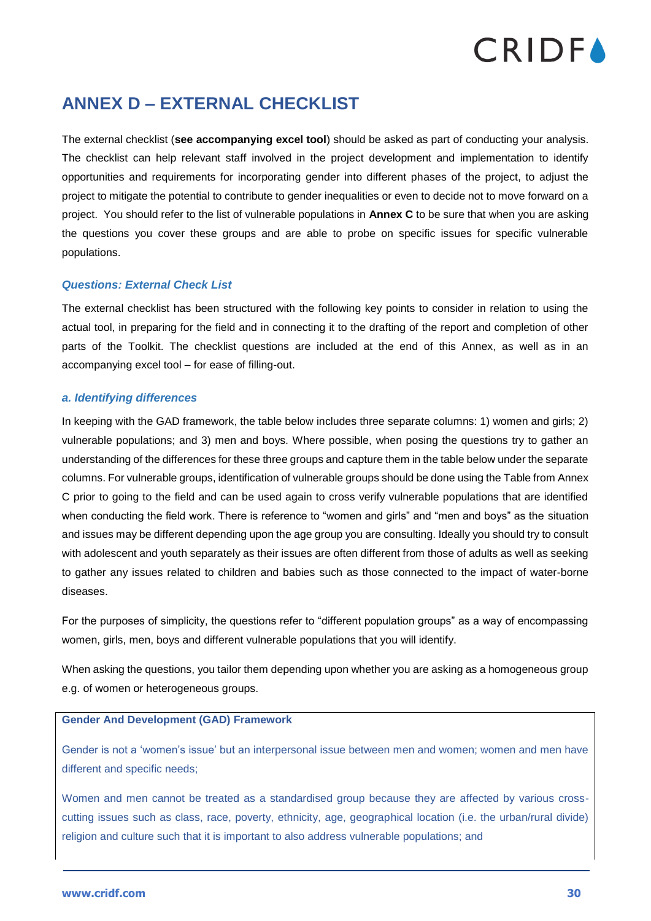## ANNEX D – EXTERNAL CHECKLIST

The external checklist (**see accompanying excel tool**) should be asked as part of conducting your analysis. The checklist can help relevant staff involved in the project development and implementation to identify opportunities and requirements for incorporating gender into different phases of the project, to adjust the project to mitigate the potential to contribute to gender inequalities or even to decide not to move forward on a project. You should refer to the list of vulnerable populations in **Annex C** to be sure that when you are asking the questions you cover these groups and are able to probe on specific issues for specific vulnerable populations.

### *Questions: External Check List*

The external checklist has been structured with the following key points to consider in relation to using the actual tool, in preparing for the field and in connecting it to the drafting of the report and completion of other parts of the Toolkit. The checklist questions are included at the end of this Annex, as well as in an accompanying excel tool – for ease of filling-out.

### *a. Identifying differences*

In keeping with the GAD framework, the table below includes three separate columns: 1) women and girls; 2) vulnerable populations; and 3) men and boys. Where possible, when posing the questions try to gather an understanding of the differences for these three groups and capture them in the table below under the separate columns. For vulnerable groups, identification of vulnerable groups should be done using the Table from Annex C prior to going to the field and can be used again to cross verify vulnerable populations that are identified when conducting the field work. There is reference to "women and girls" and "men and boys" as the situation and issues may be different depending upon the age group you are consulting. Ideally you should try to consult with adolescent and youth separately as their issues are often different from those of adults as well as seeking to gather any issues related to children and babies such as those connected to the impact of water-borne diseases.

For the purposes of simplicity, the questions refer to "different population groups" as a way of encompassing women, girls, men, boys and different vulnerable populations that you will identify.

When asking the questions, you tailor them depending upon whether you are asking as a homogeneous group e.g. of women or heterogeneous groups.

**Gender And Development (GAD) Framework**

Gender is not a 'women's issue' but an interpersonal issue between men and women; women and men have different and specific needs;

Women and men cannot be treated as a standardised group because they are affected by various cross-cutting issues such as class, race, poverty, ethnicity, age, geographical location (i.e. the urban/rural divide) religion and culture such that it is important to also address vulnerable populations; and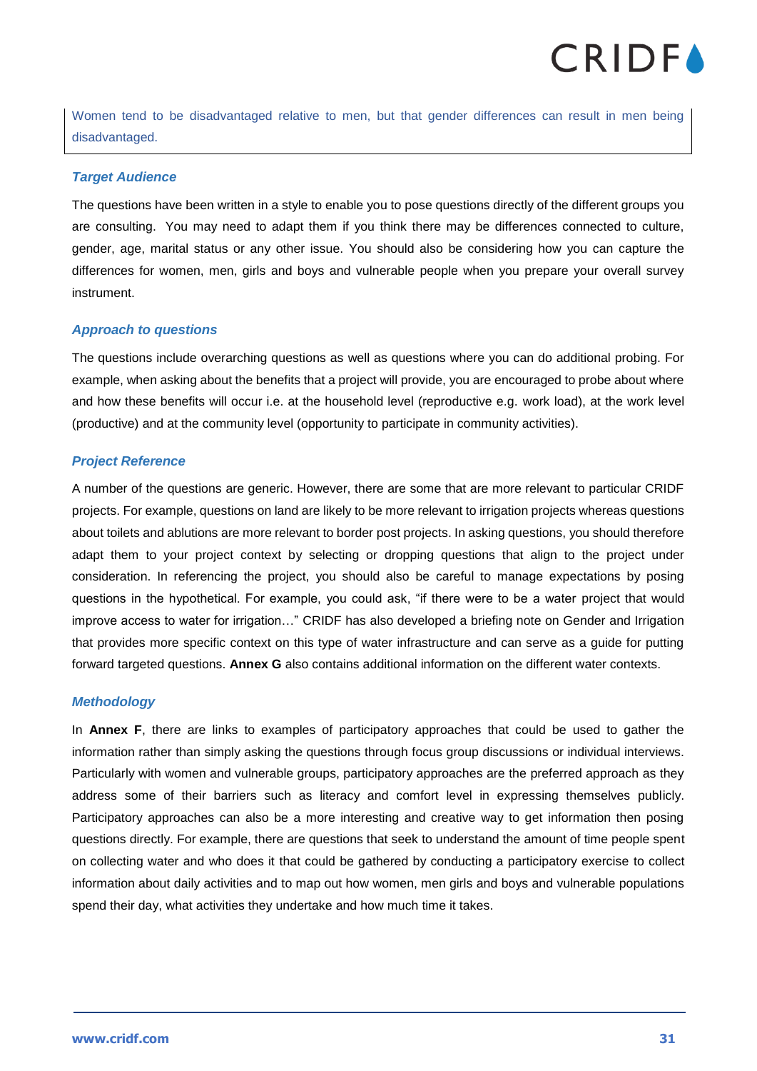Women tend to be disadvantaged relative to men, but that gender differences can result in men being disadvantaged.

### *Target Audience*

The questions have been written in a style to enable you to pose questions directly of the different groups you are consulting. You may need to adapt them if you think there may be differences connected to culture, gender, age, marital status or any other issue. You should also be considering how you can capture the differences for women, men, girls and boys and vulnerable people when you prepare your overall survey instrument.

### *Approach to questions*

The questions include overarching questions as well as questions where you can do additional probing. For example, when asking about the benefits that a project will provide, you are encouraged to probe about where and how these benefits will occur i.e. at the household level (reproductive e.g. work load), at the work level (productive) and at the community level (opportunity to participate in community activities).

### *Project Reference*

A number of the questions are generic. However, there are some that are more relevant to particular CRIDF projects. For example, questions on land are likely to be more relevant to irrigation projects whereas questions about toilets and ablutions are more relevant to border post projects. In asking questions, you should therefore adapt them to your project context by selecting or dropping questions that align to the project under consideration. In referencing the project, you should also be careful to manage expectations by posing questions in the hypothetical. For example, you could ask, "if there were to be a water project that would improve access to water for irrigation…" CRIDF has also developed a briefing note on Gender and Irrigation that provides more specific context on this type of water infrastructure and can serve as a guide for putting forward targeted questions. **Annex G** also contains additional information on the different water contexts.

### *Methodology*

In **Annex F**, there are links to examples of participatory approaches that could be used to gather the information rather than simply asking the questions through focus group discussions or individual interviews. Particularly with women and vulnerable groups, participatory approaches are the preferred approach as they address some of their barriers such as literacy and comfort level in expressing themselves publicly. Participatory approaches can also be a more interesting and creative way to get information then posing questions directly. For example, there are questions that seek to understand the amount of time people spent on collecting water and who does it that could be gathered by conducting a participatory exercise to collect information about daily activities and to map out how women, men girls and boys and vulnerable populations spend their day, what activities they undertake and how much time it takes.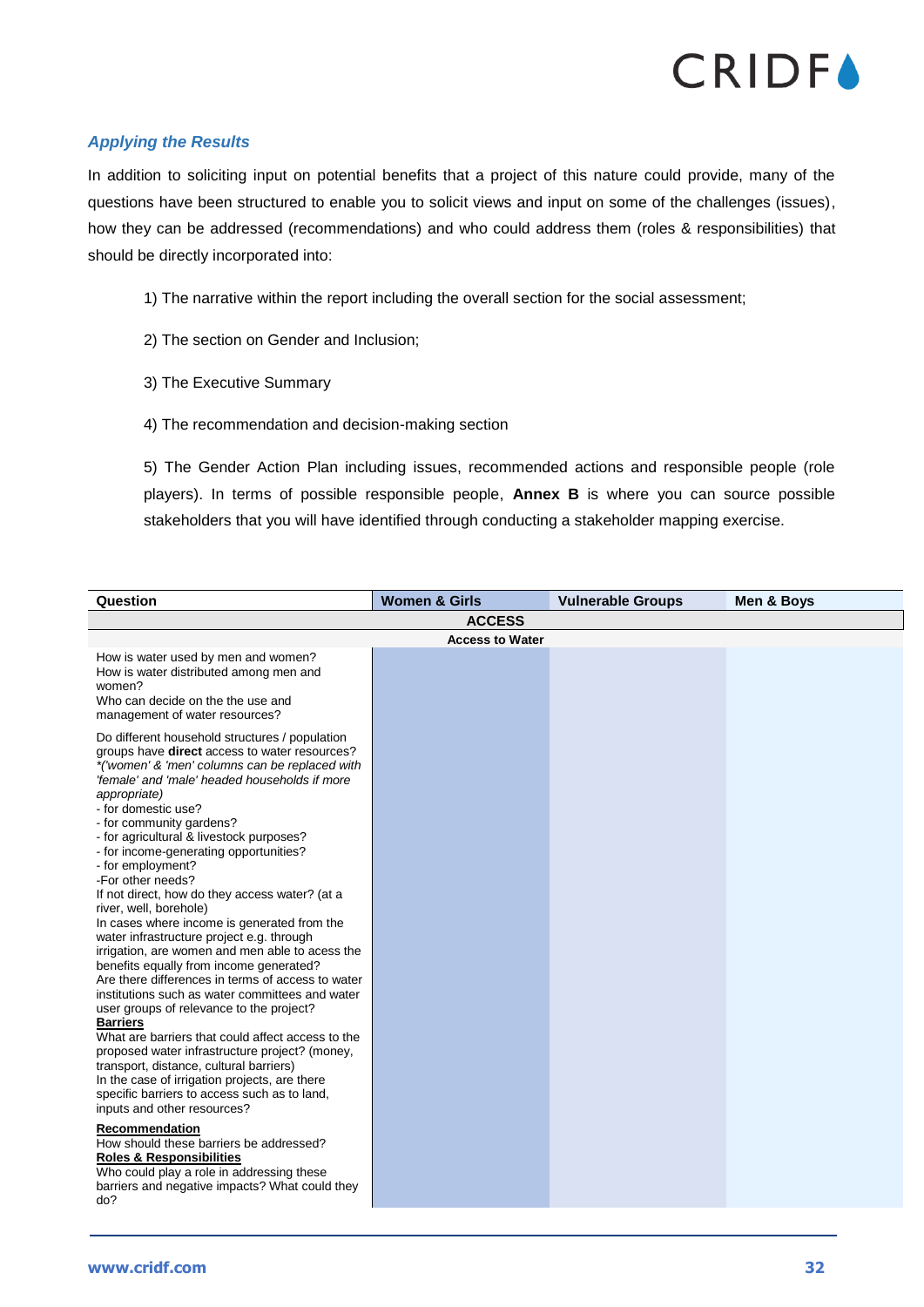### *Applying the Results*

In addition to soliciting input on potential benefits that a project of this nature could provide, many of the questions have been structured to enable you to solicit views and input on some of the challenges (issues), how they can be addressed (recommendations) and who could address them (roles & responsibilities) that should be directly incorporated into:

1) The narrative within the report including the overall section for the social assessment;

2) The section on Gender and Inclusion;

3) The Executive Summary

4) The recommendation and decision-making section

5) The Gender Action Plan including issues, recommended actions and responsible people (role players). In terms of possible responsible people, **Annex B** is where you can source possible stakeholders that you will have identified through conducting a stakeholder mapping exercise.

| Question | Women & Girls | Vulnerable Groups | Men & Boys |
|---|---|---|---|
| **ACCESS** | | | |
| **Access to Water** | | | |
| How is water used by men and women?<br>How is water distributed among men and women?<br>Who can decide on the the use and management of water resources? | | | |
| Do different household structures / population groups have **direct** access to water resources? *\*('women' & 'men' columns can be replaced with 'female' and 'male' headed households if more appropriate)*<br>- for domestic use?<br>- for community gardens?<br>- for agricultural & livestock purposes?<br>- for income-generating opportunities?<br>- for employment?<br>-For other needs?<br>If not direct, how do they access water? (at a river, well, borehole)<br>In cases where income is generated from the water infrastructure project e.g. through irrigation, are women and men able to acess the benefits equally from income generated?<br>Are there differences in terms of access to water institutions such as water committees and water user groups of relevance to the project?<br>**Barriers**<br>What are barriers that could affect access to the proposed water infrastructure project? (money, transport, distance, cultural barriers)<br>In the case of irrigation projects, are there specific barriers to access such as to land, inputs and other resources? | | | |
| **Recommendation**<br>How should these barriers be addressed?<br>**Roles & Responsibilities**<br>Who could play a role in addressing these barriers and negative impacts? What could they do? | | | |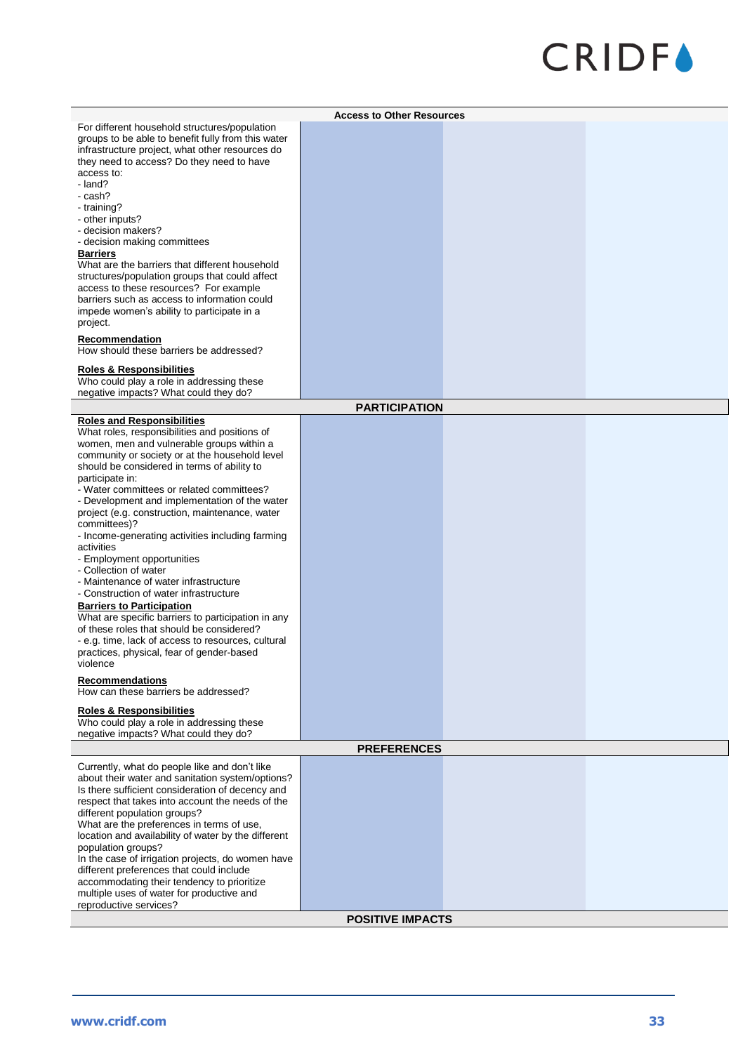| Access to Other Resources | | | |
|---|---|---|---|
| For different household structures/population groups to be able to benefit fully from this water infrastructure project, what other resources do they need to access? Do they need to have access to:<br>- land?<br>- cash?<br>- training?<br>- other inputs?<br>- decision makers?<br>- decision making committees<br>**Barriers**<br>What are the barriers that different household structures/population groups that could affect access to these resources? For example barriers such as access to information could impede women's ability to participate in a project.<br>**Recommendation**<br>How should these barriers be addressed?<br>**Roles & Responsibilities**<br>Who could play a role in addressing these negative impacts? What could they do? | | | |
| **PARTICIPATION** | | | |
| **Roles and Responsibilities**<br>What roles, responsibilities and positions of women, men and vulnerable groups within a community or society or at the household level should be considered in terms of ability to participate in:<br>- Water committees or related committees?<br>- Development and implementation of the water project (e.g. construction, maintenance, water committees)?<br>- Income-generating activities including farming activities<br>- Employment opportunities<br>- Collection of water<br>- Maintenance of water infrastructure<br>- Construction of water infrastructure<br>**Barriers to Participation**<br>What are specific barriers to participation in any of these roles that should be considered?<br>- e.g. time, lack of access to resources, cultural practices, physical, fear of gender-based violence<br>**Recommendations**<br>How can these barriers be addressed?<br>**Roles & Responsibilities**<br>Who could play a role in addressing these negative impacts? What could they do? | | | |
| **PREFERENCES** | | | |
| Currently, what do people like and don't like about their water and sanitation system/options? Is there sufficient consideration of decency and respect that takes into account the needs of the different population groups?<br>What are the preferences in terms of use, location and availability of water by the different population groups?<br>In the case of irrigation projects, do women have different preferences that could include accommodating their tendency to prioritize multiple uses of water for productive and reproductive services? | | | |
| **POSITIVE IMPACTS** | | | |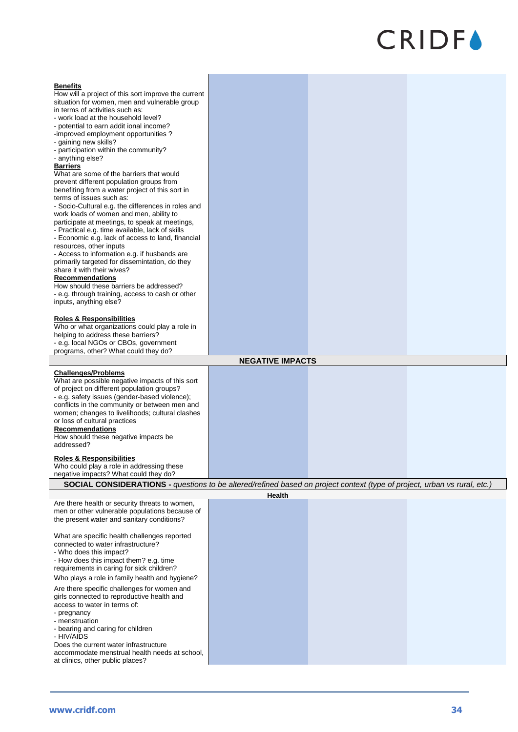| | | | |
|---|---|---|---|
| **Benefits**<br>How will a project of this sort improve the current situation for women, men and vulnerable group in terms of activities such as:<br>- work load at the household level?<br>- potential to earn addit ional income?<br>-improved employment opportunities ?<br>- gaining new skills?<br>- participation within the community?<br>- anything else?<br>**Barriers**<br>What are some of the barriers that would prevent different population groups from benefiting from a water project of this sort in terms of issues such as:<br>- Socio-Cultural e.g. the differences in roles and work loads of women and men, ability to participate at meetings, to speak at meetings,<br>- Practical e.g. time available, lack of skills<br>- Economic e.g. lack of access to land, financial resources, other inputs<br>- Access to information e.g. if husbands are primarily targeted for dissemintation, do they share it with their wives?<br>**Recommendations**<br>How should these barriers be addressed?<br>- e.g. through training, access to cash or other inputs, anything else?<br><br>**Roles & Responsibilities**<br>Who or what organizations could play a role in helping to address these barriers?<br>- e.g. local NGOs or CBOs, government programs, other? What could they do? | | | |
| **NEGATIVE IMPACTS** | | | |
| **Challenges/Problems**<br>What are possible negative impacts of this sort of project on different population groups?<br>- e.g. safety issues (gender-based violence); conflicts in the community or between men and women; changes to livelihoods; cultural clashes or loss of cultural practices<br>**Recommendations**<br>How should these negative impacts be addressed?<br><br>**Roles & Responsibilities**<br>Who could play a role in addressing these negative impacts? What could they do? | | | |
| **SOCIAL CONSIDERATIONS -** *questions to be altered/refined based on project context (type of project, urban vs rural, etc.)* | | | |
| **Health** | | | |
| Are there health or security threats to women, men or other vulnerable populations because of the present water and sanitary conditions?<br><br>What are specific health challenges reported connected to water infrastructure?<br>- Who does this impact?<br>- How does this impact them? e.g. time requirements in caring for sick children?<br>Who plays a role in family health and hygiene?<br>Are there specific challenges for women and girls connected to reproductive health and access to water in terms of:<br>- pregnancy<br>- menstruation<br>- bearing and caring for children<br>- HIV/AIDS<br>Does the current water infrastructure accommodate menstrual health needs at school, at clinics, other public places? | | | |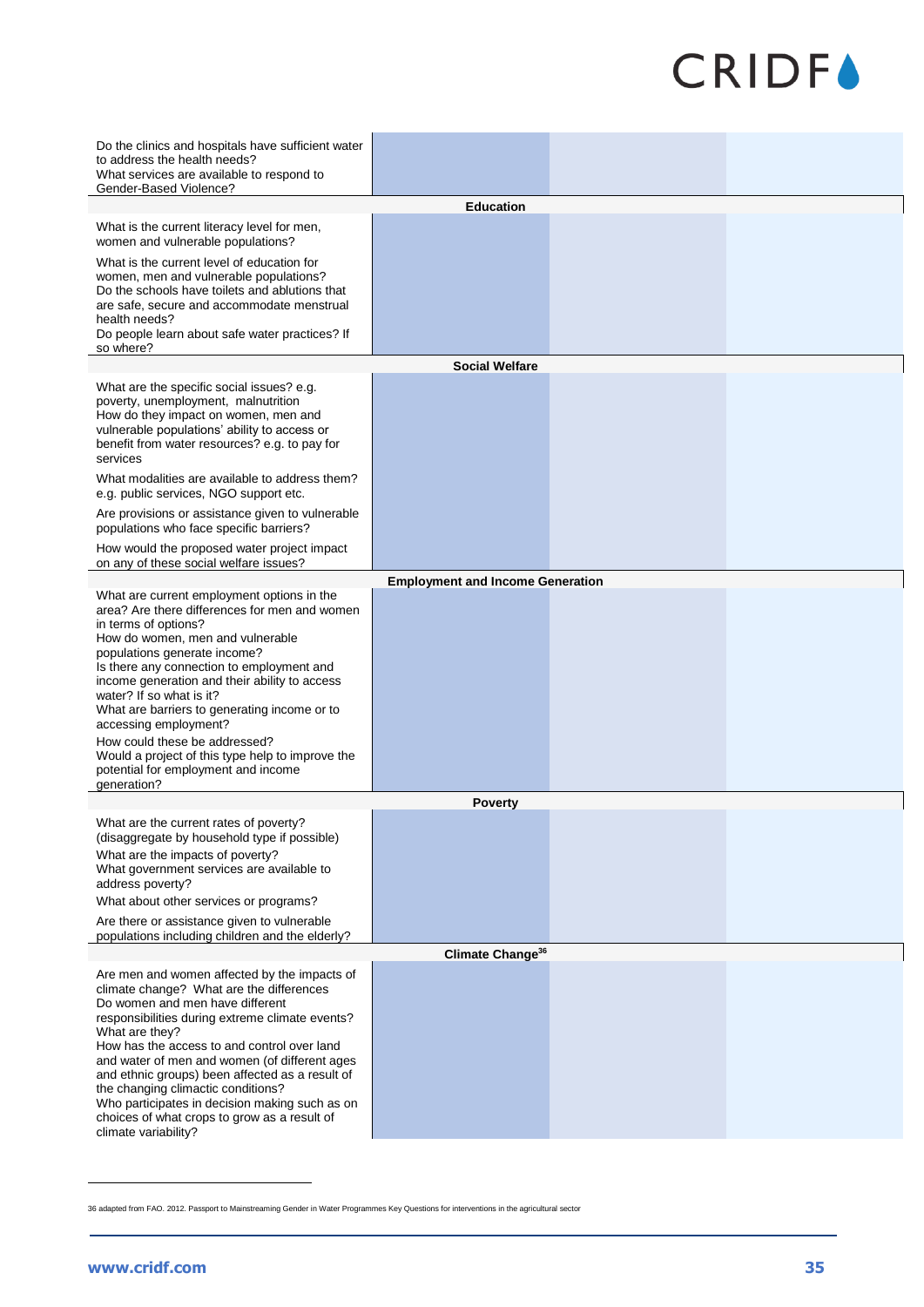| | | | |
|---|---|---|---|
| Do the clinics and hospitals have sufficient water to address the health needs?<br>What services are available to respond to Gender-Based Violence? | | | |
| **Education** | | | |
| What is the current literacy level for men, women and vulnerable populations?<br>What is the current level of education for women, men and vulnerable populations?<br>Do the schools have toilets and ablutions that are safe, secure and accommodate menstrual health needs?<br>Do people learn about safe water practices? If so where? | | | |
| **Social Welfare** | | | |
| What are the specific social issues? e.g. poverty, unemployment, malnutrition<br>How do they impact on women, men and vulnerable populations' ability to access or benefit from water resources? e.g. to pay for services<br>What modalities are available to address them? e.g. public services, NGO support etc.<br>Are provisions or assistance given to vulnerable populations who face specific barriers?<br>How would the proposed water project impact on any of these social welfare issues? | | | |
| **Employment and Income Generation** | | | |
| What are current employment options in the area? Are there differences for men and women in terms of options?<br>How do women, men and vulnerable populations generate income?<br>Is there any connection to employment and income generation and their ability to access water? If so what is it?<br>What are barriers to generating income or to accessing employment?<br>How could these be addressed?<br>Would a project of this type help to improve the potential for employment and income generation? | | | |
| **Poverty** | | | |
| What are the current rates of poverty? (disaggregate by household type if possible)<br>What are the impacts of poverty?<br>What government services are available to address poverty?<br>What about other services or programs?<br>Are there or assistance given to vulnerable populations including children and the elderly? | | | |
| **Climate Change**[36] | | | |
| Are men and women affected by the impacts of climate change? What are the differences<br>Do women and men have different responsibilities during extreme climate events? What are they?<br>How has the access to and control over land and water of men and women (of different ages and ethnic groups) been affected as a result of the changing climactic conditions?<br>Who participates in decision making such as on choices of what crops to grow as a result of climate variability? | | | |

36 adapted from FAO. 2012. Passport to Mainstreaming Gender in Water Programmes Key Questions for interventions in the agricultural sector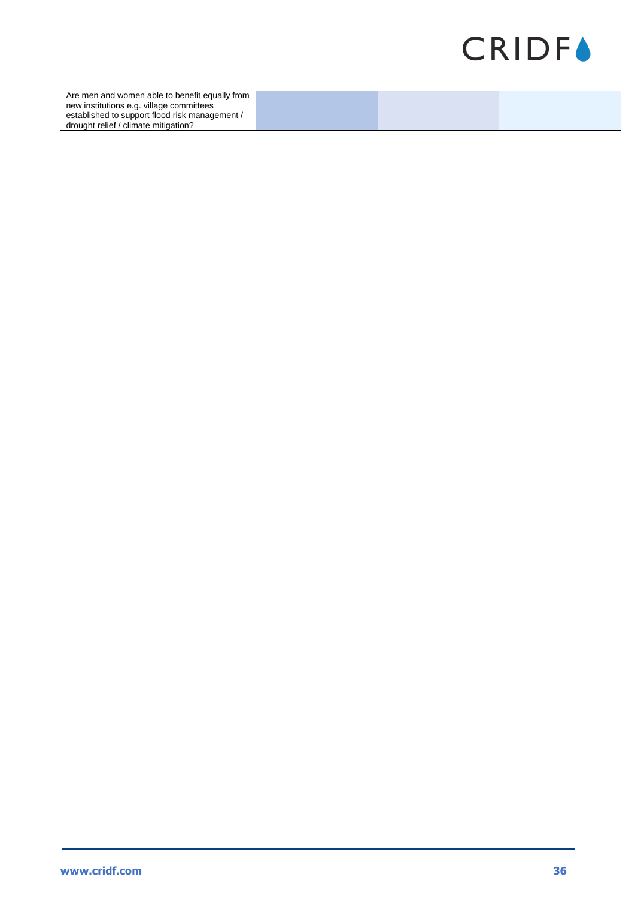| Are men and women able to benefit equally from new institutions e.g. village committees established to support flood risk management / drought relief / climate mitigation? | | | |
|---|---|---|---|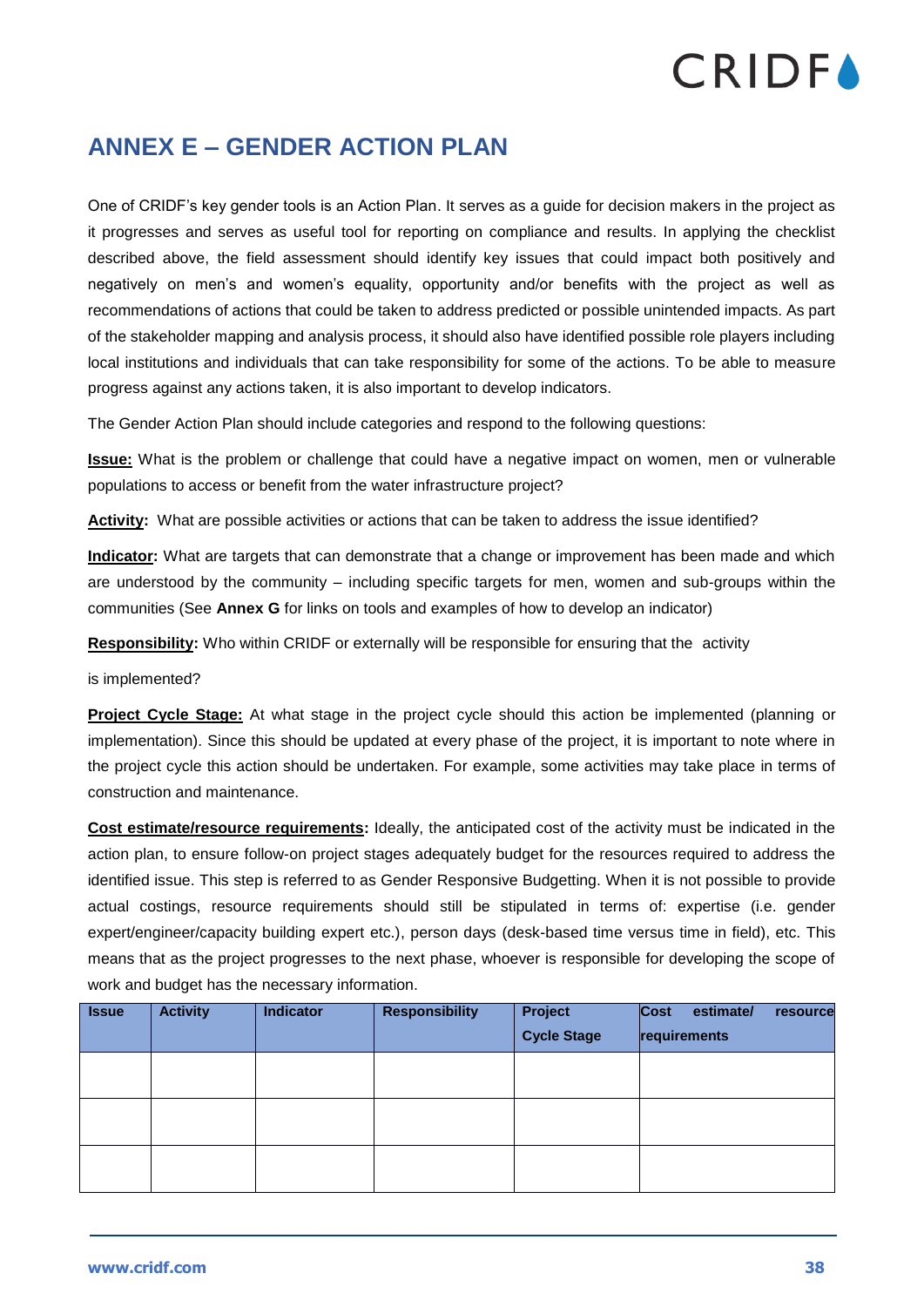## ANNEX E – GENDER ACTION PLAN

One of CRIDF's key gender tools is an Action Plan. It serves as a guide for decision makers in the project as it progresses and serves as useful tool for reporting on compliance and results. In applying the checklist described above, the field assessment should identify key issues that could impact both positively and negatively on men's and women's equality, opportunity and/or benefits with the project as well as recommendations of actions that could be taken to address predicted or possible unintended impacts. As part of the stakeholder mapping and analysis process, it should also have identified possible role players including local institutions and individuals that can take responsibility for some of the actions. To be able to measure progress against any actions taken, it is also important to develop indicators.

The Gender Action Plan should include categories and respond to the following questions:

**Issue:** What is the problem or challenge that could have a negative impact on women, men or vulnerable populations to access or benefit from the water infrastructure project?

**Activity:** What are possible activities or actions that can be taken to address the issue identified?

**Indicator:** What are targets that can demonstrate that a change or improvement has been made and which are understood by the community – including specific targets for men, women and sub-groups within the communities (See **Annex G** for links on tools and examples of how to develop an indicator)

**Responsibility:** Who within CRIDF or externally will be responsible for ensuring that the activity

is implemented?

**Project Cycle Stage:** At what stage in the project cycle should this action be implemented (planning or implementation). Since this should be updated at every phase of the project, it is important to note where in the project cycle this action should be undertaken. For example, some activities may take place in terms of construction and maintenance.

**Cost estimate/resource requirements:** Ideally, the anticipated cost of the activity must be indicated in the action plan, to ensure follow-on project stages adequately budget for the resources required to address the identified issue. This step is referred to as Gender Responsive Budgetting. When it is not possible to provide actual costings, resource requirements should still be stipulated in terms of: expertise (i.e. gender expert/engineer/capacity building expert etc.), person days (desk-based time versus time in field), etc. This means that as the project progresses to the next phase, whoever is responsible for developing the scope of work and budget has the necessary information.

| Issue | Activity | Indicator | Responsibility | Project Cycle Stage | Cost estimate/ resource requirements |
|---|---|---|---|---|---|
| | | | | | |
| | | | | | |
| | | | | | |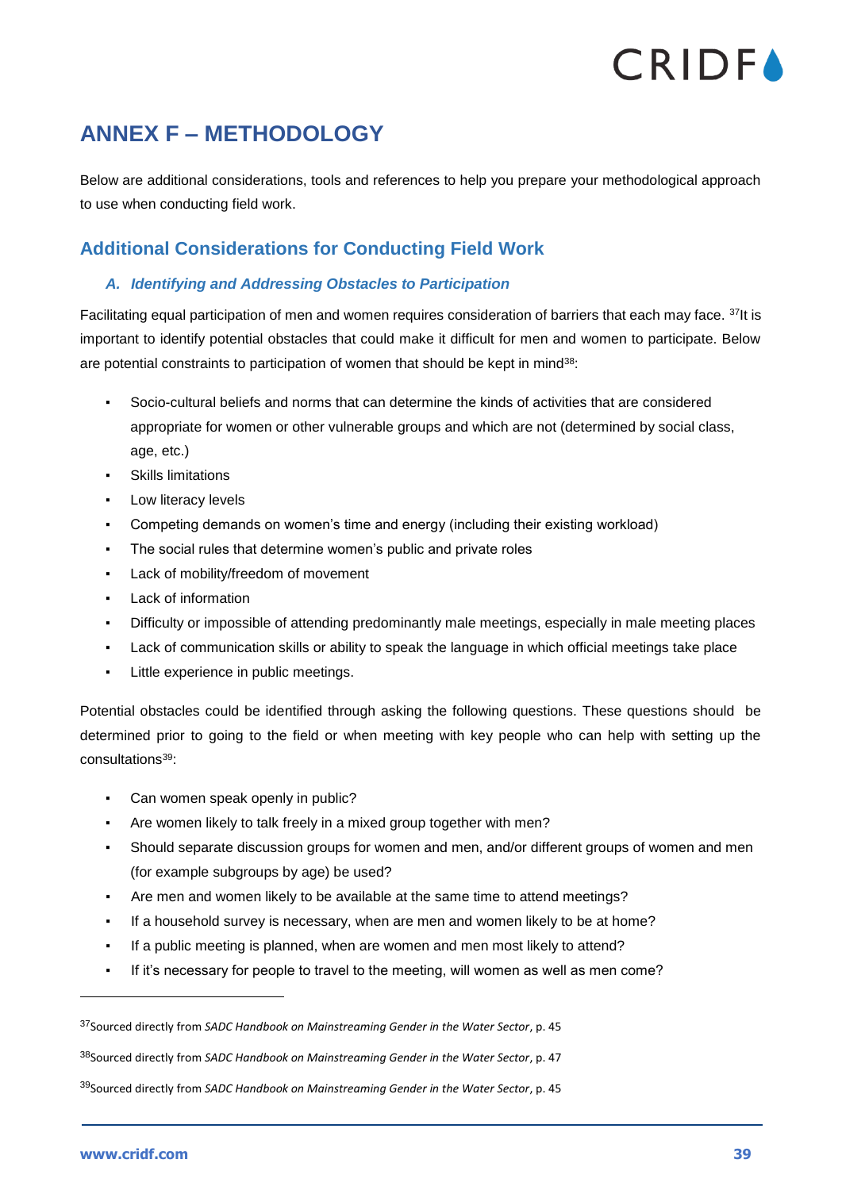# ANNEX F – METHODOLOGY

Below are additional considerations, tools and references to help you prepare your methodological approach to use when conducting field work.

## Additional Considerations for Conducting Field Work

### *A. Identifying and Addressing Obstacles to Participation*

Facilitating equal participation of men and women requires consideration of barriers that each may face. [37]It is important to identify potential obstacles that could make it difficult for men and women to participate. Below are potential constraints to participation of women that should be kept in mind[38]:

- Socio-cultural beliefs and norms that can determine the kinds of activities that are considered appropriate for women or other vulnerable groups and which are not (determined by social class, age, etc.)
- Skills limitations
- Low literacy levels
- Competing demands on women's time and energy (including their existing workload)
- The social rules that determine women's public and private roles
- Lack of mobility/freedom of movement
- Lack of information
- Difficulty or impossible of attending predominantly male meetings, especially in male meeting places
- Lack of communication skills or ability to speak the language in which official meetings take place
- Little experience in public meetings.

Potential obstacles could be identified through asking the following questions. These questions should be determined prior to going to the field or when meeting with key people who can help with setting up the consultations[39]:

- Can women speak openly in public?
- Are women likely to talk freely in a mixed group together with men?
- Should separate discussion groups for women and men, and/or different groups of women and men (for example subgroups by age) be used?
- Are men and women likely to be available at the same time to attend meetings?
- If a household survey is necessary, when are men and women likely to be at home?
- If a public meeting is planned, when are women and men most likely to attend?
- If it's necessary for people to travel to the meeting, will women as well as men come?

---

[37]Sourced directly from *SADC Handbook on Mainstreaming Gender in the Water Sector*, p. 45

[38]Sourced directly from *SADC Handbook on Mainstreaming Gender in the Water Sector*, p. 47

[39]Sourced directly from *SADC Handbook on Mainstreaming Gender in the Water Sector*, p. 45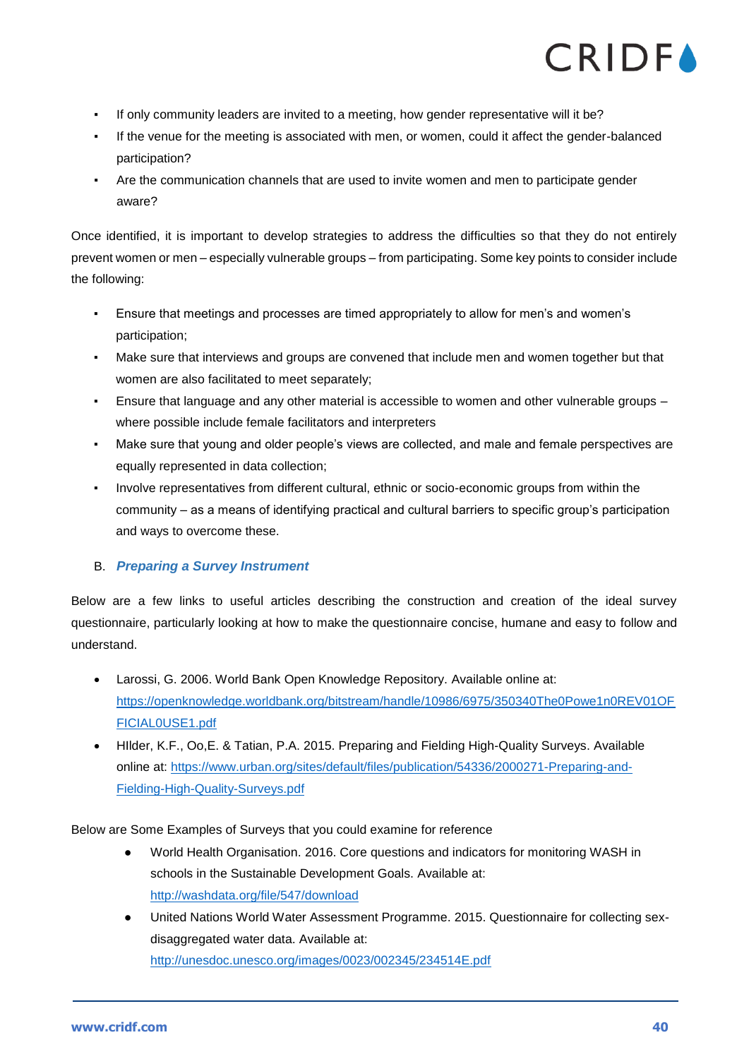- If only community leaders are invited to a meeting, how gender representative will it be?
- If the venue for the meeting is associated with men, or women, could it affect the gender-balanced participation?
- Are the communication channels that are used to invite women and men to participate gender aware?

Once identified, it is important to develop strategies to address the difficulties so that they do not entirely prevent women or men – especially vulnerable groups – from participating. Some key points to consider include the following:

- Ensure that meetings and processes are timed appropriately to allow for men's and women's participation;
- Make sure that interviews and groups are convened that include men and women together but that women are also facilitated to meet separately;
- Ensure that language and any other material is accessible to women and other vulnerable groups – where possible include female facilitators and interpreters
- Make sure that young and older people's views are collected, and male and female perspectives are equally represented in data collection;
- Involve representatives from different cultural, ethnic or socio-economic groups from within the community – as a means of identifying practical and cultural barriers to specific group's participation and ways to overcome these.

### B. *Preparing a Survey Instrument*

Below are a few links to useful articles describing the construction and creation of the ideal survey questionnaire, particularly looking at how to make the questionnaire concise, humane and easy to follow and understand.

- Larossi, G. 2006. World Bank Open Knowledge Repository. Available online at: https://openknowledge.worldbank.org/bitstream/handle/10986/6975/350340The0Powe1n0REV01OFFICIAL0USE1.pdf
- HIlder, K.F., Oo,E. & Tatian, P.A. 2015. Preparing and Fielding High-Quality Surveys. Available online at: https://www.urban.org/sites/default/files/publication/54336/2000271-Preparing-and-Fielding-High-Quality-Surveys.pdf

Below are Some Examples of Surveys that you could examine for reference

- World Health Organisation. 2016. Core questions and indicators for monitoring WASH in schools in the Sustainable Development Goals. Available at: http://washdata.org/file/547/download
- United Nations World Water Assessment Programme. 2015. Questionnaire for collecting sex-disaggregated water data. Available at: http://unesdoc.unesco.org/images/0023/002345/234514E.pdf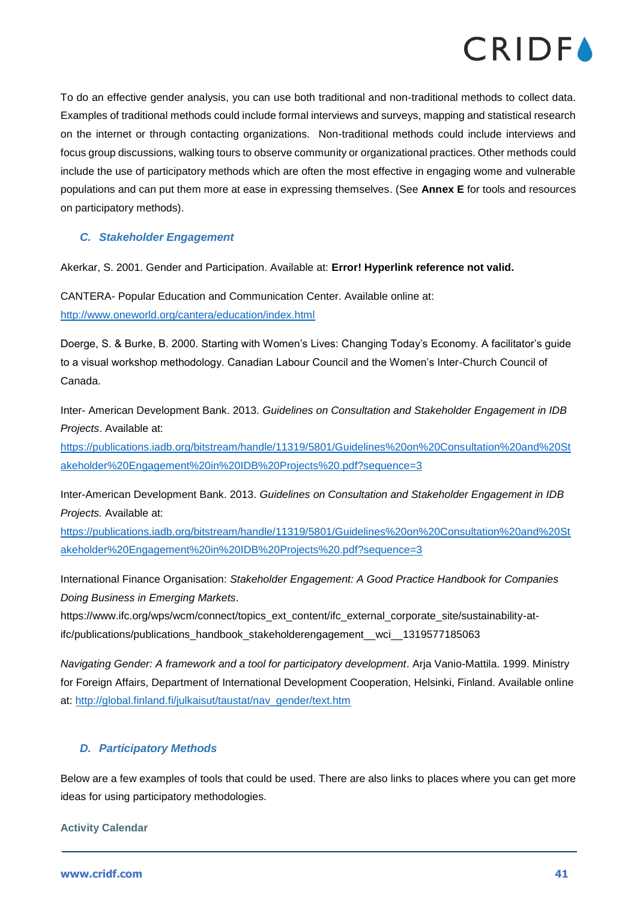To do an effective gender analysis, you can use both traditional and non-traditional methods to collect data. Examples of traditional methods could include formal interviews and surveys, mapping and statistical research on the internet or through contacting organizations. Non-traditional methods could include interviews and focus group discussions, walking tours to observe community or organizational practices. Other methods could include the use of participatory methods which are often the most effective in engaging wome and vulnerable populations and can put them more at ease in expressing themselves. (See **Annex E** for tools and resources on participatory methods).

### *C. Stakeholder Engagement*

Akerkar, S. 2001. Gender and Participation. Available at: **Error! Hyperlink reference not valid.**

CANTERA- Popular Education and Communication Center. Available online at: http://www.oneworld.org/cantera/education/index.html

Doerge, S. & Burke, B. 2000. Starting with Women's Lives: Changing Today's Economy. A facilitator's guide to a visual workshop methodology. Canadian Labour Council and the Women's Inter-Church Council of Canada.

Inter- American Development Bank. 2013. *Guidelines on Consultation and Stakeholder Engagement in IDB Projects*. Available at: https://publications.iadb.org/bitstream/handle/11319/5801/Guidelines%20on%20Consultation%20and%20Stakeholder%20Engagement%20in%20IDB%20Projects%20.pdf?sequence=3

Inter-American Development Bank. 2013. *Guidelines on Consultation and Stakeholder Engagement in IDB Projects.* Available at: https://publications.iadb.org/bitstream/handle/11319/5801/Guidelines%20on%20Consultation%20and%20Stakeholder%20Engagement%20in%20IDB%20Projects%20.pdf?sequence=3

International Finance Organisation: *Stakeholder Engagement: A Good Practice Handbook for Companies Doing Business in Emerging Markets*.
https://www.ifc.org/wps/wcm/connect/topics_ext_content/ifc_external_corporate_site/sustainability-at-ifc/publications/publications_handbook_stakeholderengagement__wci__1319577185063

*Navigating Gender: A framework and a tool for participatory development*. Arja Vanio-Mattila. 1999. Ministry for Foreign Affairs, Department of International Development Cooperation, Helsinki, Finland. Available online at: http://global.finland.fi/julkaisut/taustat/nav_gender/text.htm

### *D. Participatory Methods*

Below are a few examples of tools that could be used. There are also links to places where you can get more ideas for using participatory methodologies.

#### Activity Calendar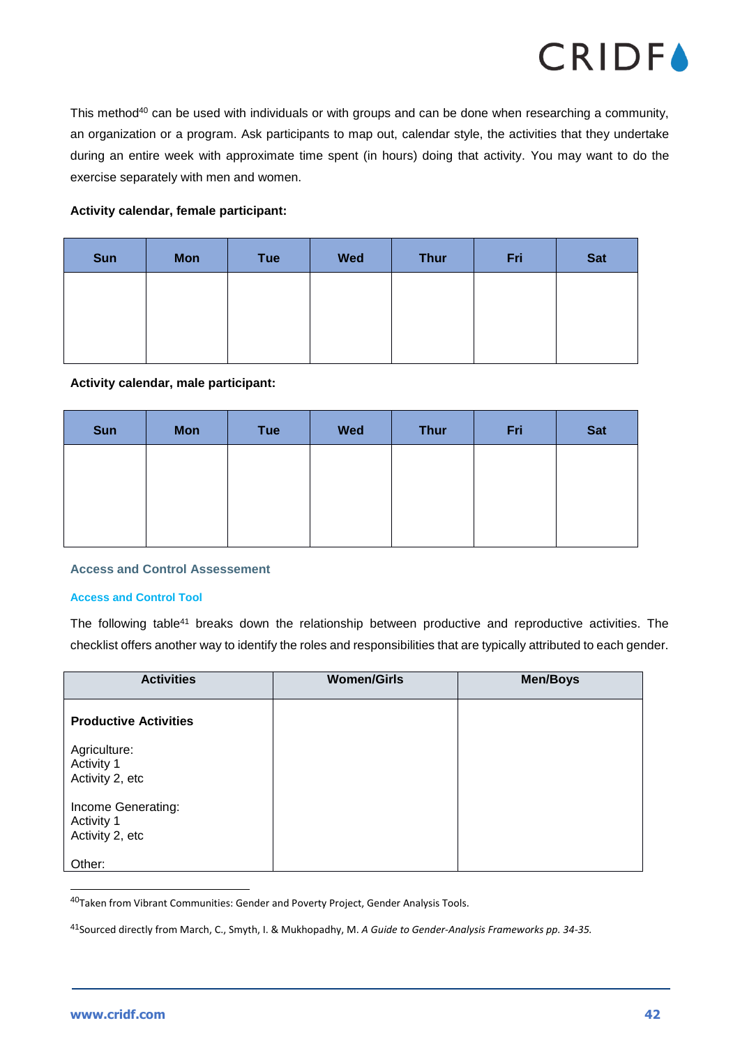This method[40] can be used with individuals or with groups and can be done when researching a community, an organization or a program. Ask participants to map out, calendar style, the activities that they undertake during an entire week with approximate time spent (in hours) doing that activity. You may want to do the exercise separately with men and women.

**Activity calendar, female participant:**

| Sun | Mon | Tue | Wed | Thur | Fri | Sat |
|---|---|---|---|---|---|---|
| | | | | | | |

**Activity calendar, male participant:**

| Sun | Mon | Tue | Wed | Thur | Fri | Sat |
|---|---|---|---|---|---|---|
| | | | | | | |

### Access and Control Assessement

#### Access and Control Tool

The following table[41] breaks down the relationship between productive and reproductive activities. The checklist offers another way to identify the roles and responsibilities that are typically attributed to each gender.

| Activities | Women/Girls | Men/Boys |
|---|---|---|
| **Productive Activities**<br><br>Agriculture:<br>Activity 1<br>Activity 2, etc<br><br>Income Generating:<br>Activity 1<br>Activity 2, etc<br><br>Other: | | |

[40] Taken from Vibrant Communities: Gender and Poverty Project, Gender Analysis Tools.

[41] Sourced directly from March, C., Smyth, I. & Mukhopadhy, M. *A Guide to Gender-Analysis Frameworks pp. 34-35.*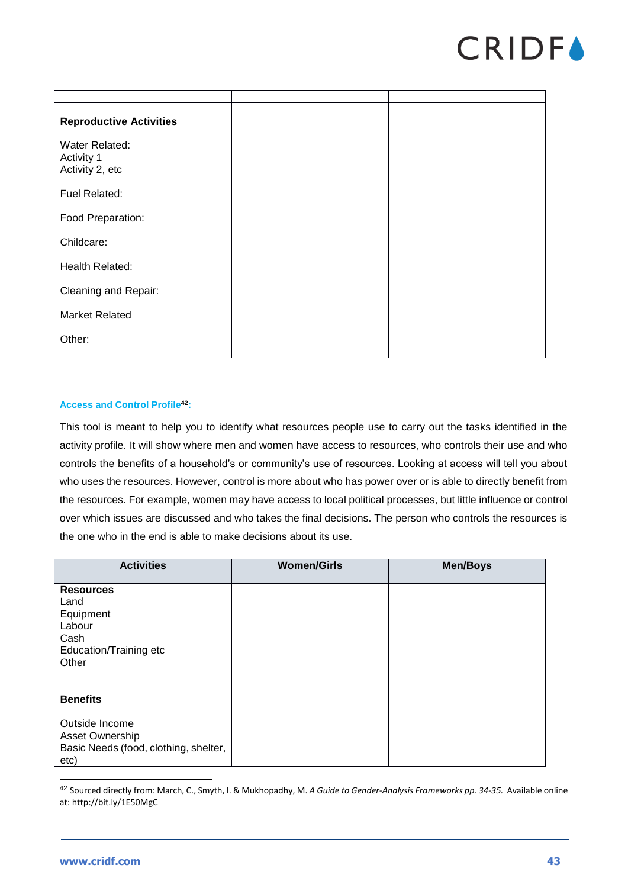| | | |
|---|---|---|
| **Reproductive Activities**<br><br>Water Related:<br>Activity 1<br>Activity 2, etc<br><br>Fuel Related:<br><br>Food Preparation:<br><br>Childcare:<br><br>Health Related:<br><br>Cleaning and Repair:<br><br>Market Related<br><br>Other: | | |

**Access and Control Profile[42]:**

This tool is meant to help you to identify what resources people use to carry out the tasks identified in the activity profile. It will show where men and women have access to resources, who controls their use and who controls the benefits of a household's or community's use of resources. Looking at access will tell you about who uses the resources. However, control is more about who has power over or is able to directly benefit from the resources. For example, women may have access to local political processes, but little influence or control over which issues are discussed and who takes the final decisions. The person who controls the resources is the one who in the end is able to make decisions about its use.

| Activities | Women/Girls | Men/Boys |
|---|---|---|
| **Resources**<br>Land<br>Equipment<br>Labour<br>Cash<br>Education/Training etc<br>Other | | |
| **Benefits**<br><br>Outside Income<br>Asset Ownership<br>Basic Needs (food, clothing, shelter, etc) | | |

[42] Sourced directly from: March, C., Smyth, I. & Mukhopadhy, M. *A Guide to Gender-Analysis Frameworks pp. 34-35.* Available online at: http://bit.ly/1E50MgC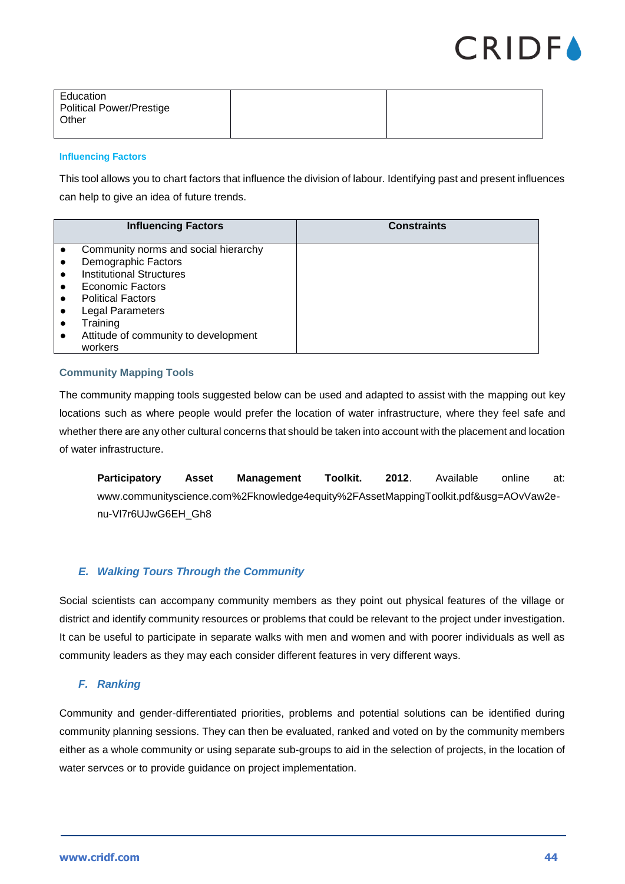| Education<br>Political Power/Prestige<br>Other | | |
|---|---|---|

**Influencing Factors**

This tool allows you to chart factors that influence the division of labour. Identifying past and present influences can help to give an idea of future trends.

| Influencing Factors | Constraints |
|---|---|
| • Community norms and social hierarchy<br>• Demographic Factors<br>• Institutional Structures<br>• Economic Factors<br>• Political Factors<br>• Legal Parameters<br>• Training<br>• Attitude of community to development workers | |

**Community Mapping Tools**

The community mapping tools suggested below can be used and adapted to assist with the mapping out key locations such as where people would prefer the location of water infrastructure, where they feel safe and whether there are any other cultural concerns that should be taken into account with the placement and location of water infrastructure.

> **Participatory Asset Management Toolkit. 2012**. Available online at: www.communityscience.com%2Fknowledge4equity%2FAssetMappingToolkit.pdf&usg=AOvVaw2e-nu-Vl7r6UJwG6EH_Gh8

### *E. Walking Tours Through the Community*

Social scientists can accompany community members as they point out physical features of the village or district and identify community resources or problems that could be relevant to the project under investigation. It can be useful to participate in separate walks with men and women and with poorer individuals as well as community leaders as they may each consider different features in very different ways.

### *F. Ranking*

Community and gender-differentiated priorities, problems and potential solutions can be identified during community planning sessions. They can then be evaluated, ranked and voted on by the community members either as a whole community or using separate sub-groups to aid in the selection of projects, in the location of water servces or to provide guidance on project implementation.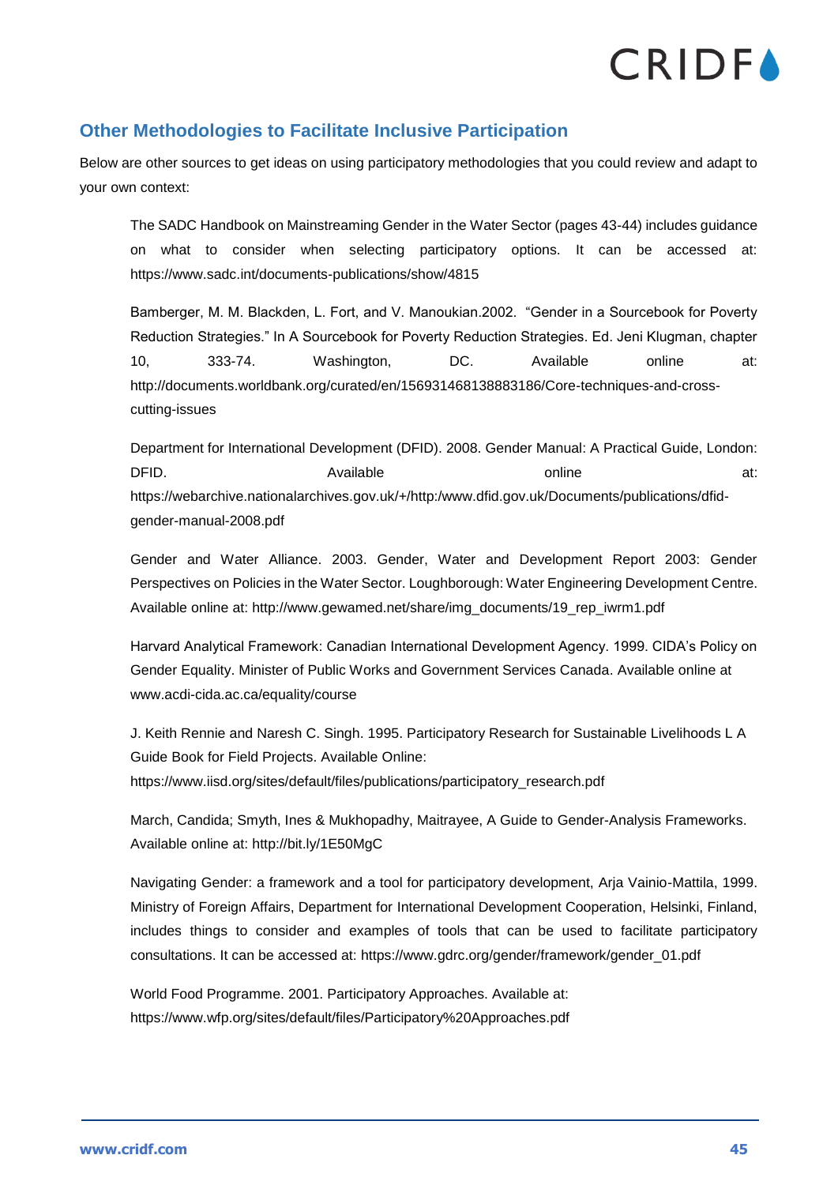## Other Methodologies to Facilitate Inclusive Participation

Below are other sources to get ideas on using participatory methodologies that you could review and adapt to your own context:

The SADC Handbook on Mainstreaming Gender in the Water Sector (pages 43-44) includes guidance on what to consider when selecting participatory options. It can be accessed at: https://www.sadc.int/documents-publications/show/4815

Bamberger, M. M. Blackden, L. Fort, and V. Manoukian.2002. "Gender in a Sourcebook for Poverty Reduction Strategies." In A Sourcebook for Poverty Reduction Strategies. Ed. Jeni Klugman, chapter 10, 333-74. Washington, DC. Available online at: http://documents.worldbank.org/curated/en/156931468138883186/Core-techniques-and-cross-cutting-issues

Department for International Development (DFID). 2008. Gender Manual: A Practical Guide, London: DFID. Available online at: https://webarchive.nationalarchives.gov.uk/+/http:/www.dfid.gov.uk/Documents/publications/dfid-gender-manual-2008.pdf

Gender and Water Alliance. 2003. Gender, Water and Development Report 2003: Gender Perspectives on Policies in the Water Sector. Loughborough: Water Engineering Development Centre. Available online at: http://www.gewamed.net/share/img_documents/19_rep_iwrm1.pdf

Harvard Analytical Framework: Canadian International Development Agency. 1999. CIDA's Policy on Gender Equality. Minister of Public Works and Government Services Canada. Available online at www.acdi-cida.ac.ca/equality/course

J. Keith Rennie and Naresh C. Singh. 1995. Participatory Research for Sustainable Livelihoods L A Guide Book for Field Projects. Available Online: https://www.iisd.org/sites/default/files/publications/participatory_research.pdf

March, Candida; Smyth, Ines & Mukhopadhy, Maitrayee, A Guide to Gender-Analysis Frameworks. Available online at: http://bit.ly/1E50MgC

Navigating Gender: a framework and a tool for participatory development, Arja Vainio-Mattila, 1999. Ministry of Foreign Affairs, Department for International Development Cooperation, Helsinki, Finland, includes things to consider and examples of tools that can be used to facilitate participatory consultations. It can be accessed at: https://www.gdrc.org/gender/framework/gender_01.pdf

World Food Programme. 2001. Participatory Approaches. Available at: https://www.wfp.org/sites/default/files/Participatory%20Approaches.pdf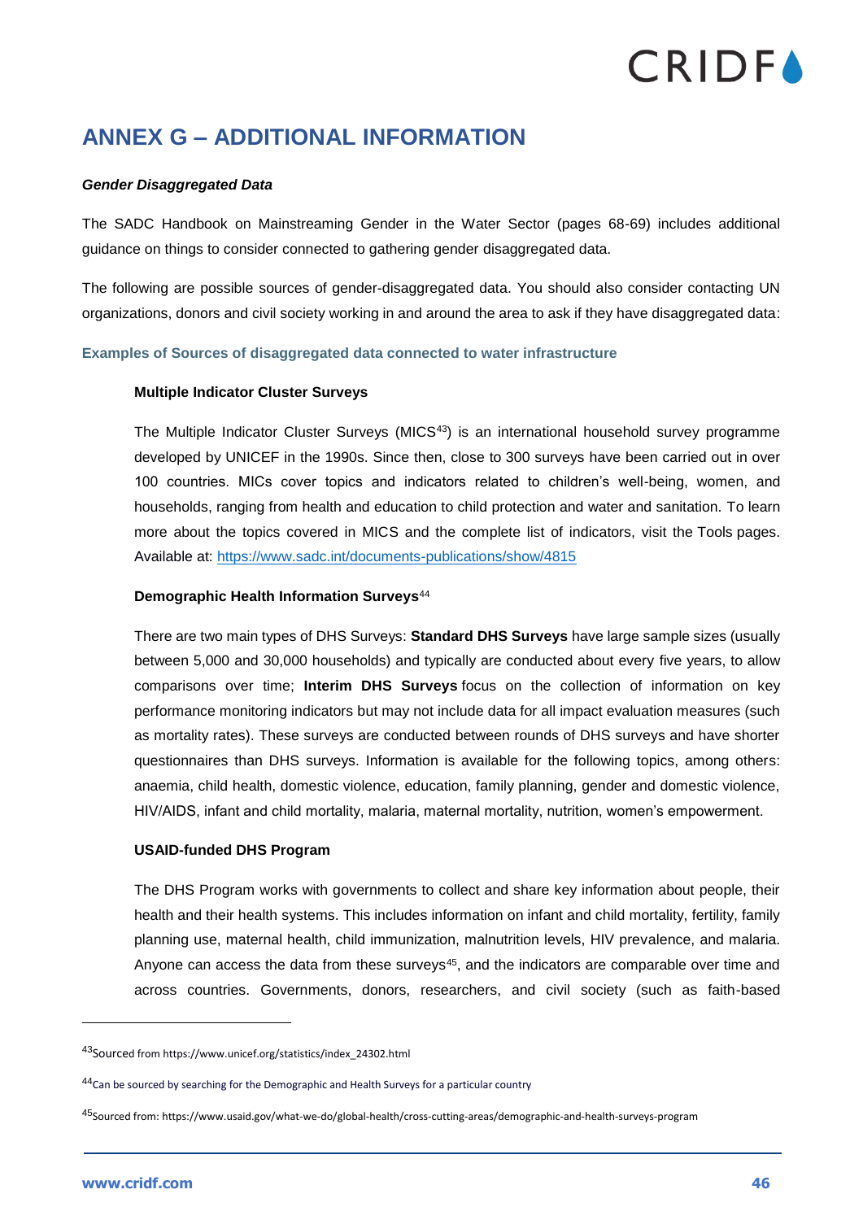## ANNEX G – ADDITIONAL INFORMATION

***Gender Disaggregated Data***

The SADC Handbook on Mainstreaming Gender in the Water Sector (pages 68-69) includes additional guidance on things to consider connected to gathering gender disaggregated data.

The following are possible sources of gender-disaggregated data. You should also consider contacting UN organizations, donors and civil society working in and around the area to ask if they have disaggregated data:

**Examples of Sources of disaggregated data connected to water infrastructure**

**Multiple Indicator Cluster Surveys**

The Multiple Indicator Cluster Surveys (MICS[43]) is an international household survey programme developed by UNICEF in the 1990s. Since then, close to 300 surveys have been carried out in over 100 countries. MICs cover topics and indicators related to children's well-being, women, and households, ranging from health and education to child protection and water and sanitation. To learn more about the topics covered in MICS and the complete list of indicators, visit the Tools pages. Available at: [https://www.sadc.int/documents-publications/show/4815](https://www.sadc.int/documents-publications/show/4815)

**Demographic Health Information Surveys**[44]

There are two main types of DHS Surveys: **Standard DHS Surveys** have large sample sizes (usually between 5,000 and 30,000 households) and typically are conducted about every five years, to allow comparisons over time; **Interim DHS Surveys** focus on the collection of information on key performance monitoring indicators but may not include data for all impact evaluation measures (such as mortality rates). These surveys are conducted between rounds of DHS surveys and have shorter questionnaires than DHS surveys. Information is available for the following topics, among others: anaemia, child health, domestic violence, education, family planning, gender and domestic violence, HIV/AIDS, infant and child mortality, malaria, maternal mortality, nutrition, women's empowerment.

**USAID-funded DHS Program**

The DHS Program works with governments to collect and share key information about people, their health and their health systems. This includes information on infant and child mortality, fertility, family planning use, maternal health, child immunization, malnutrition levels, HIV prevalence, and malaria. Anyone can access the data from these surveys[45], and the indicators are comparable over time and across countries. Governments, donors, researchers, and civil society (such as faith-based

---

[43] Sourced from https://www.unicef.org/statistics/index_24302.html

[44] Can be sourced by searching for the Demographic and Health Surveys for a particular country

[45] Sourced from: https://www.usaid.gov/what-we-do/global-health/cross-cutting-areas/demographic-and-health-surveys-program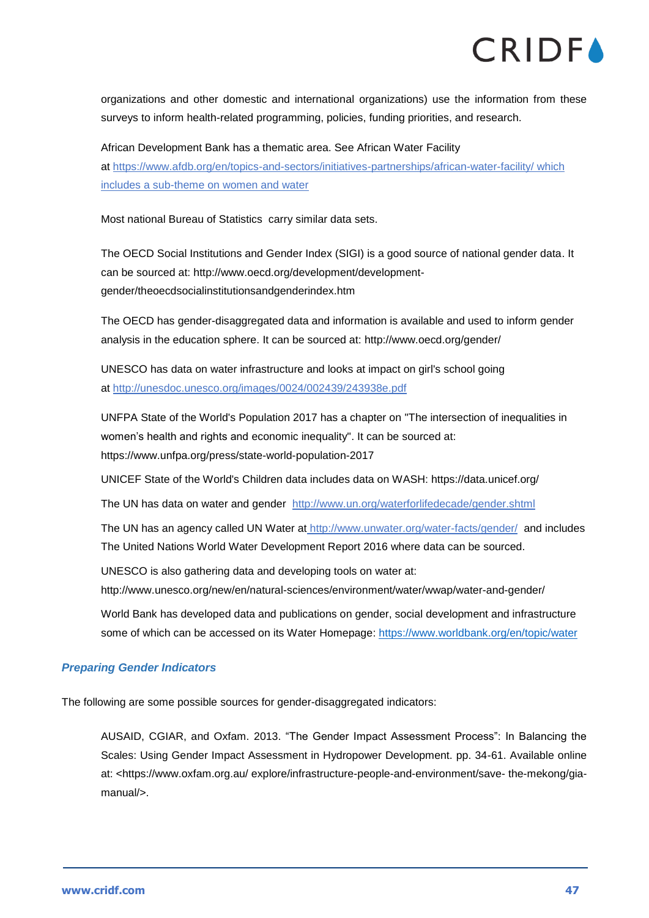organizations and other domestic and international organizations) use the information from these surveys to inform health-related programming, policies, funding priorities, and research.

African Development Bank has a thematic area. See African Water Facility at https://www.afdb.org/en/topics-and-sectors/initiatives-partnerships/african-water-facility/ which includes a sub-theme on women and water

Most national Bureau of Statistics carry similar data sets.

The OECD Social Institutions and Gender Index (SIGI) is a good source of national gender data. It can be sourced at: http://www.oecd.org/development/development-gender/theoecdsocialinstitutionsandgenderindex.htm

The OECD has gender-disaggregated data and information is available and used to inform gender analysis in the education sphere. It can be sourced at: http://www.oecd.org/gender/

UNESCO has data on water infrastructure and looks at impact on girl's school going at http://unesdoc.unesco.org/images/0024/002439/243938e.pdf

UNFPA State of the World's Population 2017 has a chapter on "The intersection of inequalities in women's health and rights and economic inequality". It can be sourced at: https://www.unfpa.org/press/state-world-population-2017

UNICEF State of the World's Children data includes data on WASH: https://data.unicef.org/

The UN has data on water and gender http://www.un.org/waterforlifedecade/gender.shtml

The UN has an agency called UN Water at http://www.unwater.org/water-facts/gender/ and includes The United Nations World Water Development Report 2016 where data can be sourced.

UNESCO is also gathering data and developing tools on water at: http://www.unesco.org/new/en/natural-sciences/environment/water/wwap/water-and-gender/

World Bank has developed data and publications on gender, social development and infrastructure some of which can be accessed on its Water Homepage: https://www.worldbank.org/en/topic/water

### *Preparing Gender Indicators*

The following are some possible sources for gender-disaggregated indicators:

AUSAID, CGIAR, and Oxfam. 2013. "The Gender Impact Assessment Process": In Balancing the Scales: Using Gender Impact Assessment in Hydropower Development. pp. 34-61. Available online at: <https://www.oxfam.org.au/ explore/infrastructure-people-and-environment/save- the-mekong/gia-manual/>.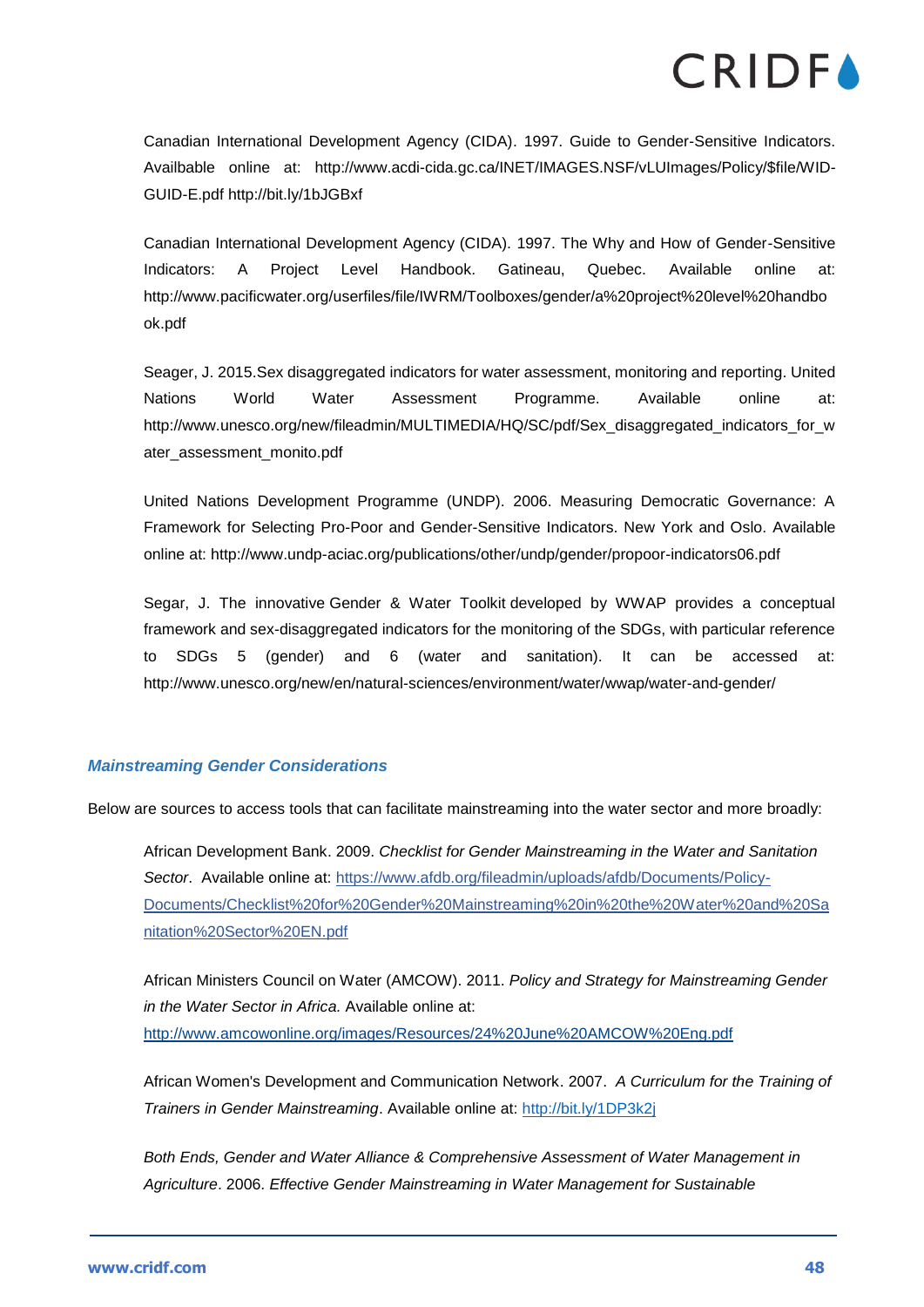Canadian International Development Agency (CIDA). 1997. Guide to Gender-Sensitive Indicators. Availbable online at: http://www.acdi-cida.gc.ca/INET/IMAGES.NSF/vLUImages/Policy/$file/WID-GUID-E.pdf http://bit.ly/1bJGBxf

Canadian International Development Agency (CIDA). 1997. The Why and How of Gender-Sensitive Indicators: A Project Level Handbook. Gatineau, Quebec. Available online at: http://www.pacificwater.org/userfiles/file/IWRM/Toolboxes/gender/a%20project%20level%20handbook.pdf

Seager, J. 2015.Sex disaggregated indicators for water assessment, monitoring and reporting. United Nations World Water Assessment Programme. Available online at: http://www.unesco.org/new/fileadmin/MULTIMEDIA/HQ/SC/pdf/Sex_disaggregated_indicators_for_water_assessment_monito.pdf

United Nations Development Programme (UNDP). 2006. Measuring Democratic Governance: A Framework for Selecting Pro-Poor and Gender-Sensitive Indicators. New York and Oslo. Available online at: http://www.undp-aciac.org/publications/other/undp/gender/propoor-indicators06.pdf

Segar, J. The innovative Gender & Water Toolkit developed by WWAP provides a conceptual framework and sex-disaggregated indicators for the monitoring of the SDGs, with particular reference to SDGs 5 (gender) and 6 (water and sanitation). It can be accessed at: http://www.unesco.org/new/en/natural-sciences/environment/water/wwap/water-and-gender/

### *Mainstreaming Gender Considerations*

Below are sources to access tools that can facilitate mainstreaming into the water sector and more broadly:

African Development Bank. 2009. *Checklist for Gender Mainstreaming in the Water and Sanitation Sector*. Available online at: https://www.afdb.org/fileadmin/uploads/afdb/Documents/Policy-Documents/Checklist%20for%20Gender%20Mainstreaming%20in%20the%20Water%20and%20Sanitation%20Sector%20EN.pdf

African Ministers Council on Water (AMCOW). 2011. *Policy and Strategy for Mainstreaming Gender in the Water Sector in Africa.* Available online at: http://www.amcowonline.org/images/Resources/24%20June%20AMCOW%20Eng.pdf

African Women's Development and Communication Network. 2007. *A Curriculum for the Training of Trainers in Gender Mainstreaming*. Available online at: http://bit.ly/1DP3k2j

*Both Ends, Gender and Water Alliance & Comprehensive Assessment of Water Management in Agriculture*. 2006. *Effective Gender Mainstreaming in Water Management for Sustainable*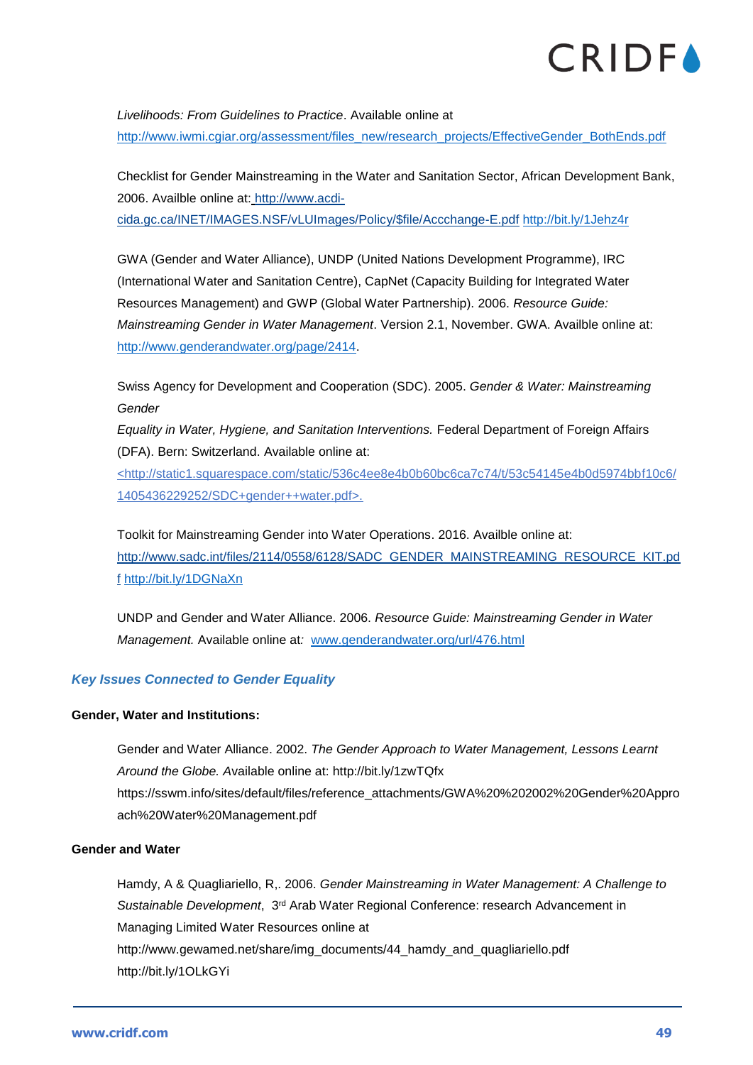*Livelihoods: From Guidelines to Practice*. Available online at http://www.iwmi.cgiar.org/assessment/files_new/research_projects/EffectiveGender_BothEnds.pdf

Checklist for Gender Mainstreaming in the Water and Sanitation Sector, African Development Bank, 2006. Availble online at: http://www.acdi-cida.gc.ca/INET/IMAGES.NSF/vLUImages/Policy/$file/Accchange-E.pdf http://bit.ly/1Jehz4r

GWA (Gender and Water Alliance), UNDP (United Nations Development Programme), IRC (International Water and Sanitation Centre), CapNet (Capacity Building for Integrated Water Resources Management) and GWP (Global Water Partnership). 2006. *Resource Guide: Mainstreaming Gender in Water Management*. Version 2.1, November. GWA. Availble online at: http://www.genderandwater.org/page/2414.

Swiss Agency for Development and Cooperation (SDC). 2005. *Gender & Water: Mainstreaming Gender Equality in Water, Hygiene, and Sanitation Interventions.* Federal Department of Foreign Affairs (DFA). Bern: Switzerland. Available online at: <http://static1.squarespace.com/static/536c4ee8e4b0b60bc6ca7c74/t/53c54145e4b0d5974bbf10c6/1405436229252/SDC+gender++water.pdf>.

Toolkit for Mainstreaming Gender into Water Operations. 2016. Availble online at: http://www.sadc.int/files/2114/0558/6128/SADC_GENDER_MAINSTREAMING_RESOURCE_KIT.pdf http://bit.ly/1DGNaXn

UNDP and Gender and Water Alliance. 2006. *Resource Guide: Mainstreaming Gender in Water Management.* Available online at: www.genderandwater.org/url/476.html

### *Key Issues Connected to Gender Equality*

**Gender, Water and Institutions:**

Gender and Water Alliance. 2002. *The Gender Approach to Water Management, Lessons Learnt Around the Globe.* Available online at: http://bit.ly/1zwTQfx https://sswm.info/sites/default/files/reference_attachments/GWA%20%202002%20Gender%20Approach%20Water%20Management.pdf

**Gender and Water**

Hamdy, A & Quagliariello, R,. 2006. *Gender Mainstreaming in Water Management: A Challenge to Sustainable Development*, 3rd Arab Water Regional Conference: research Advancement in Managing Limited Water Resources online at http://www.gewamed.net/share/img_documents/44_hamdy_and_quagliariello.pdf http://bit.ly/1OLkGYi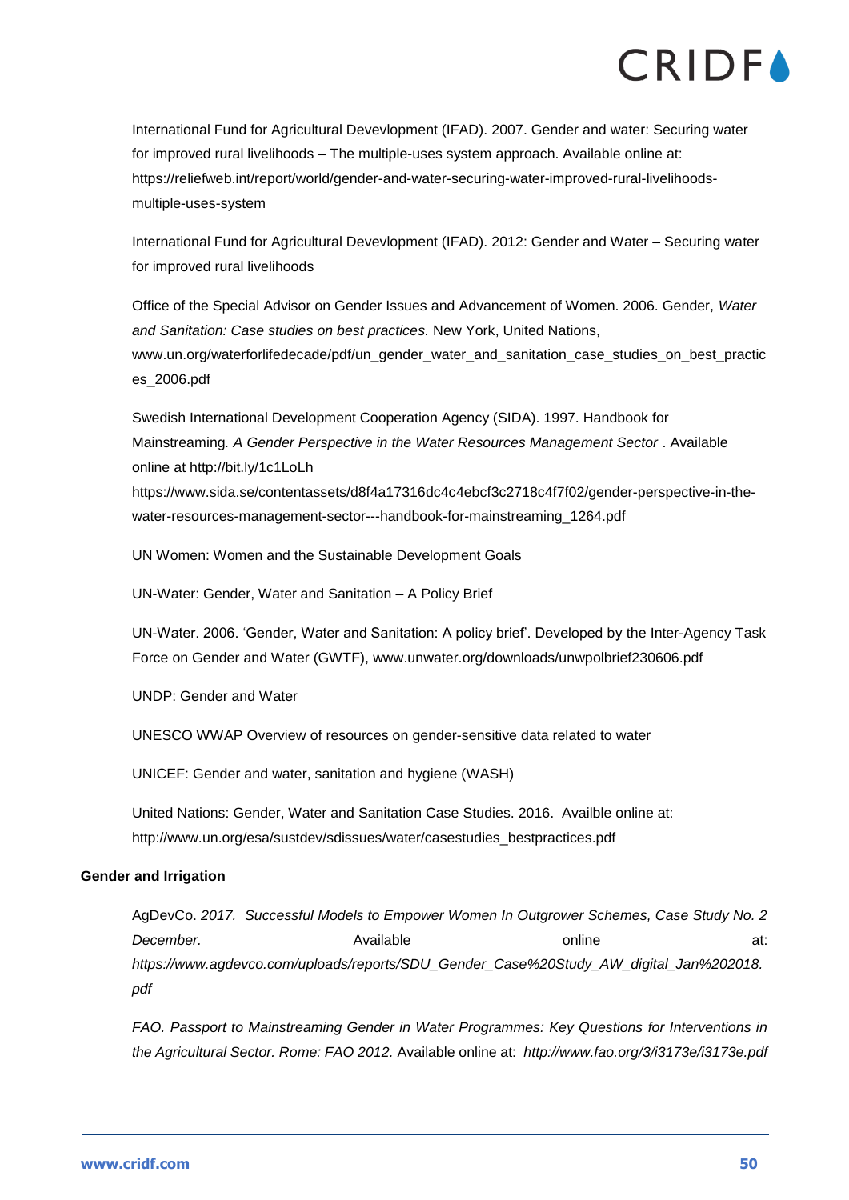International Fund for Agricultural Devevlopment (IFAD). 2007. Gender and water: Securing water for improved rural livelihoods – The multiple-uses system approach. Available online at: https://reliefweb.int/report/world/gender-and-water-securing-water-improved-rural-livelihoods-multiple-uses-system

International Fund for Agricultural Devevlopment (IFAD). 2012: Gender and Water – Securing water for improved rural livelihoods

Office of the Special Advisor on Gender Issues and Advancement of Women. 2006. Gender, *Water and Sanitation: Case studies on best practices.* New York, United Nations, www.un.org/waterforlifedecade/pdf/un_gender_water_and_sanitation_case_studies_on_best_practices_2006.pdf

Swedish International Development Cooperation Agency (SIDA). 1997. Handbook for Mainstreaming. *A Gender Perspective in the Water Resources Management Sector* . Available online at http://bit.ly/1c1LoLh https://www.sida.se/contentassets/d8f4a17316dc4c4ebcf3c2718c4f7f02/gender-perspective-in-the-water-resources-management-sector---handbook-for-mainstreaming_1264.pdf

UN Women: Women and the Sustainable Development Goals

UN-Water: Gender, Water and Sanitation – A Policy Brief

UN-Water. 2006. 'Gender, Water and Sanitation: A policy brief'. Developed by the Inter-Agency Task Force on Gender and Water (GWTF), www.unwater.org/downloads/unwpolbrief230606.pdf

UNDP: Gender and Water

UNESCO WWAP Overview of resources on gender-sensitive data related to water

UNICEF: Gender and water, sanitation and hygiene (WASH)

United Nations: Gender, Water and Sanitation Case Studies. 2016. Availble online at: http://www.un.org/esa/sustdev/sdissues/water/casestudies_bestpractices.pdf

**Gender and Irrigation**

AgDevCo. *2017. Successful Models to Empower Women In Outgrower Schemes, Case Study No. 2 December.* Available online at: *https://www.agdevco.com/uploads/reports/SDU_Gender_Case%20Study_AW_digital_Jan%202018.pdf*

*FAO. Passport to Mainstreaming Gender in Water Programmes: Key Questions for Interventions in the Agricultural Sector. Rome: FAO 2012.* Available online at: *http://www.fao.org/3/i3173e/i3173e.pdf*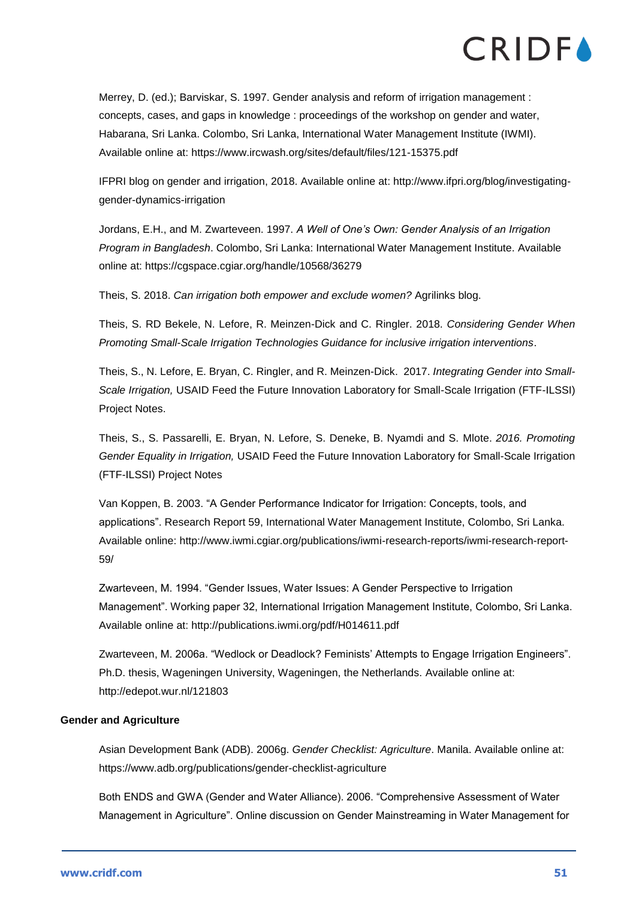Merrey, D. (ed.); Barviskar, S. 1997. Gender analysis and reform of irrigation management : concepts, cases, and gaps in knowledge : proceedings of the workshop on gender and water, Habarana, Sri Lanka. Colombo, Sri Lanka, International Water Management Institute (IWMI). Available online at: https://www.ircwash.org/sites/default/files/121-15375.pdf

IFPRI blog on gender and irrigation, 2018. Available online at: http://www.ifpri.org/blog/investigating-gender-dynamics-irrigation

Jordans, E.H., and M. Zwarteveen. 1997. *A Well of One's Own: Gender Analysis of an Irrigation Program in Bangladesh*. Colombo, Sri Lanka: International Water Management Institute. Available online at: https://cgspace.cgiar.org/handle/10568/36279

Theis, S. 2018. *Can irrigation both empower and exclude women?* Agrilinks blog.

Theis, S. RD Bekele, N. Lefore, R. Meinzen-Dick and C. Ringler. 2018. *Considering Gender When Promoting Small-Scale Irrigation Technologies Guidance for inclusive irrigation interventions*.

Theis, S., N. Lefore, E. Bryan, C. Ringler, and R. Meinzen-Dick. 2017. *Integrating Gender into Small-Scale Irrigation,* USAID Feed the Future Innovation Laboratory for Small-Scale Irrigation (FTF-ILSSI) Project Notes.

Theis, S., S. Passarelli, E. Bryan, N. Lefore, S. Deneke, B. Nyamdi and S. Mlote. *2016. Promoting Gender Equality in Irrigation,* USAID Feed the Future Innovation Laboratory for Small-Scale Irrigation (FTF-ILSSI) Project Notes

Van Koppen, B. 2003. "A Gender Performance Indicator for Irrigation: Concepts, tools, and applications". Research Report 59, International Water Management Institute, Colombo, Sri Lanka. Available online: http://www.iwmi.cgiar.org/publications/iwmi-research-reports/iwmi-research-report-59/

Zwarteveen, M. 1994. "Gender Issues, Water Issues: A Gender Perspective to Irrigation Management". Working paper 32, International Irrigation Management Institute, Colombo, Sri Lanka. Available online at: http://publications.iwmi.org/pdf/H014611.pdf

Zwarteveen, M. 2006a. "Wedlock or Deadlock? Feminists' Attempts to Engage Irrigation Engineers". Ph.D. thesis, Wageningen University, Wageningen, the Netherlands. Available online at: http://edepot.wur.nl/121803

**Gender and Agriculture**

Asian Development Bank (ADB). 2006g. *Gender Checklist: Agriculture*. Manila. Available online at: https://www.adb.org/publications/gender-checklist-agriculture

Both ENDS and GWA (Gender and Water Alliance). 2006. "Comprehensive Assessment of Water Management in Agriculture". Online discussion on Gender Mainstreaming in Water Management for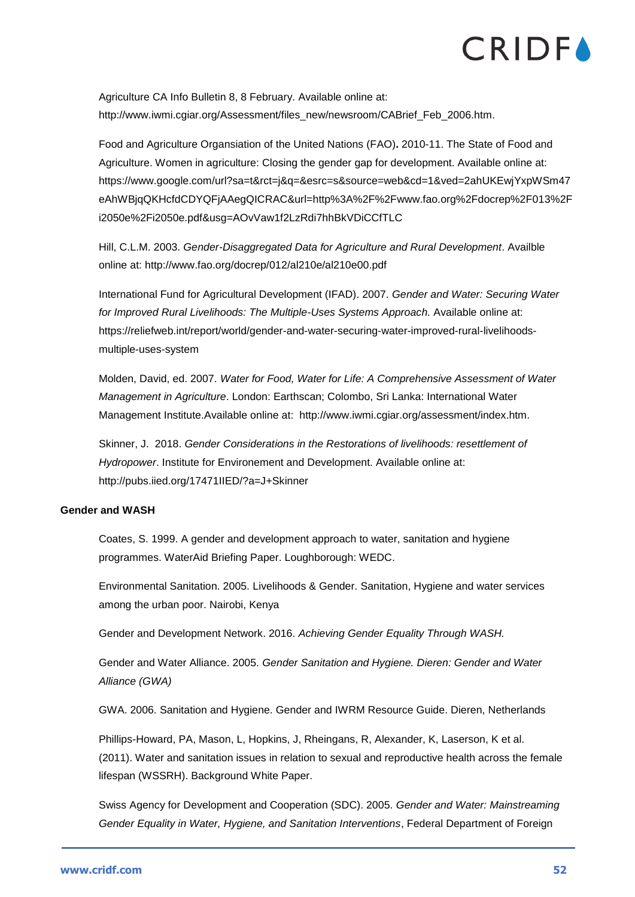Agriculture CA Info Bulletin 8, 8 February. Available online at: http://www.iwmi.cgiar.org/Assessment/files_new/newsroom/CABrief_Feb_2006.htm.

Food and Agriculture Organsiation of the United Nations (FAO)**.** 2010-11. The State of Food and Agriculture. Women in agriculture: Closing the gender gap for development. Available online at: https://www.google.com/url?sa=t&rct=j&q=&esrc=s&source=web&cd=1&ved=2ahUKEwjYxpWSm47eAhWBjqQKHcfdCDYQFjAAegQICRAC&url=http%3A%2F%2Fwww.fao.org%2Fdocrep%2F013%2Fi2050e%2Fi2050e.pdf&usg=AOvVaw1f2LzRdi7hhBkVDiCCfTLC

Hill, C.L.M. 2003. *Gender-Disaggregated Data for Agriculture and Rural Development*. Availble online at: http://www.fao.org/docrep/012/al210e/al210e00.pdf

International Fund for Agricultural Development (IFAD). 2007. *Gender and Water: Securing Water for Improved Rural Livelihoods: The Multiple-Uses Systems Approach.* Available online at: https://reliefweb.int/report/world/gender-and-water-securing-water-improved-rural-livelihoods-multiple-uses-system

Molden, David, ed. 2007. *Water for Food, Water for Life: A Comprehensive Assessment of Water Management in Agriculture*. London: Earthscan; Colombo, Sri Lanka: International Water Management Institute.Available online at: http://www.iwmi.cgiar.org/assessment/index.htm.

Skinner, J. 2018. *Gender Considerations in the Restorations of livelihoods: resettlement of Hydropower*. Institute for Environement and Development. Available online at: http://pubs.iied.org/17471IIED/?a=J+Skinner

**Gender and WASH**

Coates, S. 1999. A gender and development approach to water, sanitation and hygiene programmes. WaterAid Briefing Paper. Loughborough: WEDC.

Environmental Sanitation. 2005. Livelihoods & Gender. Sanitation, Hygiene and water services among the urban poor. Nairobi, Kenya

Gender and Development Network. 2016. *Achieving Gender Equality Through WASH.*

Gender and Water Alliance. 2005. *Gender Sanitation and Hygiene. Dieren: Gender and Water Alliance (GWA)*

GWA. 2006. Sanitation and Hygiene. Gender and IWRM Resource Guide. Dieren, Netherlands

Phillips-Howard, PA, Mason, L, Hopkins, J, Rheingans, R, Alexander, K, Laserson, K et al. (2011). Water and sanitation issues in relation to sexual and reproductive health across the female lifespan (WSSRH). Background White Paper.

Swiss Agency for Development and Cooperation (SDC). 2005. *Gender and Water: Mainstreaming Gender Equality in Water, Hygiene, and Sanitation Interventions*, Federal Department of Foreign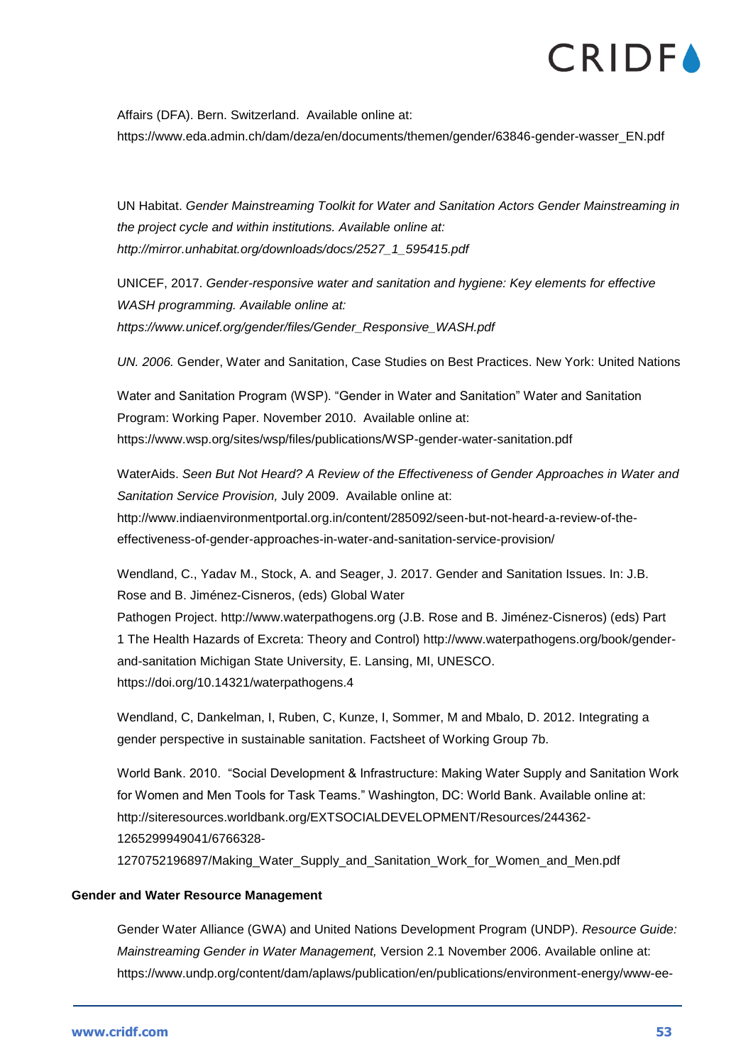Affairs (DFA). Bern. Switzerland. Available online at: https://www.eda.admin.ch/dam/deza/en/documents/themen/gender/63846-gender-wasser_EN.pdf

UN Habitat. *Gender Mainstreaming Toolkit for Water and Sanitation Actors Gender Mainstreaming in the project cycle and within institutions. Available online at: http://mirror.unhabitat.org/downloads/docs/2527_1_595415.pdf*

UNICEF, 2017. *Gender-responsive water and sanitation and hygiene: Key elements for effective WASH programming. Available online at: https://www.unicef.org/gender/files/Gender_Responsive_WASH.pdf*

*UN. 2006.* Gender, Water and Sanitation, Case Studies on Best Practices. New York: United Nations

Water and Sanitation Program (WSP). "Gender in Water and Sanitation" Water and Sanitation Program: Working Paper. November 2010. Available online at: https://www.wsp.org/sites/wsp/files/publications/WSP-gender-water-sanitation.pdf

WaterAids. *Seen But Not Heard? A Review of the Effectiveness of Gender Approaches in Water and Sanitation Service Provision,* July 2009. Available online at: http://www.indiaenvironmentportal.org.in/content/285092/seen-but-not-heard-a-review-of-the-effectiveness-of-gender-approaches-in-water-and-sanitation-service-provision/

Wendland, C., Yadav M., Stock, A. and Seager, J. 2017. Gender and Sanitation Issues. In: J.B. Rose and B. Jiménez-Cisneros, (eds) Global Water Pathogen Project. http://www.waterpathogens.org (J.B. Rose and B. Jiménez-Cisneros) (eds) Part 1 The Health Hazards of Excreta: Theory and Control) http://www.waterpathogens.org/book/gender-and-sanitation Michigan State University, E. Lansing, MI, UNESCO. https://doi.org/10.14321/waterpathogens.4

Wendland, C, Dankelman, I, Ruben, C, Kunze, I, Sommer, M and Mbalo, D. 2012. Integrating a gender perspective in sustainable sanitation. Factsheet of Working Group 7b.

World Bank. 2010. "Social Development & Infrastructure: Making Water Supply and Sanitation Work for Women and Men Tools for Task Teams." Washington, DC: World Bank. Available online at: http://siteresources.worldbank.org/EXTSOCIALDEVELOPMENT/Resources/244362-1265299949041/6766328-1270752196897/Making_Water_Supply_and_Sanitation_Work_for_Women_and_Men.pdf

**Gender and Water Resource Management**

Gender Water Alliance (GWA) and United Nations Development Program (UNDP). *Resource Guide: Mainstreaming Gender in Water Management,* Version 2.1 November 2006. Available online at: https://www.undp.org/content/dam/aplaws/publication/en/publications/environment-energy/www-ee-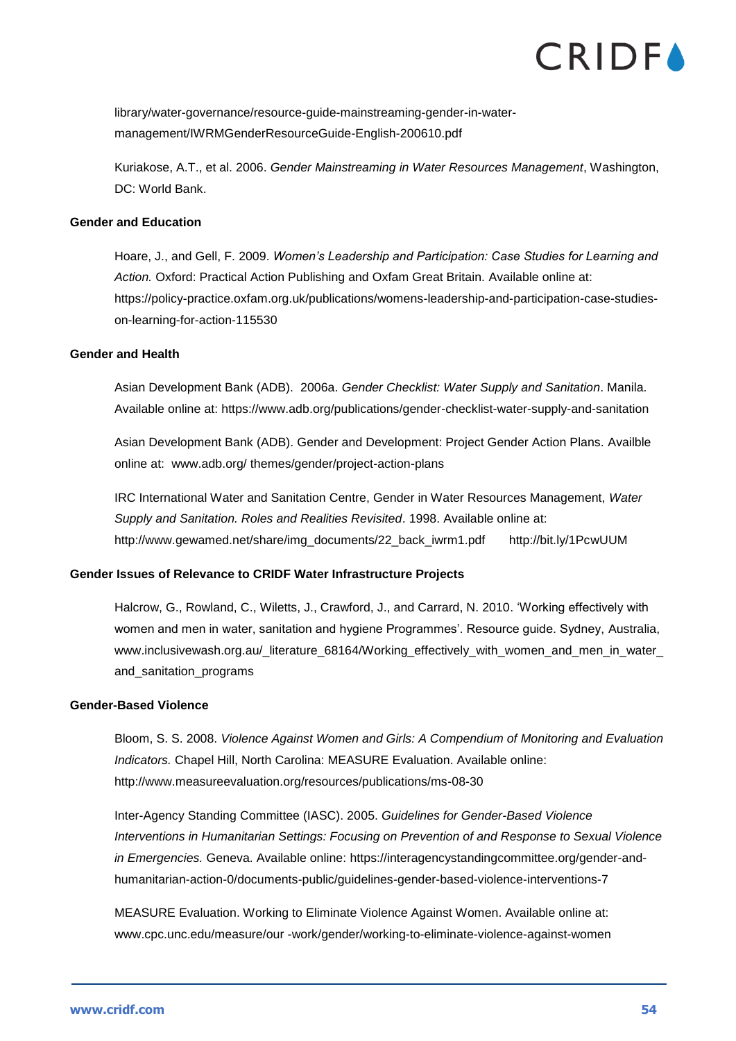library/water-governance/resource-guide-mainstreaming-gender-in-water-management/IWRMGenderResourceGuide-English-200610.pdf

Kuriakose, A.T., et al. 2006. *Gender Mainstreaming in Water Resources Management*, Washington, DC: World Bank.

**Gender and Education**

Hoare, J., and Gell, F. 2009. *Women's Leadership and Participation: Case Studies for Learning and Action.* Oxford: Practical Action Publishing and Oxfam Great Britain. Available online at: https://policy-practice.oxfam.org.uk/publications/womens-leadership-and-participation-case-studies-on-learning-for-action-115530

**Gender and Health**

Asian Development Bank (ADB). 2006a. *Gender Checklist: Water Supply and Sanitation*. Manila. Available online at: https://www.adb.org/publications/gender-checklist-water-supply-and-sanitation

Asian Development Bank (ADB). Gender and Development: Project Gender Action Plans. Availble online at: www.adb.org/ themes/gender/project-action-plans

IRC International Water and Sanitation Centre, Gender in Water Resources Management, *Water Supply and Sanitation. Roles and Realities Revisited*. 1998. Available online at: http://www.gewamed.net/share/img_documents/22_back_iwrm1.pdf http://bit.ly/1PcwUUM

**Gender Issues of Relevance to CRIDF Water Infrastructure Projects**

Halcrow, G., Rowland, C., Wiletts, J., Crawford, J., and Carrard, N. 2010. 'Working effectively with women and men in water, sanitation and hygiene Programmes'. Resource guide. Sydney, Australia, www.inclusivewash.org.au/_literature_68164/Working_effectively_with_women_and_men_in_water_and_sanitation_programs

**Gender-Based Violence**

Bloom, S. S. 2008. *Violence Against Women and Girls: A Compendium of Monitoring and Evaluation Indicators.* Chapel Hill, North Carolina: MEASURE Evaluation. Available online: http://www.measureevaluation.org/resources/publications/ms-08-30

Inter-Agency Standing Committee (IASC). 2005. *Guidelines for Gender-Based Violence Interventions in Humanitarian Settings: Focusing on Prevention of and Response to Sexual Violence in Emergencies.* Geneva. Available online: https://interagencystandingcommittee.org/gender-and-humanitarian-action-0/documents-public/guidelines-gender-based-violence-interventions-7

MEASURE Evaluation. Working to Eliminate Violence Against Women. Available online at: www.cpc.unc.edu/measure/our -work/gender/working-to-eliminate-violence-against-women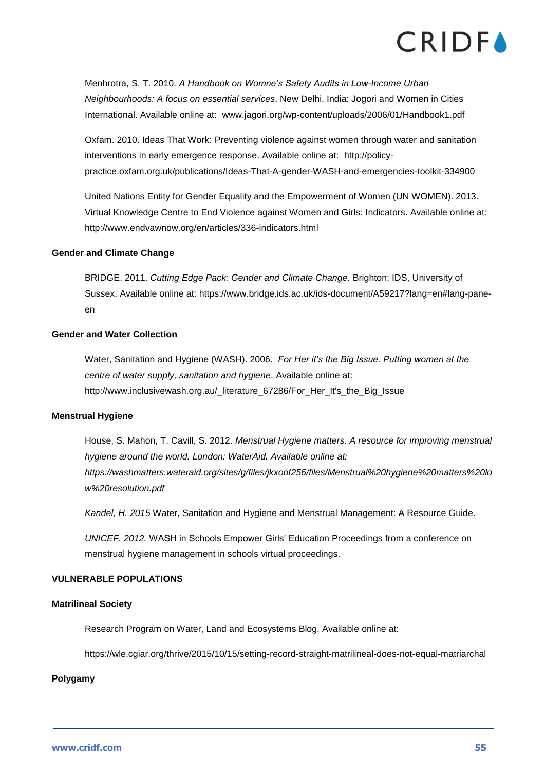Menhrotra, S. T. 2010. *A Handbook on Womne's Safety Audits in Low-Income Urban Neighbourhoods: A focus on essential services*. New Delhi, India: Jogori and Women in Cities International. Available online at: www.jagori.org/wp-content/uploads/2006/01/Handbook1.pdf

Oxfam. 2010. Ideas That Work: Preventing violence against women through water and sanitation interventions in early emergence response. Available online at: http://policy-practice.oxfam.org.uk/publications/Ideas-That-A-gender-WASH-and-emergencies-toolkit-334900

United Nations Entity for Gender Equality and the Empowerment of Women (UN WOMEN). 2013. Virtual Knowledge Centre to End Violence against Women and Girls: Indicators. Available online at: http://www.endvawnow.org/en/articles/336-indicators.html

**Gender and Climate Change**

BRIDGE. 2011. *Cutting Edge Pack: Gender and Climate Change.* Brighton: IDS, University of Sussex. Available online at: https://www.bridge.ids.ac.uk/ids-document/A59217?lang=en#lang-pane-en

**Gender and Water Collection**

Water, Sanitation and Hygiene (WASH). 2006. *For Her it's the Big Issue. Putting women at the centre of water supply, sanitation and hygiene*. Available online at: http://www.inclusivewash.org.au/_literature_67286/For_Her_It's_the_Big_Issue

**Menstrual Hygiene**

House, S. Mahon, T. Cavill, S. 2012. *Menstrual Hygiene matters. A resource for improving menstrual hygiene around the world. London: WaterAid. Available online at: https://washmatters.wateraid.org/sites/g/files/jkxoof256/files/Menstrual%20hygiene%20matters%20low%20resolution.pdf*

*Kandel, H. 2015* Water, Sanitation and Hygiene and Menstrual Management: A Resource Guide.

*UNICEF. 2012.* WASH in Schools Empower Girls' Education Proceedings from a conference on menstrual hygiene management in schools virtual proceedings.

**VULNERABLE POPULATIONS**

**Matrilineal Society**

Research Program on Water, Land and Ecosystems Blog. Available online at:

https://wle.cgiar.org/thrive/2015/10/15/setting-record-straight-matrilineal-does-not-equal-matriarchal

**Polygamy**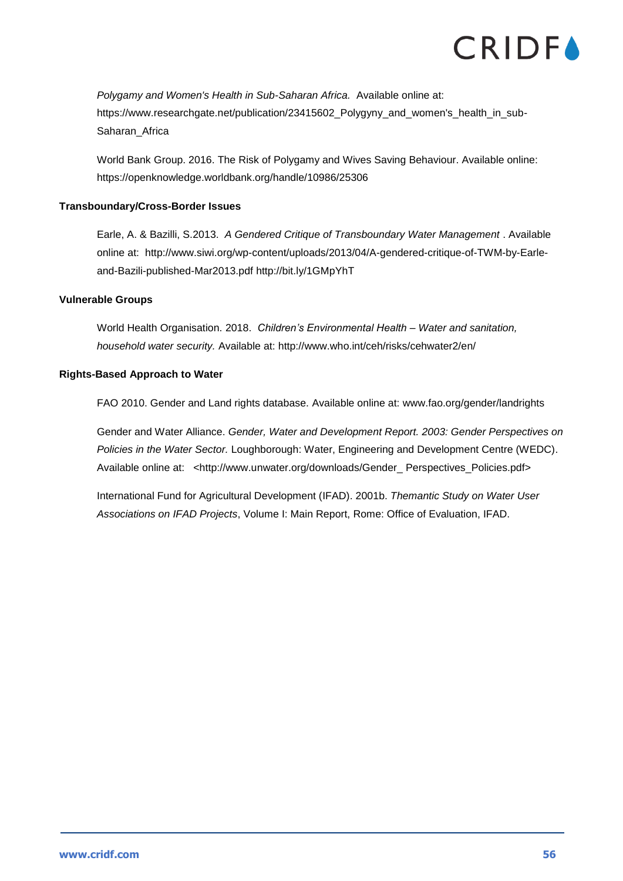*Polygamy and Women's Health in Sub-Saharan Africa.* Available online at: https://www.researchgate.net/publication/23415602_Polygyny_and_women's_health_in_sub-Saharan_Africa

World Bank Group. 2016. The Risk of Polygamy and Wives Saving Behaviour. Available online: https://openknowledge.worldbank.org/handle/10986/25306

**Transboundary/Cross-Border Issues**

Earle, A. & Bazilli, S.2013. *A Gendered Critique of Transboundary Water Management* . Available online at: http://www.siwi.org/wp-content/uploads/2013/04/A-gendered-critique-of-TWM-by-Earle-and-Bazili-published-Mar2013.pdf http://bit.ly/1GMpYhT

**Vulnerable Groups**

World Health Organisation. 2018. *Children's Environmental Health – Water and sanitation, household water security.* Available at: http://www.who.int/ceh/risks/cehwater2/en/

**Rights-Based Approach to Water**

FAO 2010. Gender and Land rights database. Available online at: www.fao.org/gender/landrights

Gender and Water Alliance. *Gender, Water and Development Report. 2003: Gender Perspectives on Policies in the Water Sector.* Loughborough: Water, Engineering and Development Centre (WEDC). Available online at: <http://www.unwater.org/downloads/Gender_ Perspectives_Policies.pdf>

International Fund for Agricultural Development (IFAD). 2001b. *Thematic Study on Water User Associations on IFAD Projects*, Volume I: Main Report, Rome: Office of Evaluation, IFAD.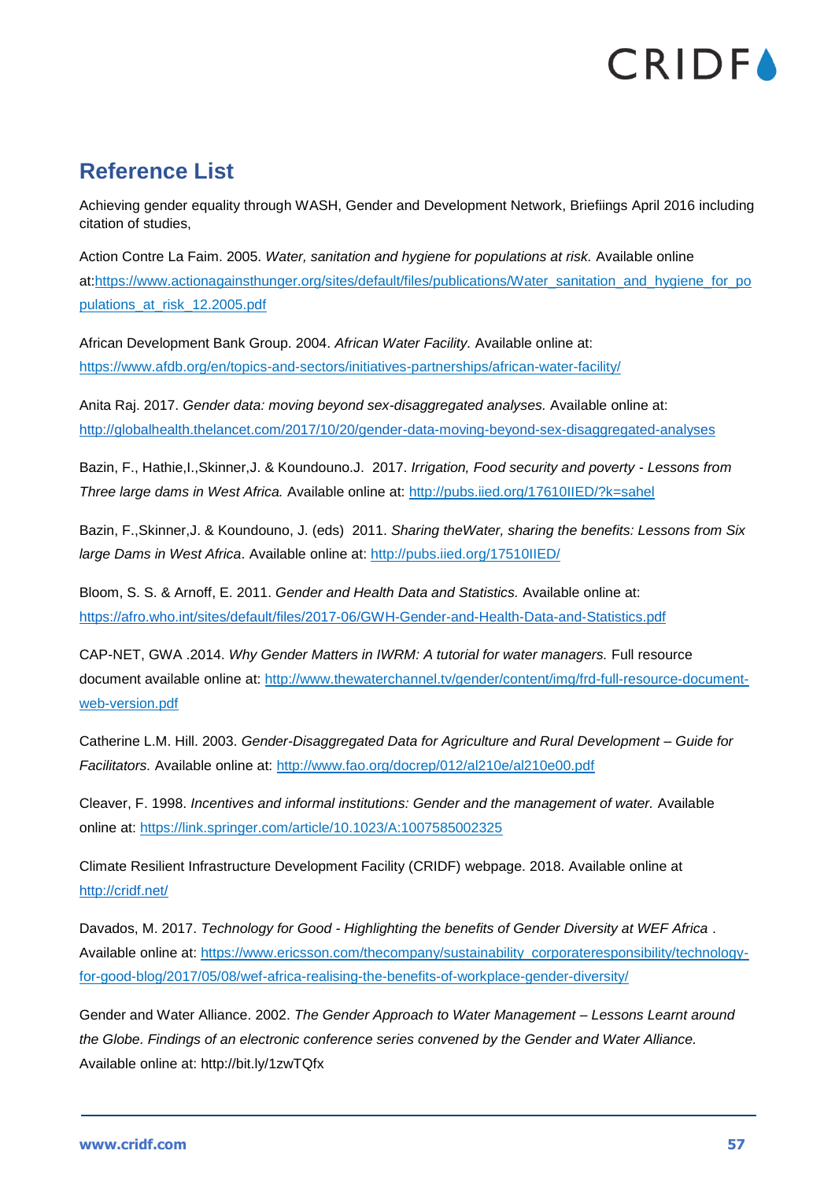## Reference List

Achieving gender equality through WASH, Gender and Development Network, Briefiings April 2016 including citation of studies,

Action Contre La Faim. 2005. *Water, sanitation and hygiene for populations at risk.* Available online at:https://www.actionagainsthunger.org/sites/default/files/publications/Water_sanitation_and_hygiene_for_populations_at_risk_12.2005.pdf

African Development Bank Group. 2004. *African Water Facility.* Available online at: https://www.afdb.org/en/topics-and-sectors/initiatives-partnerships/african-water-facility/

Anita Raj. 2017. *Gender data: moving beyond sex-disaggregated analyses.* Available online at: http://globalhealth.thelancet.com/2017/10/20/gender-data-moving-beyond-sex-disaggregated-analyses

Bazin, F., Hathie,I.,Skinner,J. & Koundouno.J. 2017. *Irrigation, Food security and poverty - Lessons from Three large dams in West Africa.* Available online at: http://pubs.iied.org/17610IIED/?k=sahel

Bazin, F.,Skinner,J. & Koundouno, J. (eds) 2011. *Sharing theWater, sharing the benefits: Lessons from Six large Dams in West Africa*. Available online at: http://pubs.iied.org/17510IIED/

Bloom, S. S. & Arnoff, E. 2011. *Gender and Health Data and Statistics.* Available online at: https://afro.who.int/sites/default/files/2017-06/GWH-Gender-and-Health-Data-and-Statistics.pdf

CAP-NET, GWA .2014. *Why Gender Matters in IWRM: A tutorial for water managers.* Full resource document available online at: http://www.thewaterchannel.tv/gender/content/img/frd-full-resource-document-web-version.pdf

Catherine L.M. Hill. 2003. *Gender-Disaggregated Data for Agriculture and Rural Development – Guide for Facilitators.* Available online at: http://www.fao.org/docrep/012/al210e/al210e00.pdf

Cleaver, F. 1998. *Incentives and informal institutions: Gender and the management of water.* Available online at: https://link.springer.com/article/10.1023/A:1007585002325

Climate Resilient Infrastructure Development Facility (CRIDF) webpage. 2018. Available online at http://cridf.net/

Davados, M. 2017. *Technology for Good - Highlighting the benefits of Gender Diversity at WEF Africa* . Available online at: https://www.ericsson.com/thecompany/sustainability_corporateresponsibility/technology-for-good-blog/2017/05/08/wef-africa-realising-the-benefits-of-workplace-gender-diversity/

Gender and Water Alliance. 2002. *The Gender Approach to Water Management – Lessons Learnt around the Globe. Findings of an electronic conference series convened by the Gender and Water Alliance.* Available online at: http://bit.ly/1zwTQfx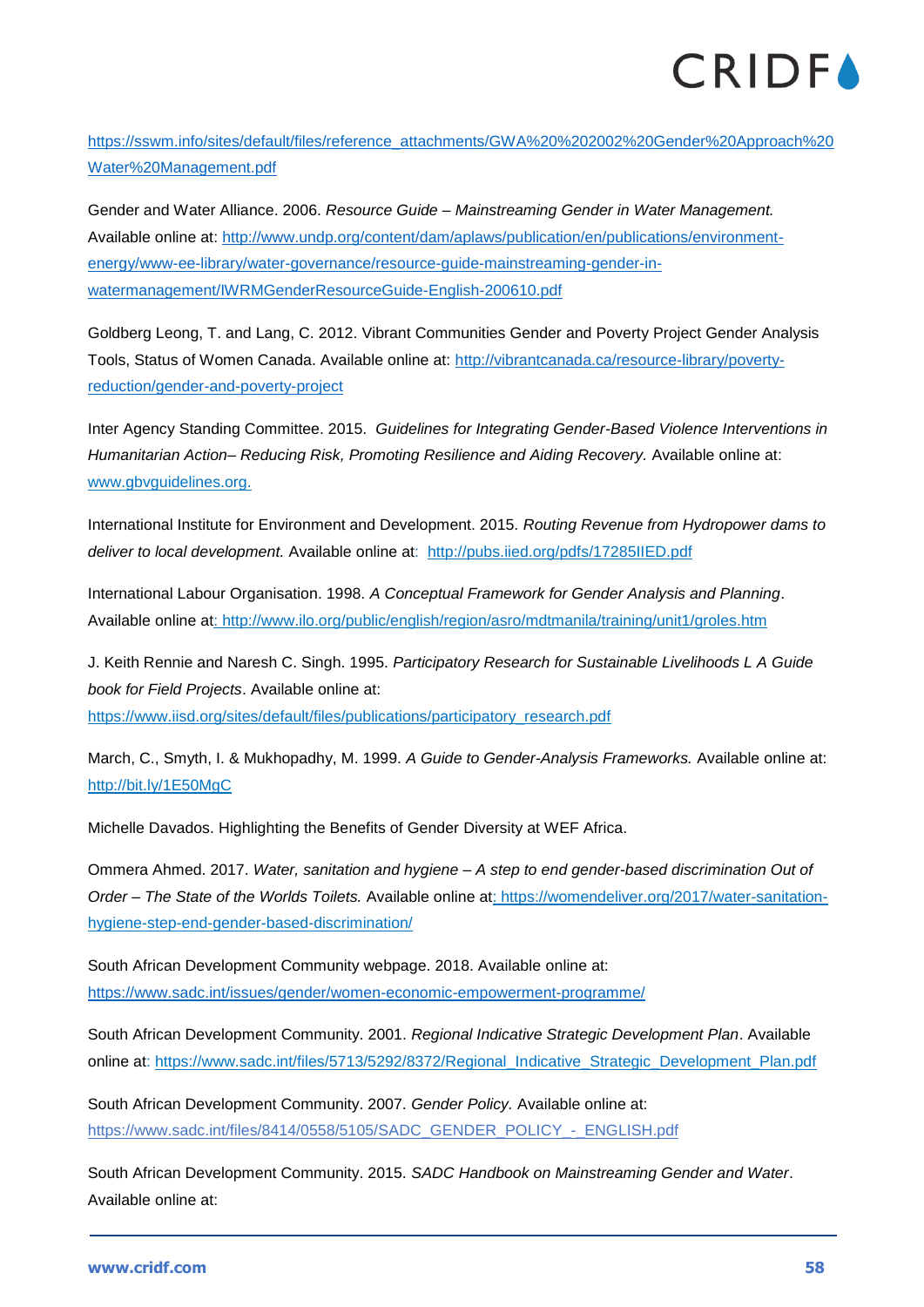https://sswm.info/sites/default/files/reference_attachments/GWA%20%202002%20Gender%20Approach%20Water%20Management.pdf

Gender and Water Alliance. 2006. *Resource Guide – Mainstreaming Gender in Water Management.* Available online at: http://www.undp.org/content/dam/aplaws/publication/en/publications/environment-energy/www-ee-library/water-governance/resource-guide-mainstreaming-gender-in-watermanagement/IWRMGenderResourceGuide-English-200610.pdf

Goldberg Leong, T. and Lang, C. 2012. Vibrant Communities Gender and Poverty Project Gender Analysis Tools, Status of Women Canada. Available online at: http://vibrantcanada.ca/resource-library/poverty-reduction/gender-and-poverty-project

Inter Agency Standing Committee. 2015. *Guidelines for Integrating Gender-Based Violence Interventions in Humanitarian Action– Reducing Risk, Promoting Resilience and Aiding Recovery.* Available online at: www.gbvguidelines.org.

International Institute for Environment and Development. 2015. *Routing Revenue from Hydropower dams to deliver to local development.* Available online at: http://pubs.iied.org/pdfs/17285IIED.pdf

International Labour Organisation. 1998. *A Conceptual Framework for Gender Analysis and Planning*. Available online at: http://www.ilo.org/public/english/region/asro/mdtmanila/training/unit1/groles.htm

J. Keith Rennie and Naresh C. Singh. 1995. *Participatory Research for Sustainable Livelihoods L A Guide book for Field Projects*. Available online at: https://www.iisd.org/sites/default/files/publications/participatory_research.pdf

March, C., Smyth, I. & Mukhopadhy, M. 1999. *A Guide to Gender-Analysis Frameworks.* Available online at: http://bit.ly/1E50MgC

Michelle Davados. Highlighting the Benefits of Gender Diversity at WEF Africa.

Ommera Ahmed. 2017. *Water, sanitation and hygiene – A step to end gender-based discrimination Out of Order – The State of the Worlds Toilets.* Available online at: https://womendeliver.org/2017/water-sanitation-hygiene-step-end-gender-based-discrimination/

South African Development Community webpage. 2018. Available online at: https://www.sadc.int/issues/gender/women-economic-empowerment-programme/

South African Development Community. 2001. *Regional Indicative Strategic Development Plan*. Available online at: https://www.sadc.int/files/5713/5292/8372/Regional_Indicative_Strategic_Development_Plan.pdf

South African Development Community. 2007. *Gender Policy.* Available online at: https://www.sadc.int/files/8414/0558/5105/SADC_GENDER_POLICY_-_ENGLISH.pdf

South African Development Community. 2015. *SADC Handbook on Mainstreaming Gender and Water*. Available online at: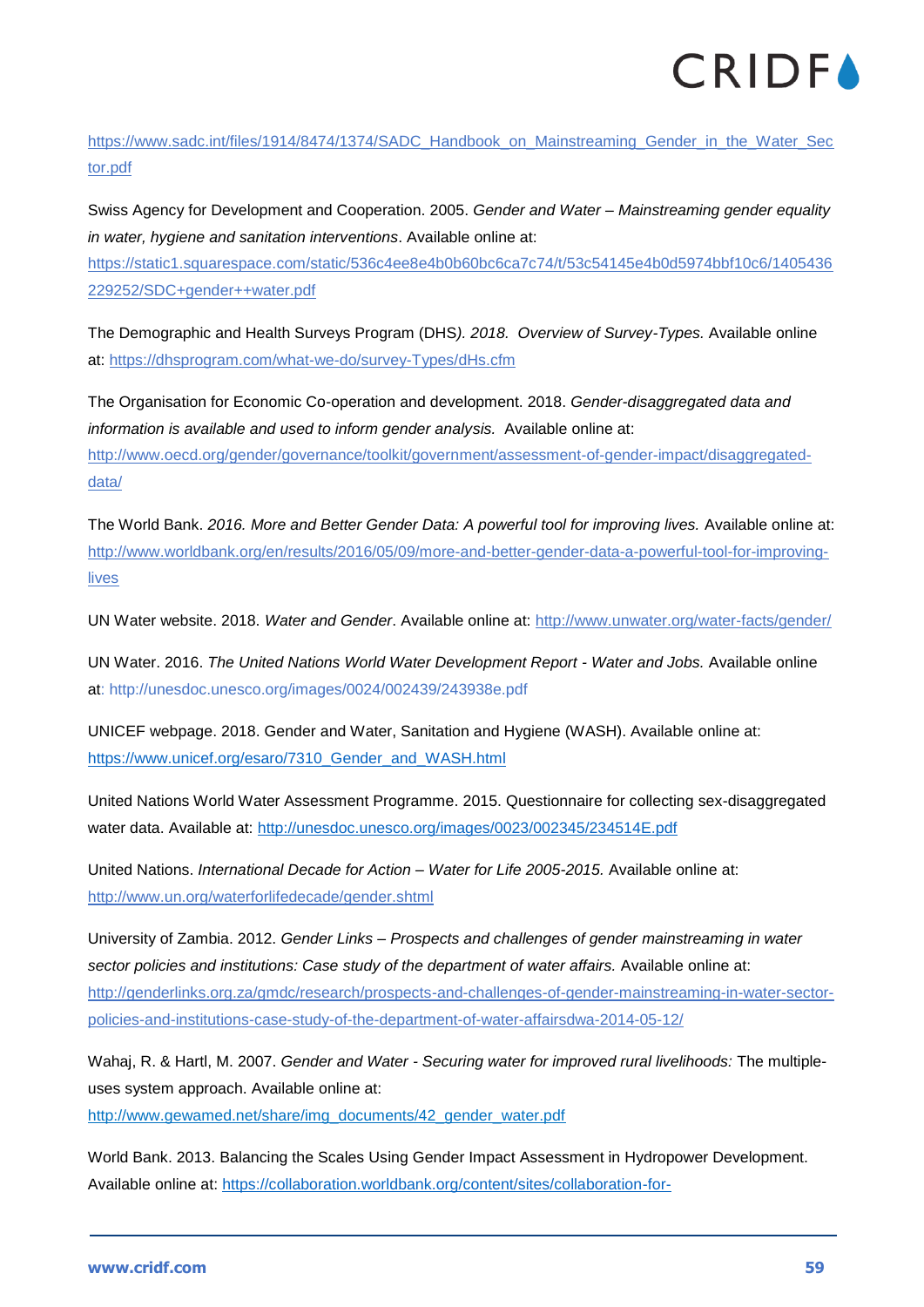https://www.sadc.int/files/1914/8474/1374/SADC_Handbook_on_Mainstreaming_Gender_in_the_Water_Sector.pdf

Swiss Agency for Development and Cooperation. 2005. *Gender and Water – Mainstreaming gender equality in water, hygiene and sanitation interventions*. Available online at: https://static1.squarespace.com/static/536c4ee8e4b0b60bc6ca7c74/t/53c54145e4b0d5974bbf10c6/1405436229252/SDC+gender++water.pdf

The Demographic and Health Surveys Program (DHS*). 2018. Overview of Survey-Types.* Available online at: https://dhsprogram.com/what-we-do/survey-Types/dHs.cfm

The Organisation for Economic Co-operation and development. 2018. *Gender-disaggregated data and information is available and used to inform gender analysis.* Available online at: http://www.oecd.org/gender/governance/toolkit/government/assessment-of-gender-impact/disaggregated-data/

The World Bank. *2016. More and Better Gender Data: A powerful tool for improving lives.* Available online at: http://www.worldbank.org/en/results/2016/05/09/more-and-better-gender-data-a-powerful-tool-for-improving-lives

UN Water website. 2018. *Water and Gender*. Available online at: http://www.unwater.org/water-facts/gender/

UN Water. 2016. *The United Nations World Water Development Report - Water and Jobs.* Available online at: http://unesdoc.unesco.org/images/0024/002439/243938e.pdf

UNICEF webpage. 2018. Gender and Water, Sanitation and Hygiene (WASH). Available online at: https://www.unicef.org/esaro/7310_Gender_and_WASH.html

United Nations World Water Assessment Programme. 2015. Questionnaire for collecting sex-disaggregated water data. Available at: http://unesdoc.unesco.org/images/0023/002345/234514E.pdf

United Nations. *International Decade for Action – Water for Life 2005-2015.* Available online at: http://www.un.org/waterforlifedecade/gender.shtml

University of Zambia. 2012. *Gender Links – Prospects and challenges of gender mainstreaming in water sector policies and institutions: Case study of the department of water affairs.* Available online at: http://genderlinks.org.za/gmdc/research/prospects-and-challenges-of-gender-mainstreaming-in-water-sector-policies-and-institutions-case-study-of-the-department-of-water-affairsdwa-2014-05-12/

Wahaj, R. & Hartl, M. 2007. *Gender and Water - Securing water for improved rural livelihoods:* The multiple-uses system approach. Available online at: http://www.gewamed.net/share/img_documents/42_gender_water.pdf

World Bank. 2013. Balancing the Scales Using Gender Impact Assessment in Hydropower Development. Available online at: https://collaboration.worldbank.org/content/sites/collaboration-for-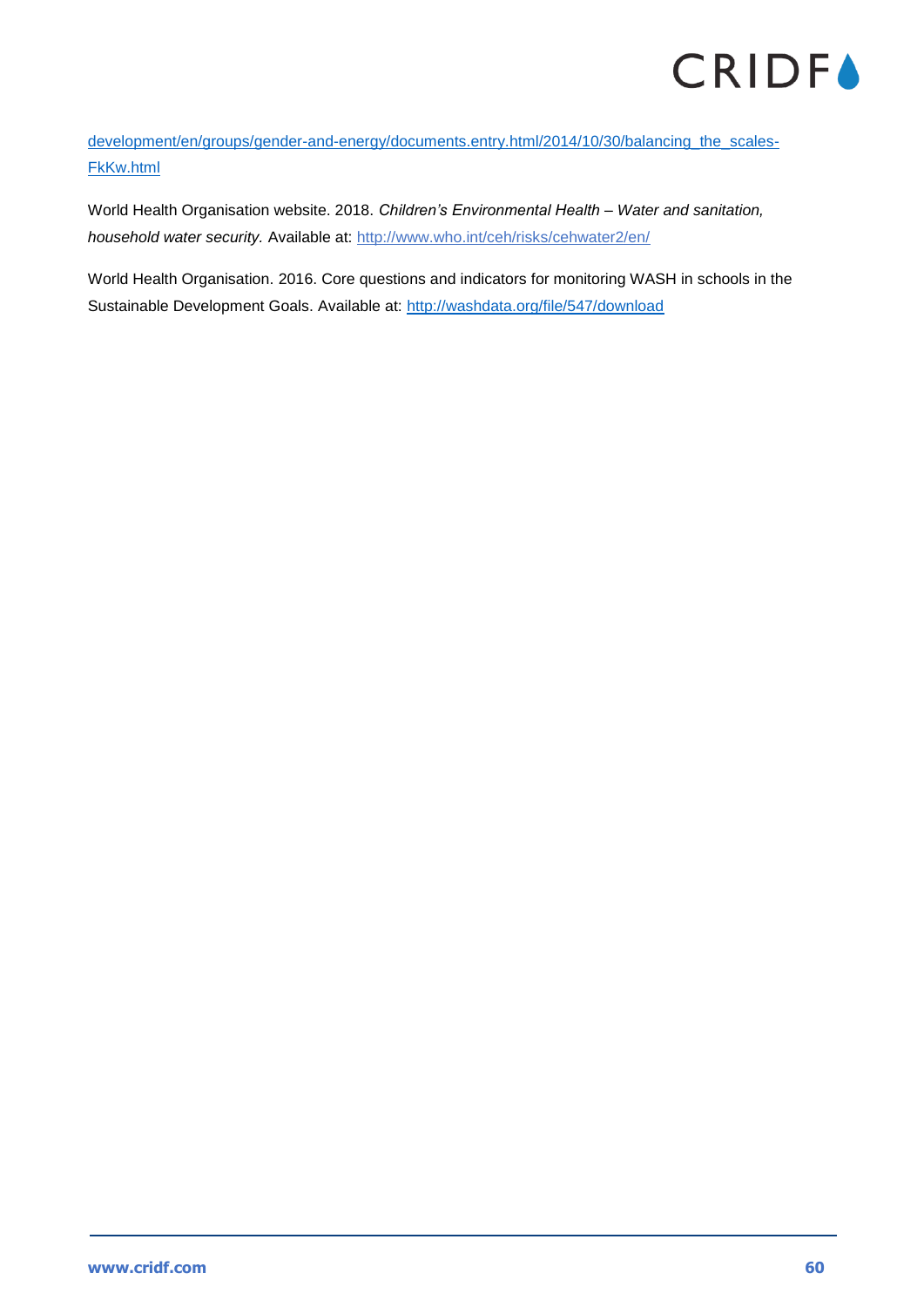development/en/groups/gender-and-energy/documents.entry.html/2014/10/30/balancing_the_scales-FkKw.html

World Health Organisation website. 2018. *Children's Environmental Health – Water and sanitation, household water security.* Available at: http://www.who.int/ceh/risks/cehwater2/en/

World Health Organisation. 2016. Core questions and indicators for monitoring WASH in schools in the Sustainable Development Goals. Available at: http://washdata.org/file/547/download